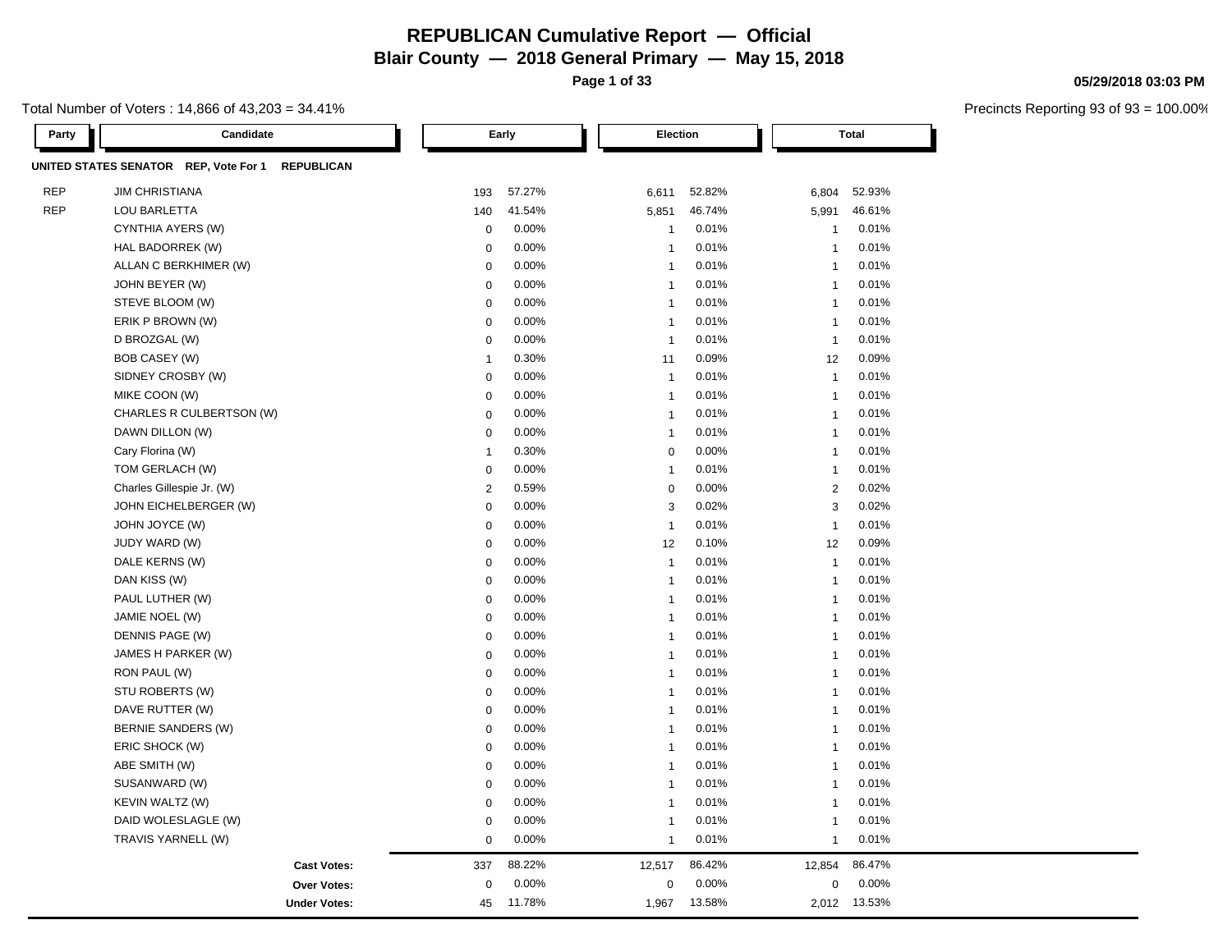# REPUBLICAN Cumulative Report — Official

## Blair County — 2018 General Primary — May 15, 2018

05/29/2018 03:03 PM

Total Number of Voters : 14,866 of 43,203 = 34.41%

Precincts Reporting 93 of 93 = 100.00%

| Party | Candidate | Early | | Election | | Total | |
|---|---|---|---|---|---|---|---|
| **UNITED STATES SENATOR REP, Vote For 1 REPUBLICAN** | | | | | | | |
| REP | JIM CHRISTIANA | 193 | 57.27% | 6,611 | 52.82% | 6,804 | 52.93% |
| REP | LOU BARLETTA | 140 | 41.54% | 5,851 | 46.74% | 5,991 | 46.61% |
| | CYNTHIA AYERS (W) | 0 | 0.00% | 1 | 0.01% | 1 | 0.01% |
| | HAL BADORREK (W) | 0 | 0.00% | 1 | 0.01% | 1 | 0.01% |
| | ALLAN C BERKHIMER (W) | 0 | 0.00% | 1 | 0.01% | 1 | 0.01% |
| | JOHN BEYER (W) | 0 | 0.00% | 1 | 0.01% | 1 | 0.01% |
| | STEVE BLOOM (W) | 0 | 0.00% | 1 | 0.01% | 1 | 0.01% |
| | ERIK P BROWN (W) | 0 | 0.00% | 1 | 0.01% | 1 | 0.01% |
| | D BROZGAL (W) | 0 | 0.00% | 1 | 0.01% | 1 | 0.01% |
| | BOB CASEY (W) | 1 | 0.30% | 11 | 0.09% | 12 | 0.09% |
| | SIDNEY CROSBY (W) | 0 | 0.00% | 1 | 0.01% | 1 | 0.01% |
| | MIKE COON (W) | 0 | 0.00% | 1 | 0.01% | 1 | 0.01% |
| | CHARLES R CULBERTSON (W) | 0 | 0.00% | 1 | 0.01% | 1 | 0.01% |
| | DAWN DILLON (W) | 0 | 0.00% | 1 | 0.01% | 1 | 0.01% |
| | Cary Florina (W) | 1 | 0.30% | 0 | 0.00% | 1 | 0.01% |
| | TOM GERLACH (W) | 0 | 0.00% | 1 | 0.01% | 1 | 0.01% |
| | Charles Gillespie Jr. (W) | 2 | 0.59% | 0 | 0.00% | 2 | 0.02% |
| | JOHN EICHELBERGER (W) | 0 | 0.00% | 3 | 0.02% | 3 | 0.02% |
| | JOHN JOYCE (W) | 0 | 0.00% | 1 | 0.01% | 1 | 0.01% |
| | JUDY WARD (W) | 0 | 0.00% | 12 | 0.10% | 12 | 0.09% |
| | DALE KERNS (W) | 0 | 0.00% | 1 | 0.01% | 1 | 0.01% |
| | DAN KISS (W) | 0 | 0.00% | 1 | 0.01% | 1 | 0.01% |
| | PAUL LUTHER (W) | 0 | 0.00% | 1 | 0.01% | 1 | 0.01% |
| | JAMIE NOEL (W) | 0 | 0.00% | 1 | 0.01% | 1 | 0.01% |
| | DENNIS PAGE (W) | 0 | 0.00% | 1 | 0.01% | 1 | 0.01% |
| | JAMES H PARKER (W) | 0 | 0.00% | 1 | 0.01% | 1 | 0.01% |
| | RON PAUL (W) | 0 | 0.00% | 1 | 0.01% | 1 | 0.01% |
| | STU ROBERTS (W) | 0 | 0.00% | 1 | 0.01% | 1 | 0.01% |
| | DAVE RUTTER (W) | 0 | 0.00% | 1 | 0.01% | 1 | 0.01% |
| | BERNIE SANDERS (W) | 0 | 0.00% | 1 | 0.01% | 1 | 0.01% |
| | ERIC SHOCK (W) | 0 | 0.00% | 1 | 0.01% | 1 | 0.01% |
| | ABE SMITH (W) | 0 | 0.00% | 1 | 0.01% | 1 | 0.01% |
| | SUSANWARD (W) | 0 | 0.00% | 1 | 0.01% | 1 | 0.01% |
| | KEVIN WALTZ (W) | 0 | 0.00% | 1 | 0.01% | 1 | 0.01% |
| | DAID WOLESLAGLE (W) | 0 | 0.00% | 1 | 0.01% | 1 | 0.01% |
| | TRAVIS YARNELL (W) | 0 | 0.00% | 1 | 0.01% | 1 | 0.01% |
| | **Cast Votes:** | 337 | 88.22% | 12,517 | 86.42% | 12,854 | 86.47% |
| | **Over Votes:** | 0 | 0.00% | 0 | 0.00% | 0 | 0.00% |
| | **Under Votes:** | 45 | 11.78% | 1,967 | 13.58% | 2,012 | 13.53% |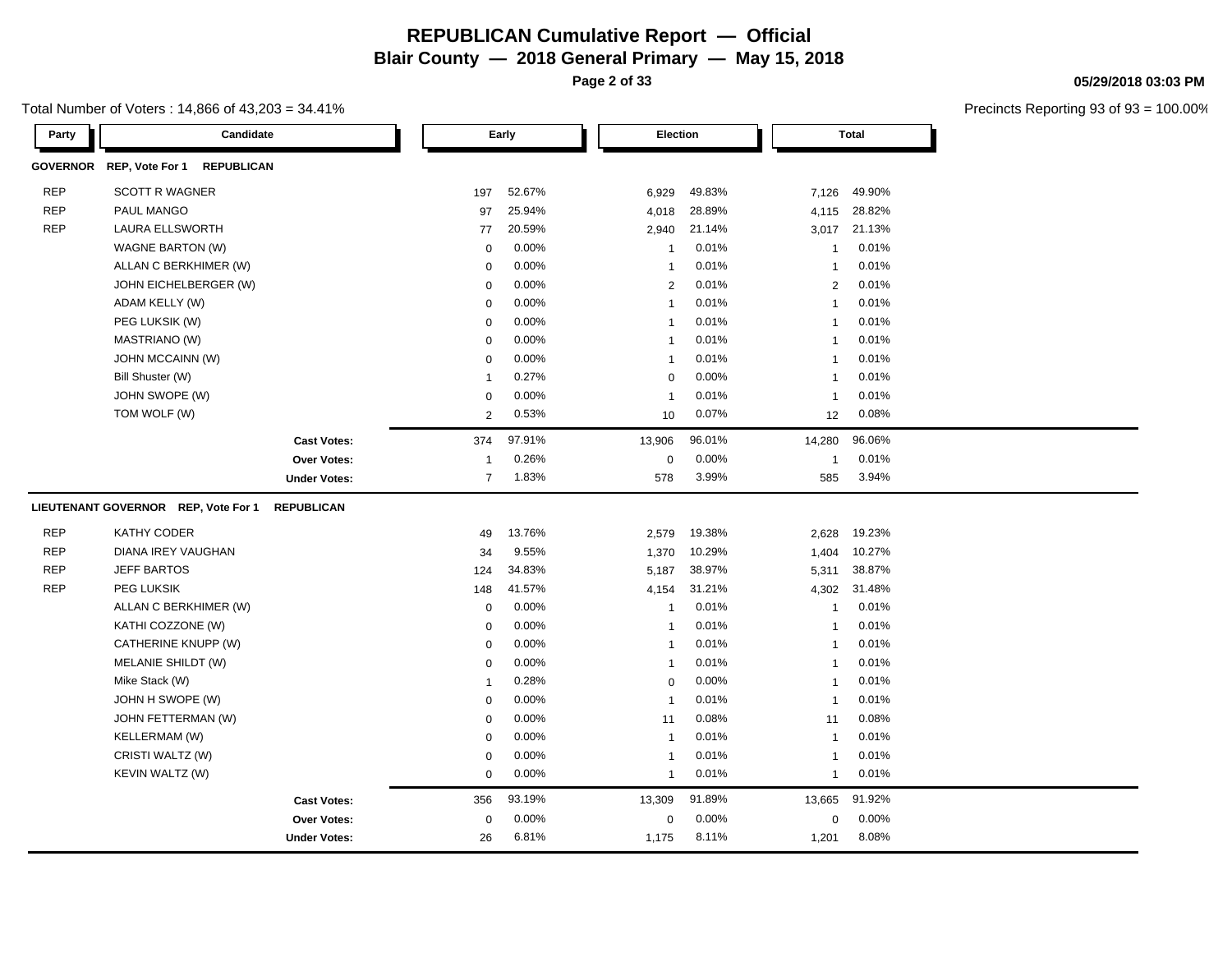# REPUBLICAN Cumulative Report — Official

## Blair County — 2018 General Primary — May 15, 2018

05/29/2018 03:03 PM

Total Number of Voters : 14,866 of 43,203 = 34.41%

Precincts Reporting 93 of 93 = 100.00%

| Party | Candidate | Early | | Election | | Total | |
|---|---|---|---|---|---|---|---|
| **GOVERNOR** | **REP, Vote For 1 REPUBLICAN** | | | | | | |
| REP | SCOTT R WAGNER | 197 | 52.67% | 6,929 | 49.83% | 7,126 | 49.90% |
| REP | PAUL MANGO | 97 | 25.94% | 4,018 | 28.89% | 4,115 | 28.82% |
| REP | LAURA ELLSWORTH | 77 | 20.59% | 2,940 | 21.14% | 3,017 | 21.13% |
| | WAGNE BARTON (W) | 0 | 0.00% | 1 | 0.01% | 1 | 0.01% |
| | ALLAN C BERKHIMER (W) | 0 | 0.00% | 1 | 0.01% | 1 | 0.01% |
| | JOHN EICHELBERGER (W) | 0 | 0.00% | 2 | 0.01% | 2 | 0.01% |
| | ADAM KELLY (W) | 0 | 0.00% | 1 | 0.01% | 1 | 0.01% |
| | PEG LUKSIK (W) | 0 | 0.00% | 1 | 0.01% | 1 | 0.01% |
| | MASTRIANO (W) | 0 | 0.00% | 1 | 0.01% | 1 | 0.01% |
| | JOHN MCCAINN (W) | 0 | 0.00% | 1 | 0.01% | 1 | 0.01% |
| | Bill Shuster (W) | 1 | 0.27% | 0 | 0.00% | 1 | 0.01% |
| | JOHN SWOPE (W) | 0 | 0.00% | 1 | 0.01% | 1 | 0.01% |
| | TOM WOLF (W) | 2 | 0.53% | 10 | 0.07% | 12 | 0.08% |
| | **Cast Votes:** | 374 | 97.91% | 13,906 | 96.01% | 14,280 | 96.06% |
| | **Over Votes:** | 1 | 0.26% | 0 | 0.00% | 1 | 0.01% |
| | **Under Votes:** | 7 | 1.83% | 578 | 3.99% | 585 | 3.94% |
| **LIEUTENANT GOVERNOR** | **REP, Vote For 1 REPUBLICAN** | | | | | | |
| REP | KATHY CODER | 49 | 13.76% | 2,579 | 19.38% | 2,628 | 19.23% |
| REP | DIANA IREY VAUGHAN | 34 | 9.55% | 1,370 | 10.29% | 1,404 | 10.27% |
| REP | JEFF BARTOS | 124 | 34.83% | 5,187 | 38.97% | 5,311 | 38.87% |
| REP | PEG LUKSIK | 148 | 41.57% | 4,154 | 31.21% | 4,302 | 31.48% |
| | ALLAN C BERKHIMER (W) | 0 | 0.00% | 1 | 0.01% | 1 | 0.01% |
| | KATHI COZZONE (W) | 0 | 0.00% | 1 | 0.01% | 1 | 0.01% |
| | CATHERINE KNUPP (W) | 0 | 0.00% | 1 | 0.01% | 1 | 0.01% |
| | MELANIE SHILDT (W) | 0 | 0.00% | 1 | 0.01% | 1 | 0.01% |
| | Mike Stack (W) | 1 | 0.28% | 0 | 0.00% | 1 | 0.01% |
| | JOHN H SWOPE (W) | 0 | 0.00% | 1 | 0.01% | 1 | 0.01% |
| | JOHN FETTERMAN (W) | 0 | 0.00% | 11 | 0.08% | 11 | 0.08% |
| | KELLERMAM (W) | 0 | 0.00% | 1 | 0.01% | 1 | 0.01% |
| | CRISTI WALTZ (W) | 0 | 0.00% | 1 | 0.01% | 1 | 0.01% |
| | KEVIN WALTZ (W) | 0 | 0.00% | 1 | 0.01% | 1 | 0.01% |
| | **Cast Votes:** | 356 | 93.19% | 13,309 | 91.89% | 13,665 | 91.92% |
| | **Over Votes:** | 0 | 0.00% | 0 | 0.00% | 0 | 0.00% |
| | **Under Votes:** | 26 | 6.81% | 1,175 | 8.11% | 1,201 | 8.08% |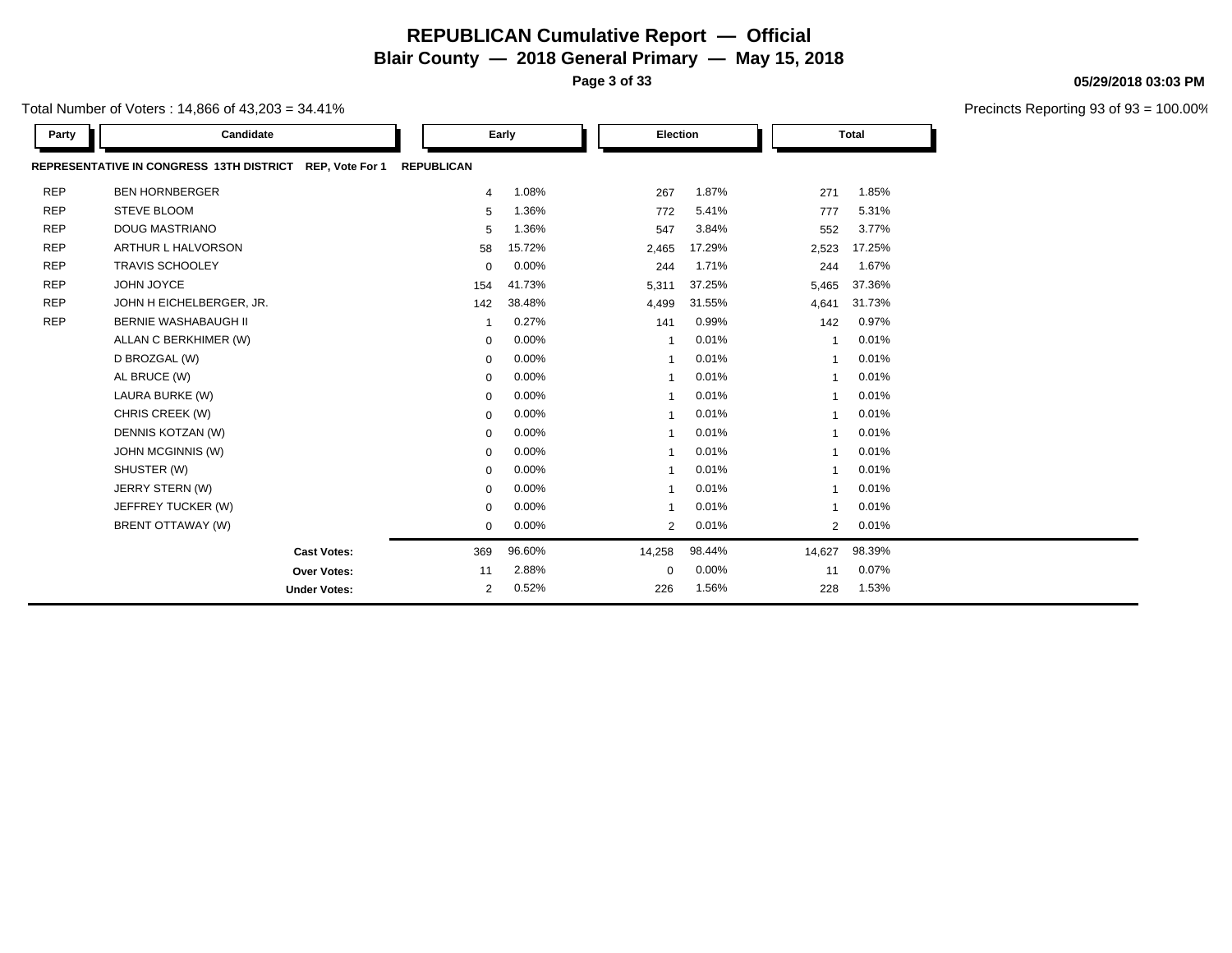# REPUBLICAN Cumulative Report — Official

## Blair County — 2018 General Primary — May 15, 2018

05/29/2018 03:03 PM

Total Number of Voters : 14,866 of 43,203 = 34.41%

Precincts Reporting 93 of 93 = 100.00%

**REPRESENTATIVE IN CONGRESS 13TH DISTRICT REP, Vote For 1 — REPUBLICAN**

| Party | Candidate | Early | Early % | Election | Election % | Total | Total % |
|---|---|---|---|---|---|---|---|
| REP | BEN HORNBERGER | 4 | 1.08% | 267 | 1.87% | 271 | 1.85% |
| REP | STEVE BLOOM | 5 | 1.36% | 772 | 5.41% | 777 | 5.31% |
| REP | DOUG MASTRIANO | 5 | 1.36% | 547 | 3.84% | 552 | 3.77% |
| REP | ARTHUR L HALVORSON | 58 | 15.72% | 2,465 | 17.29% | 2,523 | 17.25% |
| REP | TRAVIS SCHOOLEY | 0 | 0.00% | 244 | 1.71% | 244 | 1.67% |
| REP | JOHN JOYCE | 154 | 41.73% | 5,311 | 37.25% | 5,465 | 37.36% |
| REP | JOHN H EICHELBERGER, JR. | 142 | 38.48% | 4,499 | 31.55% | 4,641 | 31.73% |
| REP | BERNIE WASHABAUGH II | 1 | 0.27% | 141 | 0.99% | 142 | 0.97% |
| | ALLAN C BERKHIMER (W) | 0 | 0.00% | 1 | 0.01% | 1 | 0.01% |
| | D BROZGAL (W) | 0 | 0.00% | 1 | 0.01% | 1 | 0.01% |
| | AL BRUCE (W) | 0 | 0.00% | 1 | 0.01% | 1 | 0.01% |
| | LAURA BURKE (W) | 0 | 0.00% | 1 | 0.01% | 1 | 0.01% |
| | CHRIS CREEK (W) | 0 | 0.00% | 1 | 0.01% | 1 | 0.01% |
| | DENNIS KOTZAN (W) | 0 | 0.00% | 1 | 0.01% | 1 | 0.01% |
| | JOHN MCGINNIS (W) | 0 | 0.00% | 1 | 0.01% | 1 | 0.01% |
| | SHUSTER (W) | 0 | 0.00% | 1 | 0.01% | 1 | 0.01% |
| | JERRY STERN (W) | 0 | 0.00% | 1 | 0.01% | 1 | 0.01% |
| | JEFFREY TUCKER (W) | 0 | 0.00% | 1 | 0.01% | 1 | 0.01% |
| | BRENT OTTAWAY (W) | 0 | 0.00% | 2 | 0.01% | 2 | 0.01% |
| | **Cast Votes:** | 369 | 96.60% | 14,258 | 98.44% | 14,627 | 98.39% |
| | **Over Votes:** | 11 | 2.88% | 0 | 0.00% | 11 | 0.07% |
| | **Under Votes:** | 2 | 0.52% | 226 | 1.56% | 228 | 1.53% |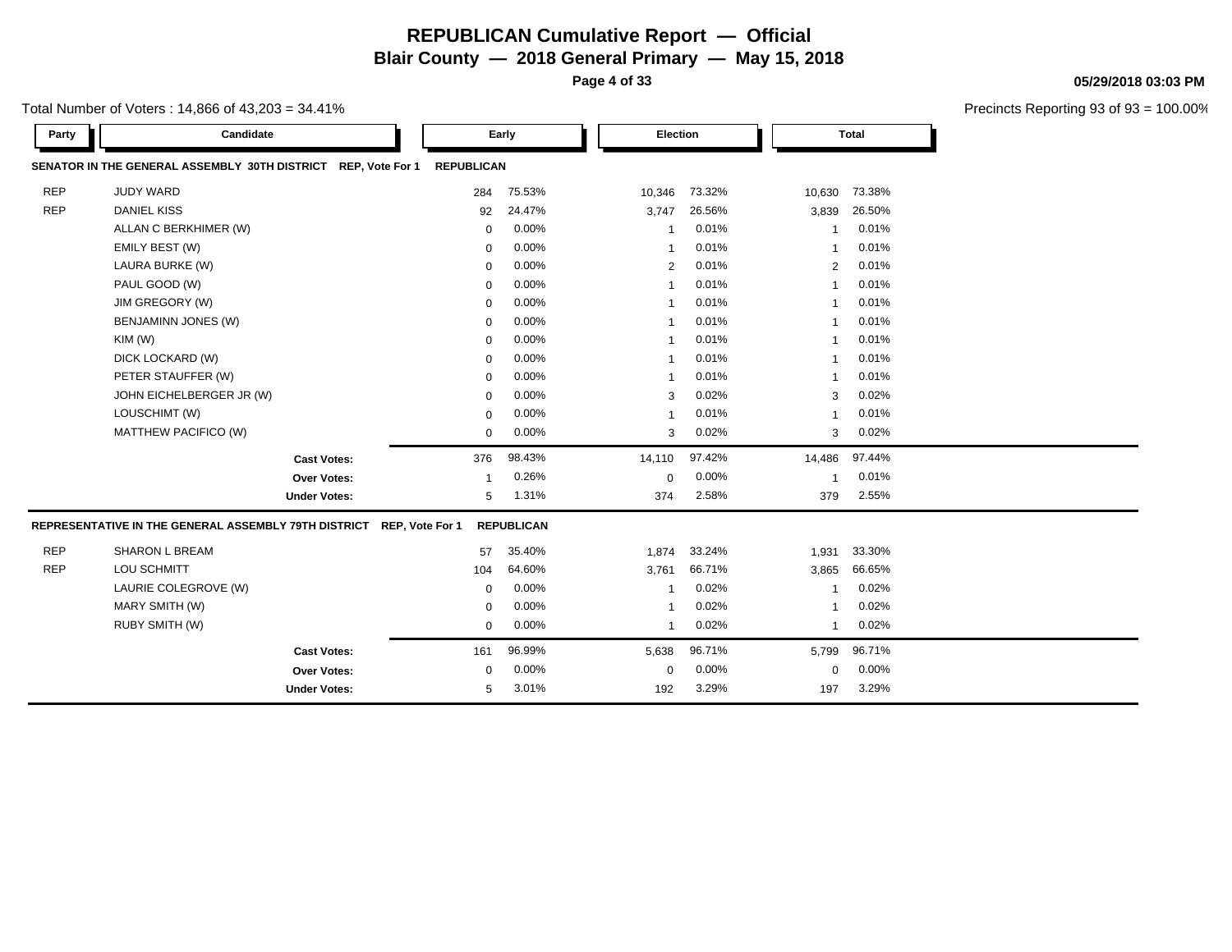# REPUBLICAN Cumulative Report — Official

**Blair County — 2018 General Primary — May 15, 2018**

**05/29/2018 03:03 PM**

Total Number of Voters : 14,866 of 43,203 = 34.41%

Precincts Reporting 93 of 93 = 100.00%

| Party | Candidate | Early | | Election | | Total | |
|---|---|---|---|---|---|---|---|
| **SENATOR IN THE GENERAL ASSEMBLY 30TH DISTRICT REP, Vote For 1** | | **REPUBLICAN** | | | | | |
| REP | JUDY WARD | 284 | 75.53% | 10,346 | 73.32% | 10,630 | 73.38% |
| REP | DANIEL KISS | 92 | 24.47% | 3,747 | 26.56% | 3,839 | 26.50% |
| | ALLAN C BERKHIMER (W) | 0 | 0.00% | 1 | 0.01% | 1 | 0.01% |
| | EMILY BEST (W) | 0 | 0.00% | 1 | 0.01% | 1 | 0.01% |
| | LAURA BURKE (W) | 0 | 0.00% | 2 | 0.01% | 2 | 0.01% |
| | PAUL GOOD (W) | 0 | 0.00% | 1 | 0.01% | 1 | 0.01% |
| | JIM GREGORY (W) | 0 | 0.00% | 1 | 0.01% | 1 | 0.01% |
| | BENJAMINN JONES (W) | 0 | 0.00% | 1 | 0.01% | 1 | 0.01% |
| | KIM (W) | 0 | 0.00% | 1 | 0.01% | 1 | 0.01% |
| | DICK LOCKARD (W) | 0 | 0.00% | 1 | 0.01% | 1 | 0.01% |
| | PETER STAUFFER (W) | 0 | 0.00% | 1 | 0.01% | 1 | 0.01% |
| | JOHN EICHELBERGER JR (W) | 0 | 0.00% | 3 | 0.02% | 3 | 0.02% |
| | LOUSCHIMT (W) | 0 | 0.00% | 1 | 0.01% | 1 | 0.01% |
| | MATTHEW PACIFICO (W) | 0 | 0.00% | 3 | 0.02% | 3 | 0.02% |
| | **Cast Votes:** | 376 | 98.43% | 14,110 | 97.42% | 14,486 | 97.44% |
| | **Over Votes:** | 1 | 0.26% | 0 | 0.00% | 1 | 0.01% |
| | **Under Votes:** | 5 | 1.31% | 374 | 2.58% | 379 | 2.55% |
| **REPRESENTATIVE IN THE GENERAL ASSEMBLY 79TH DISTRICT REP, Vote For 1** | | **REPUBLICAN** | | | | | |
| REP | SHARON L BREAM | 57 | 35.40% | 1,874 | 33.24% | 1,931 | 33.30% |
| REP | LOU SCHMITT | 104 | 64.60% | 3,761 | 66.71% | 3,865 | 66.65% |
| | LAURIE COLEGROVE (W) | 0 | 0.00% | 1 | 0.02% | 1 | 0.02% |
| | MARY SMITH (W) | 0 | 0.00% | 1 | 0.02% | 1 | 0.02% |
| | RUBY SMITH (W) | 0 | 0.00% | 1 | 0.02% | 1 | 0.02% |
| | **Cast Votes:** | 161 | 96.99% | 5,638 | 96.71% | 5,799 | 96.71% |
| | **Over Votes:** | 0 | 0.00% | 0 | 0.00% | 0 | 0.00% |
| | **Under Votes:** | 5 | 3.01% | 192 | 3.29% | 197 | 3.29% |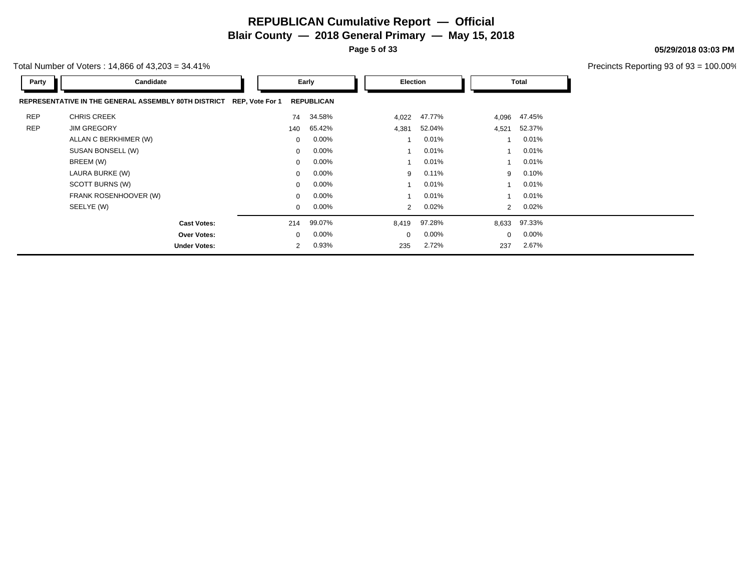# REPUBLICAN Cumulative Report — Official

## Blair County — 2018 General Primary — May 15, 2018

05/29/2018 03:03 PM

Total Number of Voters : 14,866 of 43,203 = 34.41%

Precincts Reporting 93 of 93 = 100.00%

**REPRESENTATIVE IN THE GENERAL ASSEMBLY 80TH DISTRICT REP, Vote For 1 REPUBLICAN**

| Party | Candidate | Early | | Election | | Total | |
|---|---|---|---|---|---|---|---|
| REP | CHRIS CREEK | 74 | 34.58% | 4,022 | 47.77% | 4,096 | 47.45% |
| REP | JIM GREGORY | 140 | 65.42% | 4,381 | 52.04% | 4,521 | 52.37% |
| | ALLAN C BERKHIMER (W) | 0 | 0.00% | 1 | 0.01% | 1 | 0.01% |
| | SUSAN BONSELL (W) | 0 | 0.00% | 1 | 0.01% | 1 | 0.01% |
| | BREEM (W) | 0 | 0.00% | 1 | 0.01% | 1 | 0.01% |
| | LAURA BURKE (W) | 0 | 0.00% | 9 | 0.11% | 9 | 0.10% |
| | SCOTT BURNS (W) | 0 | 0.00% | 1 | 0.01% | 1 | 0.01% |
| | FRANK ROSENHOOVER (W) | 0 | 0.00% | 1 | 0.01% | 1 | 0.01% |
| | SEELYE (W) | 0 | 0.00% | 2 | 0.02% | 2 | 0.02% |
| | **Cast Votes:** | 214 | 99.07% | 8,419 | 97.28% | 8,633 | 97.33% |
| | **Over Votes:** | 0 | 0.00% | 0 | 0.00% | 0 | 0.00% |
| | **Under Votes:** | 2 | 0.93% | 235 | 2.72% | 237 | 2.67% |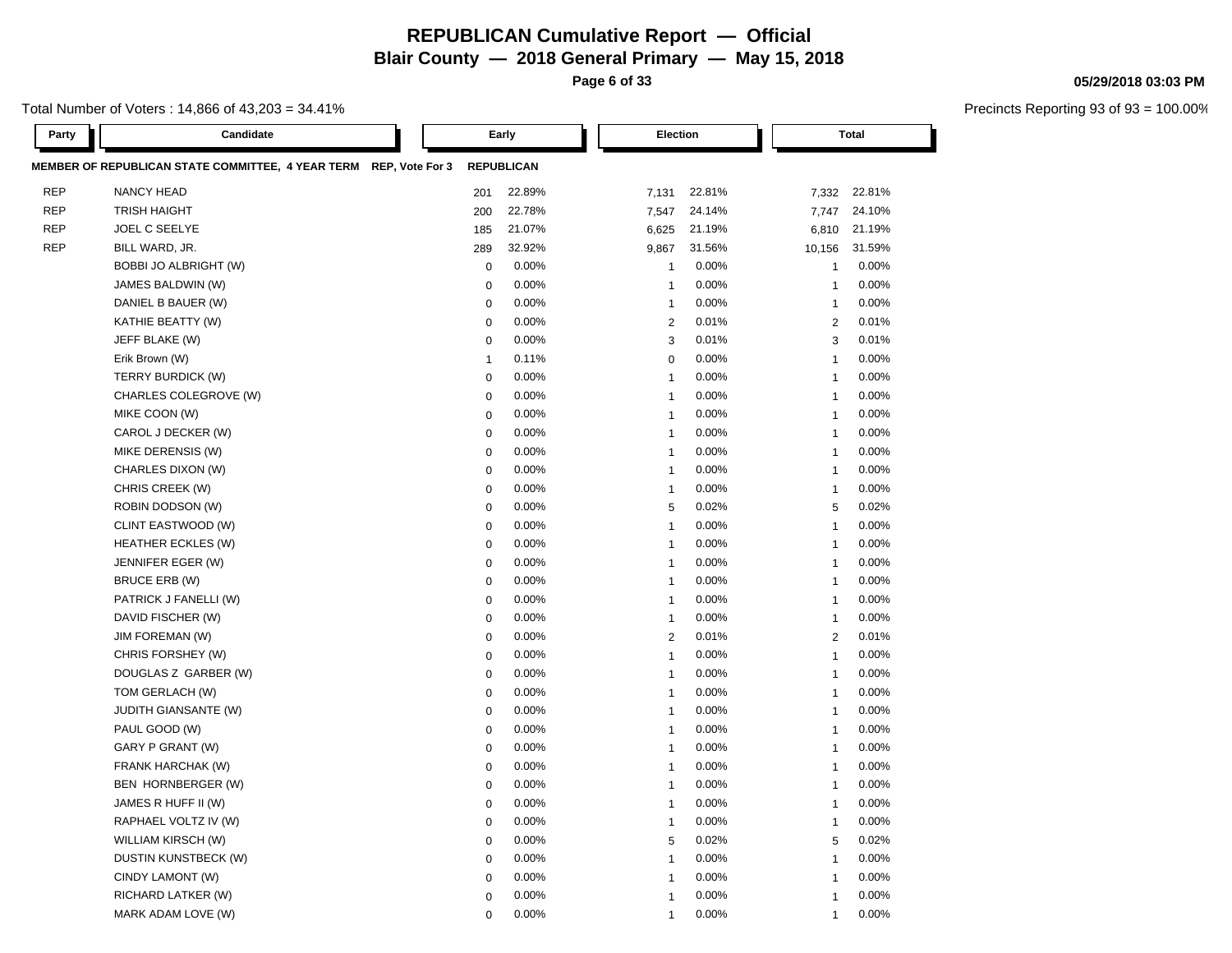# REPUBLICAN Cumulative Report — Official

## Blair County — 2018 General Primary — May 15, 2018

05/29/2018 03:03 PM

Total Number of Voters : 14,866 of 43,203 = 34.41%

Precincts Reporting 93 of 93 = 100.00%

| Party | Candidate | Early | | Election | | Total | |
|---|---|---|---|---|---|---|---|
| **MEMBER OF REPUBLICAN STATE COMMITTEE, 4 YEAR TERM** | **REP, Vote For 3** | **REPUBLICAN** | | | | | |
| REP | NANCY HEAD | 201 | 22.89% | 7,131 | 22.81% | 7,332 | 22.81% |
| REP | TRISH HAIGHT | 200 | 22.78% | 7,547 | 24.14% | 7,747 | 24.10% |
| REP | JOEL C SEELYE | 185 | 21.07% | 6,625 | 21.19% | 6,810 | 21.19% |
| REP | BILL WARD, JR. | 289 | 32.92% | 9,867 | 31.56% | 10,156 | 31.59% |
| | BOBBI JO ALBRIGHT (W) | 0 | 0.00% | 1 | 0.00% | 1 | 0.00% |
| | JAMES BALDWIN (W) | 0 | 0.00% | 1 | 0.00% | 1 | 0.00% |
| | DANIEL B BAUER (W) | 0 | 0.00% | 1 | 0.00% | 1 | 0.00% |
| | KATHIE BEATTY (W) | 0 | 0.00% | 2 | 0.01% | 2 | 0.01% |
| | JEFF BLAKE (W) | 0 | 0.00% | 3 | 0.01% | 3 | 0.01% |
| | Erik Brown (W) | 1 | 0.11% | 0 | 0.00% | 1 | 0.00% |
| | TERRY BURDICK (W) | 0 | 0.00% | 1 | 0.00% | 1 | 0.00% |
| | CHARLES COLEGROVE (W) | 0 | 0.00% | 1 | 0.00% | 1 | 0.00% |
| | MIKE COON (W) | 0 | 0.00% | 1 | 0.00% | 1 | 0.00% |
| | CAROL J DECKER (W) | 0 | 0.00% | 1 | 0.00% | 1 | 0.00% |
| | MIKE DERENSIS (W) | 0 | 0.00% | 1 | 0.00% | 1 | 0.00% |
| | CHARLES DIXON (W) | 0 | 0.00% | 1 | 0.00% | 1 | 0.00% |
| | CHRIS CREEK (W) | 0 | 0.00% | 1 | 0.00% | 1 | 0.00% |
| | ROBIN DODSON (W) | 0 | 0.00% | 5 | 0.02% | 5 | 0.02% |
| | CLINT EASTWOOD (W) | 0 | 0.00% | 1 | 0.00% | 1 | 0.00% |
| | HEATHER ECKLES (W) | 0 | 0.00% | 1 | 0.00% | 1 | 0.00% |
| | JENNIFER EGER (W) | 0 | 0.00% | 1 | 0.00% | 1 | 0.00% |
| | BRUCE ERB (W) | 0 | 0.00% | 1 | 0.00% | 1 | 0.00% |
| | PATRICK J FANELLI (W) | 0 | 0.00% | 1 | 0.00% | 1 | 0.00% |
| | DAVID FISCHER (W) | 0 | 0.00% | 1 | 0.00% | 1 | 0.00% |
| | JIM FOREMAN (W) | 0 | 0.00% | 2 | 0.01% | 2 | 0.01% |
| | CHRIS FORSHEY (W) | 0 | 0.00% | 1 | 0.00% | 1 | 0.00% |
| | DOUGLAS Z GARBER (W) | 0 | 0.00% | 1 | 0.00% | 1 | 0.00% |
| | TOM GERLACH (W) | 0 | 0.00% | 1 | 0.00% | 1 | 0.00% |
| | JUDITH GIANSANTE (W) | 0 | 0.00% | 1 | 0.00% | 1 | 0.00% |
| | PAUL GOOD (W) | 0 | 0.00% | 1 | 0.00% | 1 | 0.00% |
| | GARY P GRANT (W) | 0 | 0.00% | 1 | 0.00% | 1 | 0.00% |
| | FRANK HARCHAK (W) | 0 | 0.00% | 1 | 0.00% | 1 | 0.00% |
| | BEN HORNBERGER (W) | 0 | 0.00% | 1 | 0.00% | 1 | 0.00% |
| | JAMES R HUFF II (W) | 0 | 0.00% | 1 | 0.00% | 1 | 0.00% |
| | RAPHAEL VOLTZ IV (W) | 0 | 0.00% | 1 | 0.00% | 1 | 0.00% |
| | WILLIAM KIRSCH (W) | 0 | 0.00% | 5 | 0.02% | 5 | 0.02% |
| | DUSTIN KUNSTBECK (W) | 0 | 0.00% | 1 | 0.00% | 1 | 0.00% |
| | CINDY LAMONT (W) | 0 | 0.00% | 1 | 0.00% | 1 | 0.00% |
| | RICHARD LATKER (W) | 0 | 0.00% | 1 | 0.00% | 1 | 0.00% |
| | MARK ADAM LOVE (W) | 0 | 0.00% | 1 | 0.00% | 1 | 0.00% |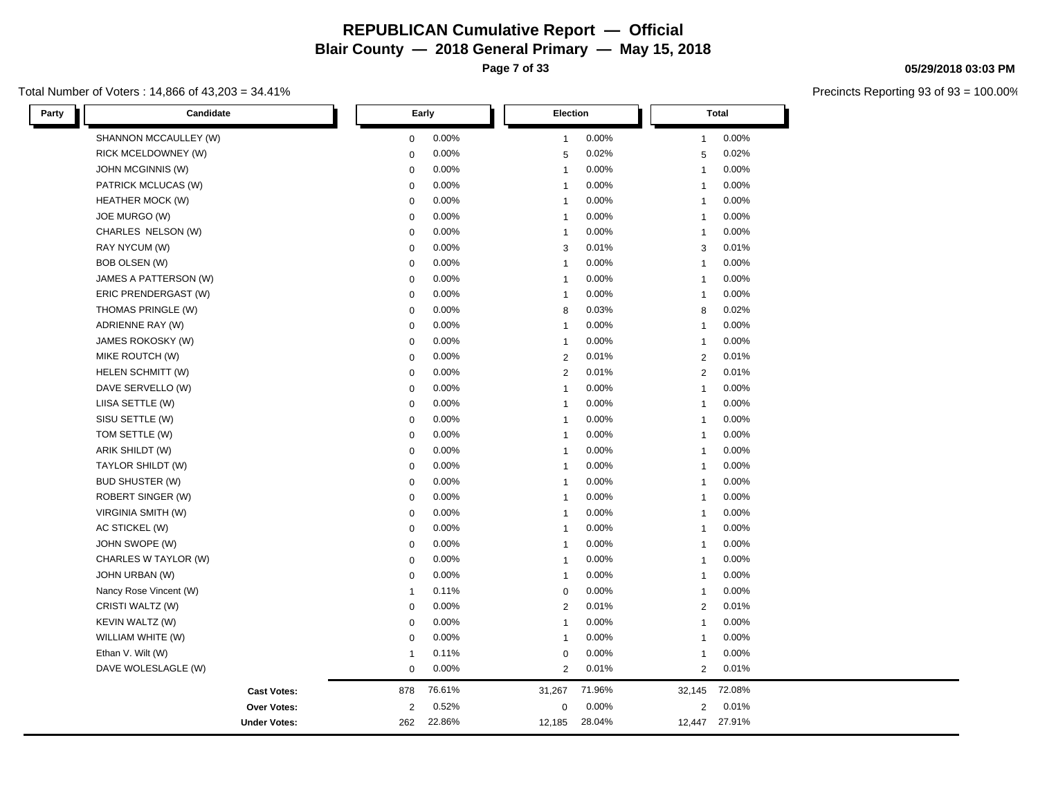# REPUBLICAN Cumulative Report — Official

## Blair County — 2018 General Primary — May 15, 2018

05/29/2018 03:03 PM

Total Number of Voters : 14,866 of 43,203 = 34.41%

Precincts Reporting 93 of 93 = 100.00%

| Party | Candidate | Early | | Election | | Total | |
|---|---|---|---|---|---|---|---|
| | SHANNON MCCAULLEY (W) | 0 | 0.00% | 1 | 0.00% | 1 | 0.00% |
| | RICK MCELDOWNEY (W) | 0 | 0.00% | 5 | 0.02% | 5 | 0.02% |
| | JOHN MCGINNIS (W) | 0 | 0.00% | 1 | 0.00% | 1 | 0.00% |
| | PATRICK MCLUCAS (W) | 0 | 0.00% | 1 | 0.00% | 1 | 0.00% |
| | HEATHER MOCK (W) | 0 | 0.00% | 1 | 0.00% | 1 | 0.00% |
| | JOE MURGO (W) | 0 | 0.00% | 1 | 0.00% | 1 | 0.00% |
| | CHARLES NELSON (W) | 0 | 0.00% | 1 | 0.00% | 1 | 0.00% |
| | RAY NYCUM (W) | 0 | 0.00% | 3 | 0.01% | 3 | 0.01% |
| | BOB OLSEN (W) | 0 | 0.00% | 1 | 0.00% | 1 | 0.00% |
| | JAMES A PATTERSON (W) | 0 | 0.00% | 1 | 0.00% | 1 | 0.00% |
| | ERIC PRENDERGAST (W) | 0 | 0.00% | 1 | 0.00% | 1 | 0.00% |
| | THOMAS PRINGLE (W) | 0 | 0.00% | 8 | 0.03% | 8 | 0.02% |
| | ADRIENNE RAY (W) | 0 | 0.00% | 1 | 0.00% | 1 | 0.00% |
| | JAMES ROKOSKY (W) | 0 | 0.00% | 1 | 0.00% | 1 | 0.00% |
| | MIKE ROUTCH (W) | 0 | 0.00% | 2 | 0.01% | 2 | 0.01% |
| | HELEN SCHMITT (W) | 0 | 0.00% | 2 | 0.01% | 2 | 0.01% |
| | DAVE SERVELLO (W) | 0 | 0.00% | 1 | 0.00% | 1 | 0.00% |
| | LIISA SETTLE (W) | 0 | 0.00% | 1 | 0.00% | 1 | 0.00% |
| | SISU SETTLE (W) | 0 | 0.00% | 1 | 0.00% | 1 | 0.00% |
| | TOM SETTLE (W) | 0 | 0.00% | 1 | 0.00% | 1 | 0.00% |
| | ARIK SHILDT (W) | 0 | 0.00% | 1 | 0.00% | 1 | 0.00% |
| | TAYLOR SHILDT (W) | 0 | 0.00% | 1 | 0.00% | 1 | 0.00% |
| | BUD SHUSTER (W) | 0 | 0.00% | 1 | 0.00% | 1 | 0.00% |
| | ROBERT SINGER (W) | 0 | 0.00% | 1 | 0.00% | 1 | 0.00% |
| | VIRGINIA SMITH (W) | 0 | 0.00% | 1 | 0.00% | 1 | 0.00% |
| | AC STICKEL (W) | 0 | 0.00% | 1 | 0.00% | 1 | 0.00% |
| | JOHN SWOPE (W) | 0 | 0.00% | 1 | 0.00% | 1 | 0.00% |
| | CHARLES W TAYLOR (W) | 0 | 0.00% | 1 | 0.00% | 1 | 0.00% |
| | JOHN URBAN (W) | 0 | 0.00% | 1 | 0.00% | 1 | 0.00% |
| | Nancy Rose Vincent (W) | 1 | 0.11% | 0 | 0.00% | 1 | 0.00% |
| | CRISTI WALTZ (W) | 0 | 0.00% | 2 | 0.01% | 2 | 0.01% |
| | KEVIN WALTZ (W) | 0 | 0.00% | 1 | 0.00% | 1 | 0.00% |
| | WILLIAM WHITE (W) | 0 | 0.00% | 1 | 0.00% | 1 | 0.00% |
| | Ethan V. Wilt (W) | 1 | 0.11% | 0 | 0.00% | 1 | 0.00% |
| | DAVE WOLESLAGLE (W) | 0 | 0.00% | 2 | 0.01% | 2 | 0.01% |
| | **Cast Votes:** | 878 | 76.61% | 31,267 | 71.96% | 32,145 | 72.08% |
| | **Over Votes:** | 2 | 0.52% | 0 | 0.00% | 2 | 0.01% |
| | **Under Votes:** | 262 | 22.86% | 12,185 | 28.04% | 12,447 | 27.91% |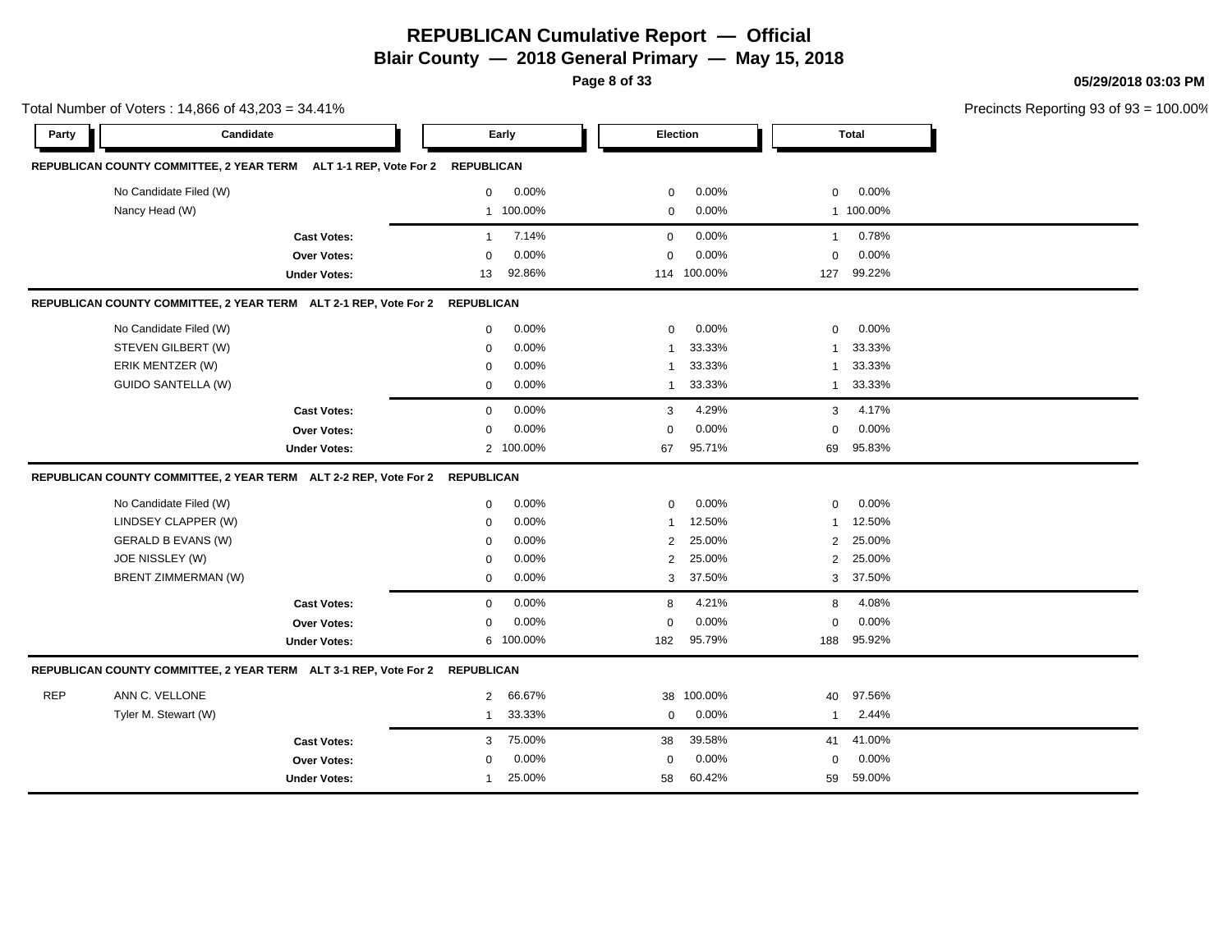# REPUBLICAN Cumulative Report — Official

## Blair County — 2018 General Primary — May 15, 2018

05/29/2018 03:03 PM

Total Number of Voters : 14,866 of 43,203 = 34.41%

Precincts Reporting 93 of 93 = 100.00%

| Party | Candidate | Early | | Election | | Total | |
|---|---|---|---|---|---|---|---|
| **REPUBLICAN COUNTY COMMITTEE, 2 YEAR TERM ALT 1-1 REP, Vote For 2** | | **REPUBLICAN** | | | | | |
| | No Candidate Filed (W) | 0 | 0.00% | 0 | 0.00% | 0 | 0.00% |
| | Nancy Head (W) | 1 | 100.00% | 0 | 0.00% | 1 | 100.00% |
| | **Cast Votes:** | 1 | 7.14% | 0 | 0.00% | 1 | 0.78% |
| | **Over Votes:** | 0 | 0.00% | 0 | 0.00% | 0 | 0.00% |
| | **Under Votes:** | 13 | 92.86% | 114 | 100.00% | 127 | 99.22% |
| **REPUBLICAN COUNTY COMMITTEE, 2 YEAR TERM ALT 2-1 REP, Vote For 2** | | **REPUBLICAN** | | | | | |
| | No Candidate Filed (W) | 0 | 0.00% | 0 | 0.00% | 0 | 0.00% |
| | STEVEN GILBERT (W) | 0 | 0.00% | 1 | 33.33% | 1 | 33.33% |
| | ERIK MENTZER (W) | 0 | 0.00% | 1 | 33.33% | 1 | 33.33% |
| | GUIDO SANTELLA (W) | 0 | 0.00% | 1 | 33.33% | 1 | 33.33% |
| | **Cast Votes:** | 0 | 0.00% | 3 | 4.29% | 3 | 4.17% |
| | **Over Votes:** | 0 | 0.00% | 0 | 0.00% | 0 | 0.00% |
| | **Under Votes:** | 2 | 100.00% | 67 | 95.71% | 69 | 95.83% |
| **REPUBLICAN COUNTY COMMITTEE, 2 YEAR TERM ALT 2-2 REP, Vote For 2** | | **REPUBLICAN** | | | | | |
| | No Candidate Filed (W) | 0 | 0.00% | 0 | 0.00% | 0 | 0.00% |
| | LINDSEY CLAPPER (W) | 0 | 0.00% | 1 | 12.50% | 1 | 12.50% |
| | GERALD B EVANS (W) | 0 | 0.00% | 2 | 25.00% | 2 | 25.00% |
| | JOE NISSLEY (W) | 0 | 0.00% | 2 | 25.00% | 2 | 25.00% |
| | BRENT ZIMMERMAN (W) | 0 | 0.00% | 3 | 37.50% | 3 | 37.50% |
| | **Cast Votes:** | 0 | 0.00% | 8 | 4.21% | 8 | 4.08% |
| | **Over Votes:** | 0 | 0.00% | 0 | 0.00% | 0 | 0.00% |
| | **Under Votes:** | 6 | 100.00% | 182 | 95.79% | 188 | 95.92% |
| **REPUBLICAN COUNTY COMMITTEE, 2 YEAR TERM ALT 3-1 REP, Vote For 2** | | **REPUBLICAN** | | | | | |
| REP | ANN C. VELLONE | 2 | 66.67% | 38 | 100.00% | 40 | 97.56% |
| | Tyler M. Stewart (W) | 1 | 33.33% | 0 | 0.00% | 1 | 2.44% |
| | **Cast Votes:** | 3 | 75.00% | 38 | 39.58% | 41 | 41.00% |
| | **Over Votes:** | 0 | 0.00% | 0 | 0.00% | 0 | 0.00% |
| | **Under Votes:** | 1 | 25.00% | 58 | 60.42% | 59 | 59.00% |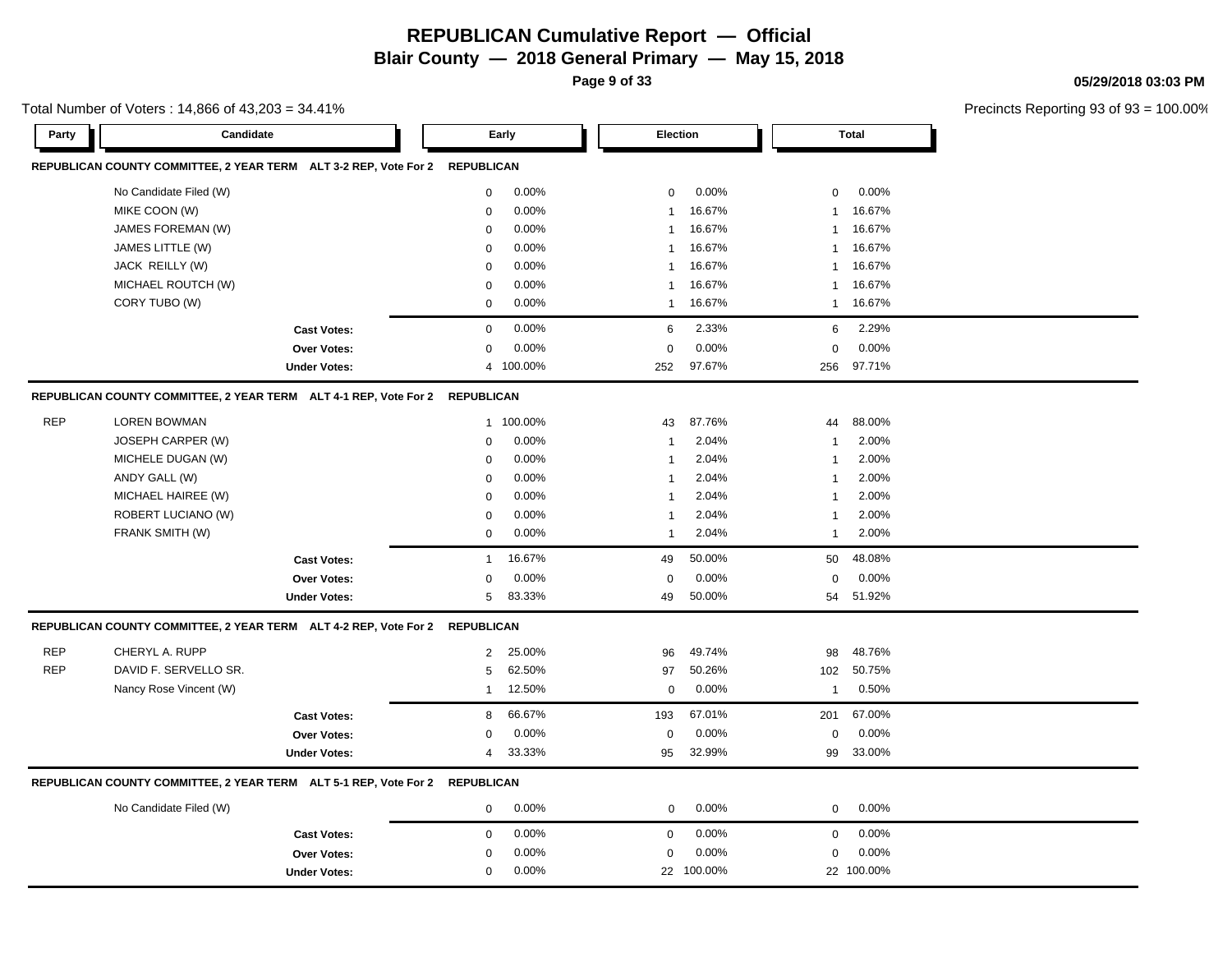# REPUBLICAN Cumulative Report — Official

## Blair County — 2018 General Primary — May 15, 2018

05/29/2018 03:03 PM

Total Number of Voters : 14,866 of 43,203 = 34.41%

Precincts Reporting 93 of 93 = 100.00%

| Party | Candidate | Early | | Election | | Total | |
|---|---|---|---|---|---|---|---|
| **REPUBLICAN COUNTY COMMITTEE, 2 YEAR TERM ALT 3-2 REP, Vote For 2** | | **REPUBLICAN** | | | | | |
| | No Candidate Filed (W) | 0 | 0.00% | 0 | 0.00% | 0 | 0.00% |
| | MIKE COON (W) | 0 | 0.00% | 1 | 16.67% | 1 | 16.67% |
| | JAMES FOREMAN (W) | 0 | 0.00% | 1 | 16.67% | 1 | 16.67% |
| | JAMES LITTLE (W) | 0 | 0.00% | 1 | 16.67% | 1 | 16.67% |
| | JACK REILLY (W) | 0 | 0.00% | 1 | 16.67% | 1 | 16.67% |
| | MICHAEL ROUTCH (W) | 0 | 0.00% | 1 | 16.67% | 1 | 16.67% |
| | CORY TUBO (W) | 0 | 0.00% | 1 | 16.67% | 1 | 16.67% |
| | **Cast Votes:** | 0 | 0.00% | 6 | 2.33% | 6 | 2.29% |
| | **Over Votes:** | 0 | 0.00% | 0 | 0.00% | 0 | 0.00% |
| | **Under Votes:** | 4 | 100.00% | 252 | 97.67% | 256 | 97.71% |
| **REPUBLICAN COUNTY COMMITTEE, 2 YEAR TERM ALT 4-1 REP, Vote For 2** | | **REPUBLICAN** | | | | | |
| REP | LOREN BOWMAN | 1 | 100.00% | 43 | 87.76% | 44 | 88.00% |
| | JOSEPH CARPER (W) | 0 | 0.00% | 1 | 2.04% | 1 | 2.00% |
| | MICHELE DUGAN (W) | 0 | 0.00% | 1 | 2.04% | 1 | 2.00% |
| | ANDY GALL (W) | 0 | 0.00% | 1 | 2.04% | 1 | 2.00% |
| | MICHAEL HAIREE (W) | 0 | 0.00% | 1 | 2.04% | 1 | 2.00% |
| | ROBERT LUCIANO (W) | 0 | 0.00% | 1 | 2.04% | 1 | 2.00% |
| | FRANK SMITH (W) | 0 | 0.00% | 1 | 2.04% | 1 | 2.00% |
| | **Cast Votes:** | 1 | 16.67% | 49 | 50.00% | 50 | 48.08% |
| | **Over Votes:** | 0 | 0.00% | 0 | 0.00% | 0 | 0.00% |
| | **Under Votes:** | 5 | 83.33% | 49 | 50.00% | 54 | 51.92% |
| **REPUBLICAN COUNTY COMMITTEE, 2 YEAR TERM ALT 4-2 REP, Vote For 2** | | **REPUBLICAN** | | | | | |
| REP | CHERYL A. RUPP | 2 | 25.00% | 96 | 49.74% | 98 | 48.76% |
| REP | DAVID F. SERVELLO SR. | 5 | 62.50% | 97 | 50.26% | 102 | 50.75% |
| | Nancy Rose Vincent (W) | 1 | 12.50% | 0 | 0.00% | 1 | 0.50% |
| | **Cast Votes:** | 8 | 66.67% | 193 | 67.01% | 201 | 67.00% |
| | **Over Votes:** | 0 | 0.00% | 0 | 0.00% | 0 | 0.00% |
| | **Under Votes:** | 4 | 33.33% | 95 | 32.99% | 99 | 33.00% |
| **REPUBLICAN COUNTY COMMITTEE, 2 YEAR TERM ALT 5-1 REP, Vote For 2** | | **REPUBLICAN** | | | | | |
| | No Candidate Filed (W) | 0 | 0.00% | 0 | 0.00% | 0 | 0.00% |
| | **Cast Votes:** | 0 | 0.00% | 0 | 0.00% | 0 | 0.00% |
| | **Over Votes:** | 0 | 0.00% | 0 | 0.00% | 0 | 0.00% |
| | **Under Votes:** | 0 | 0.00% | 22 | 100.00% | 22 | 100.00% |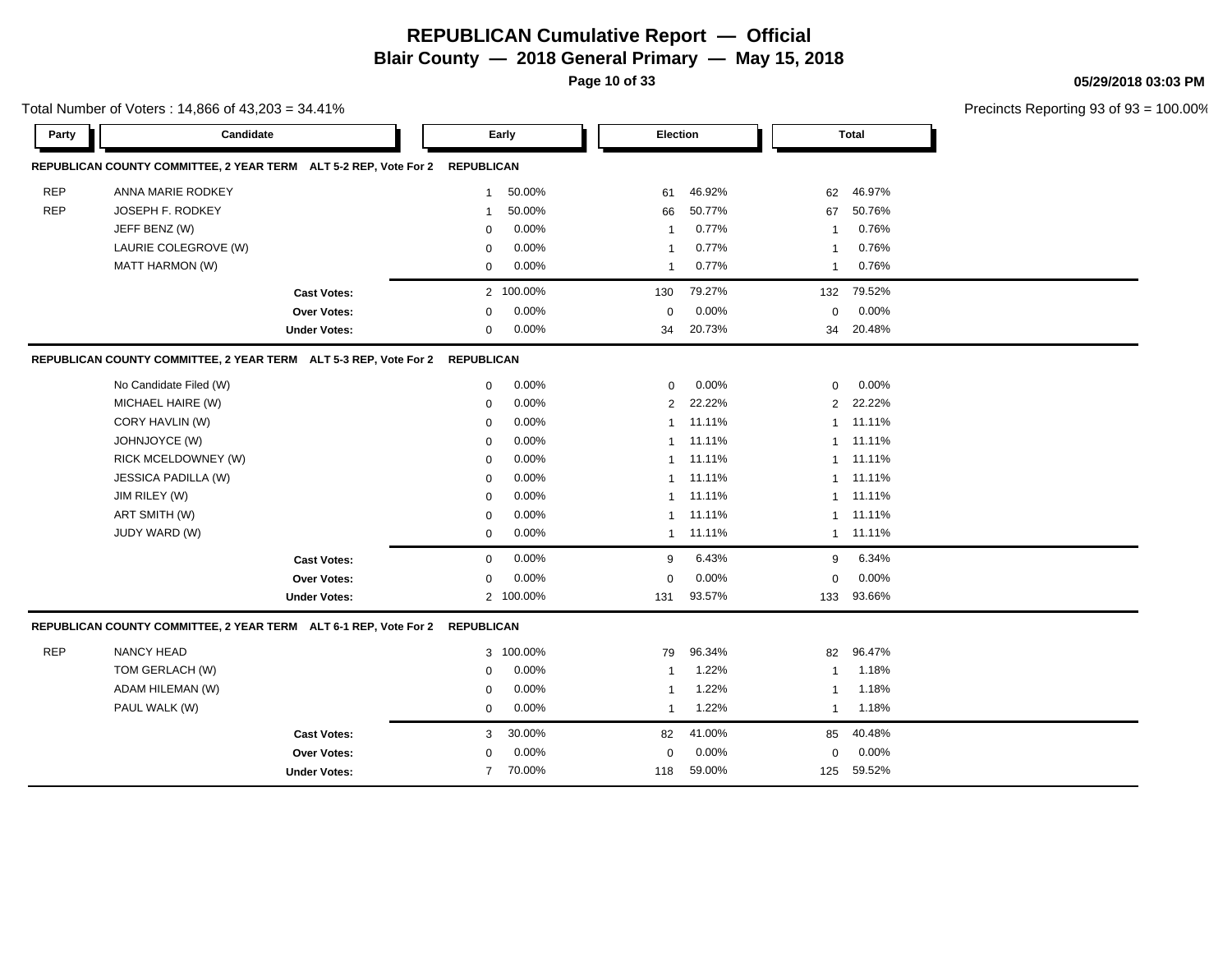# REPUBLICAN Cumulative Report — Official

**Blair County — 2018 General Primary — May 15, 2018**

Total Number of Voters : 14,866 of 43,203 = 34.41%

Precincts Reporting 93 of 93 = 100.00%

**REPUBLICAN COUNTY COMMITTEE, 2 YEAR TERM ALT 5-2 REP, Vote For 2 — REPUBLICAN**

| Party | Candidate | Early | | Election | | Total | |
|---|---|---|---|---|---|---|---|
| REP | ANNA MARIE RODKEY | 1 | 50.00% | 61 | 46.92% | 62 | 46.97% |
| REP | JOSEPH F. RODKEY | 1 | 50.00% | 66 | 50.77% | 67 | 50.76% |
| | JEFF BENZ (W) | 0 | 0.00% | 1 | 0.77% | 1 | 0.76% |
| | LAURIE COLEGROVE (W) | 0 | 0.00% | 1 | 0.77% | 1 | 0.76% |
| | MATT HARMON (W) | 0 | 0.00% | 1 | 0.77% | 1 | 0.76% |
| | **Cast Votes:** | 2 | 100.00% | 130 | 79.27% | 132 | 79.52% |
| | **Over Votes:** | 0 | 0.00% | 0 | 0.00% | 0 | 0.00% |
| | **Under Votes:** | 0 | 0.00% | 34 | 20.73% | 34 | 20.48% |

**REPUBLICAN COUNTY COMMITTEE, 2 YEAR TERM ALT 5-3 REP, Vote For 2 — REPUBLICAN**

| Party | Candidate | Early | | Election | | Total | |
|---|---|---|---|---|---|---|---|
| | No Candidate Filed (W) | 0 | 0.00% | 0 | 0.00% | 0 | 0.00% |
| | MICHAEL HAIRE (W) | 0 | 0.00% | 2 | 22.22% | 2 | 22.22% |
| | CORY HAVLIN (W) | 0 | 0.00% | 1 | 11.11% | 1 | 11.11% |
| | JOHNJOYCE (W) | 0 | 0.00% | 1 | 11.11% | 1 | 11.11% |
| | RICK MCELDOWNEY (W) | 0 | 0.00% | 1 | 11.11% | 1 | 11.11% |
| | JESSICA PADILLA (W) | 0 | 0.00% | 1 | 11.11% | 1 | 11.11% |
| | JIM RILEY (W) | 0 | 0.00% | 1 | 11.11% | 1 | 11.11% |
| | ART SMITH (W) | 0 | 0.00% | 1 | 11.11% | 1 | 11.11% |
| | JUDY WARD (W) | 0 | 0.00% | 1 | 11.11% | 1 | 11.11% |
| | **Cast Votes:** | 0 | 0.00% | 9 | 6.43% | 9 | 6.34% |
| | **Over Votes:** | 0 | 0.00% | 0 | 0.00% | 0 | 0.00% |
| | **Under Votes:** | 2 | 100.00% | 131 | 93.57% | 133 | 93.66% |

**REPUBLICAN COUNTY COMMITTEE, 2 YEAR TERM ALT 6-1 REP, Vote For 2 — REPUBLICAN**

| Party | Candidate | Early | | Election | | Total | |
|---|---|---|---|---|---|---|---|
| REP | NANCY HEAD | 3 | 100.00% | 79 | 96.34% | 82 | 96.47% |
| | TOM GERLACH (W) | 0 | 0.00% | 1 | 1.22% | 1 | 1.18% |
| | ADAM HILEMAN (W) | 0 | 0.00% | 1 | 1.22% | 1 | 1.18% |
| | PAUL WALK (W) | 0 | 0.00% | 1 | 1.22% | 1 | 1.18% |
| | **Cast Votes:** | 3 | 30.00% | 82 | 41.00% | 85 | 40.48% |
| | **Over Votes:** | 0 | 0.00% | 0 | 0.00% | 0 | 0.00% |
| | **Under Votes:** | 7 | 70.00% | 118 | 59.00% | 125 | 59.52% |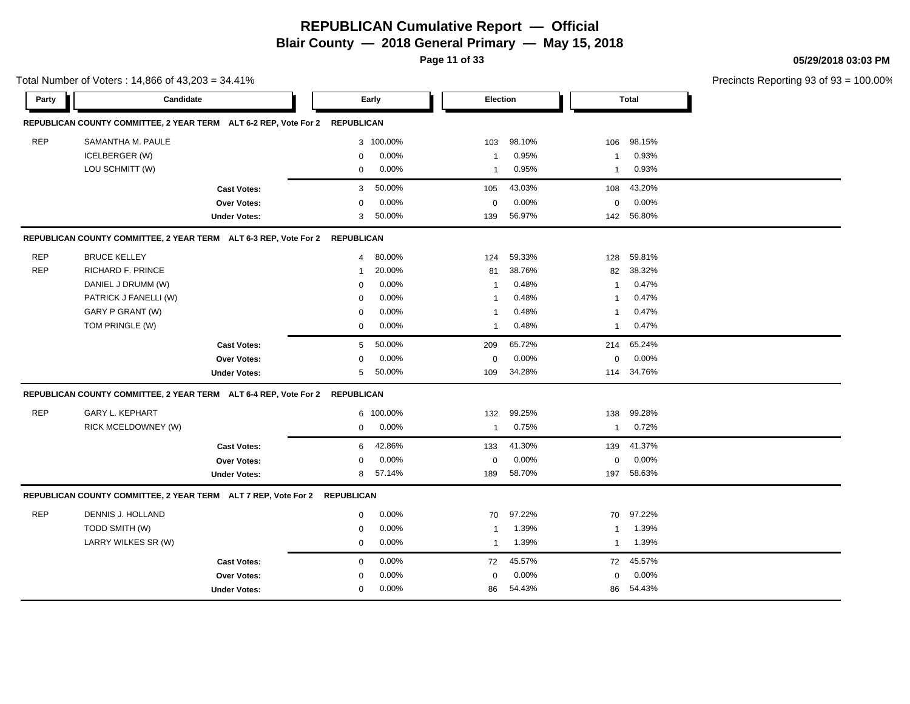# REPUBLICAN Cumulative Report — Official

## Blair County — 2018 General Primary — May 15, 2018

05/29/2018 03:03 PM

Total Number of Voters : 14,866 of 43,203 = 34.41%

Precincts Reporting 93 of 93 = 100.00%

### REPUBLICAN COUNTY COMMITTEE, 2 YEAR TERM ALT 6-2 REP, Vote For 2 REPUBLICAN

| Party | Candidate | Early | | Election | | Total | |
|---|---|---|---|---|---|---|---|
| REP | SAMANTHA M. PAULE | 3 | 100.00% | 103 | 98.10% | 106 | 98.15% |
| | ICELBERGER (W) | 0 | 0.00% | 1 | 0.95% | 1 | 0.93% |
| | LOU SCHMITT (W) | 0 | 0.00% | 1 | 0.95% | 1 | 0.93% |
| | **Cast Votes:** | 3 | 50.00% | 105 | 43.03% | 108 | 43.20% |
| | **Over Votes:** | 0 | 0.00% | 0 | 0.00% | 0 | 0.00% |
| | **Under Votes:** | 3 | 50.00% | 139 | 56.97% | 142 | 56.80% |

### REPUBLICAN COUNTY COMMITTEE, 2 YEAR TERM ALT 6-3 REP, Vote For 2 REPUBLICAN

| Party | Candidate | Early | | Election | | Total | |
|---|---|---|---|---|---|---|---|
| REP | BRUCE KELLEY | 4 | 80.00% | 124 | 59.33% | 128 | 59.81% |
| REP | RICHARD F. PRINCE | 1 | 20.00% | 81 | 38.76% | 82 | 38.32% |
| | DANIEL J DRUMM (W) | 0 | 0.00% | 1 | 0.48% | 1 | 0.47% |
| | PATRICK J FANELLI (W) | 0 | 0.00% | 1 | 0.48% | 1 | 0.47% |
| | GARY P GRANT (W) | 0 | 0.00% | 1 | 0.48% | 1 | 0.47% |
| | TOM PRINGLE (W) | 0 | 0.00% | 1 | 0.48% | 1 | 0.47% |
| | **Cast Votes:** | 5 | 50.00% | 209 | 65.72% | 214 | 65.24% |
| | **Over Votes:** | 0 | 0.00% | 0 | 0.00% | 0 | 0.00% |
| | **Under Votes:** | 5 | 50.00% | 109 | 34.28% | 114 | 34.76% |

### REPUBLICAN COUNTY COMMITTEE, 2 YEAR TERM ALT 6-4 REP, Vote For 2 REPUBLICAN

| Party | Candidate | Early | | Election | | Total | |
|---|---|---|---|---|---|---|---|
| REP | GARY L. KEPHART | 6 | 100.00% | 132 | 99.25% | 138 | 99.28% |
| | RICK MCELDOWNEY (W) | 0 | 0.00% | 1 | 0.75% | 1 | 0.72% |
| | **Cast Votes:** | 6 | 42.86% | 133 | 41.30% | 139 | 41.37% |
| | **Over Votes:** | 0 | 0.00% | 0 | 0.00% | 0 | 0.00% |
| | **Under Votes:** | 8 | 57.14% | 189 | 58.70% | 197 | 58.63% |

### REPUBLICAN COUNTY COMMITTEE, 2 YEAR TERM ALT 7 REP, Vote For 2 REPUBLICAN

| Party | Candidate | Early | | Election | | Total | |
|---|---|---|---|---|---|---|---|
| REP | DENNIS J. HOLLAND | 0 | 0.00% | 70 | 97.22% | 70 | 97.22% |
| | TODD SMITH (W) | 0 | 0.00% | 1 | 1.39% | 1 | 1.39% |
| | LARRY WILKES SR (W) | 0 | 0.00% | 1 | 1.39% | 1 | 1.39% |
| | **Cast Votes:** | 0 | 0.00% | 72 | 45.57% | 72 | 45.57% |
| | **Over Votes:** | 0 | 0.00% | 0 | 0.00% | 0 | 0.00% |
| | **Under Votes:** | 0 | 0.00% | 86 | 54.43% | 86 | 54.43% |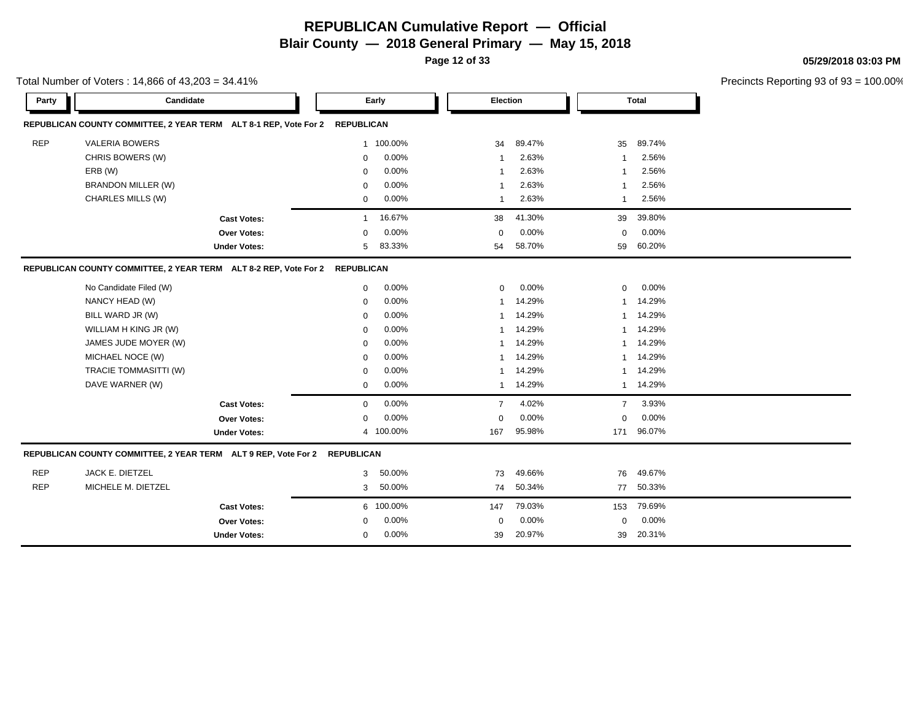# REPUBLICAN Cumulative Report — Official

## Blair County — 2018 General Primary — May 15, 2018

05/29/2018 03:03 PM

Total Number of Voters : 14,866 of 43,203 = 34.41%

Precincts Reporting 93 of 93 = 100.00%

### REPUBLICAN COUNTY COMMITTEE, 2 YEAR TERM ALT 8-1 REP, Vote For 2 — REPUBLICAN

| Party | Candidate | Early | | Election | | Total | |
|---|---|---|---|---|---|---|---|
| REP | VALERIA BOWERS | 1 | 100.00% | 34 | 89.47% | 35 | 89.74% |
| | CHRIS BOWERS (W) | 0 | 0.00% | 1 | 2.63% | 1 | 2.56% |
| | ERB (W) | 0 | 0.00% | 1 | 2.63% | 1 | 2.56% |
| | BRANDON MILLER (W) | 0 | 0.00% | 1 | 2.63% | 1 | 2.56% |
| | CHARLES MILLS (W) | 0 | 0.00% | 1 | 2.63% | 1 | 2.56% |
| | **Cast Votes:** | 1 | 16.67% | 38 | 41.30% | 39 | 39.80% |
| | **Over Votes:** | 0 | 0.00% | 0 | 0.00% | 0 | 0.00% |
| | **Under Votes:** | 5 | 83.33% | 54 | 58.70% | 59 | 60.20% |

### REPUBLICAN COUNTY COMMITTEE, 2 YEAR TERM ALT 8-2 REP, Vote For 2 — REPUBLICAN

| Party | Candidate | Early | | Election | | Total | |
|---|---|---|---|---|---|---|---|
| | No Candidate Filed (W) | 0 | 0.00% | 0 | 0.00% | 0 | 0.00% |
| | NANCY HEAD (W) | 0 | 0.00% | 1 | 14.29% | 1 | 14.29% |
| | BILL WARD JR (W) | 0 | 0.00% | 1 | 14.29% | 1 | 14.29% |
| | WILLIAM H KING JR (W) | 0 | 0.00% | 1 | 14.29% | 1 | 14.29% |
| | JAMES JUDE MOYER (W) | 0 | 0.00% | 1 | 14.29% | 1 | 14.29% |
| | MICHAEL NOCE (W) | 0 | 0.00% | 1 | 14.29% | 1 | 14.29% |
| | TRACIE TOMMASITTI (W) | 0 | 0.00% | 1 | 14.29% | 1 | 14.29% |
| | DAVE WARNER (W) | 0 | 0.00% | 1 | 14.29% | 1 | 14.29% |
| | **Cast Votes:** | 0 | 0.00% | 7 | 4.02% | 7 | 3.93% |
| | **Over Votes:** | 0 | 0.00% | 0 | 0.00% | 0 | 0.00% |
| | **Under Votes:** | 4 | 100.00% | 167 | 95.98% | 171 | 96.07% |

### REPUBLICAN COUNTY COMMITTEE, 2 YEAR TERM ALT 9 REP, Vote For 2 — REPUBLICAN

| Party | Candidate | Early | | Election | | Total | |
|---|---|---|---|---|---|---|---|
| REP | JACK E. DIETZEL | 3 | 50.00% | 73 | 49.66% | 76 | 49.67% |
| REP | MICHELE M. DIETZEL | 3 | 50.00% | 74 | 50.34% | 77 | 50.33% |
| | **Cast Votes:** | 6 | 100.00% | 147 | 79.03% | 153 | 79.69% |
| | **Over Votes:** | 0 | 0.00% | 0 | 0.00% | 0 | 0.00% |
| | **Under Votes:** | 0 | 0.00% | 39 | 20.97% | 39 | 20.31% |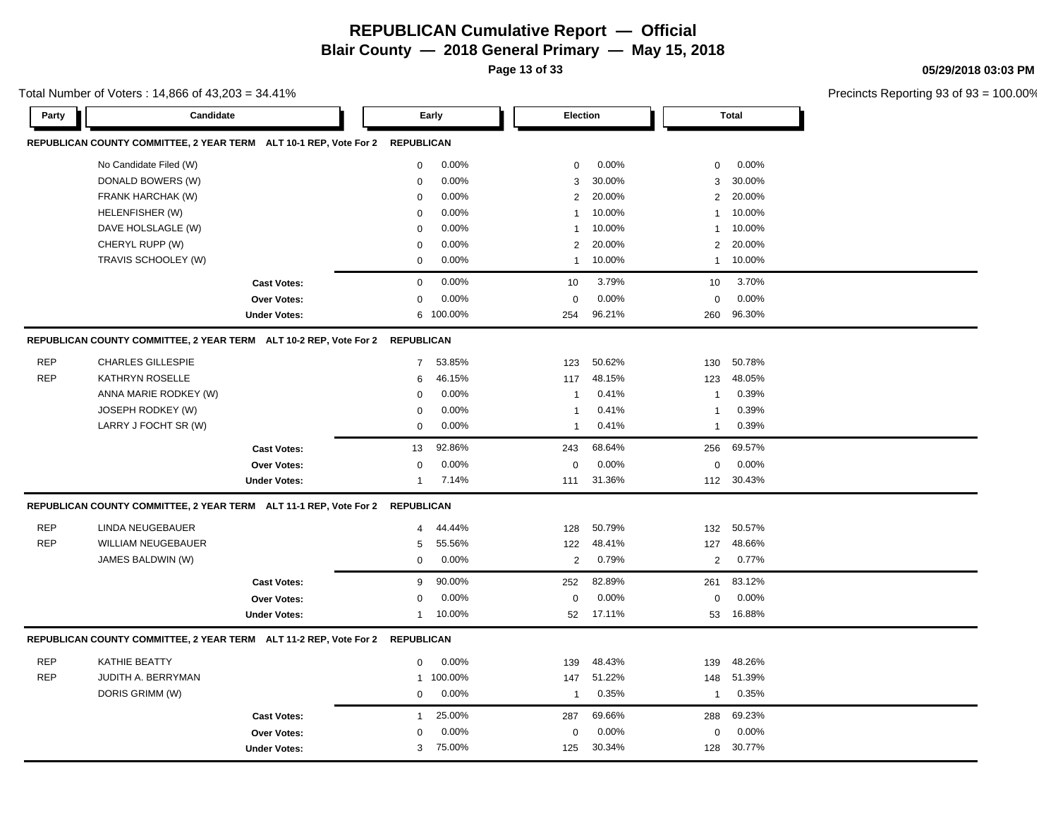# REPUBLICAN Cumulative Report — Official

## Blair County — 2018 General Primary — May 15, 2018

05/29/2018 03:03 PM

Total Number of Voters : 14,866 of 43,203 = 34.41%

Precincts Reporting 93 of 93 = 100.00%

### REPUBLICAN COUNTY COMMITTEE, 2 YEAR TERM ALT 10-1 REP, Vote For 2 — REPUBLICAN

| Party | Candidate | Early | | Election | | Total | |
|---|---|---|---|---|---|---|---|
| | No Candidate Filed (W) | 0 | 0.00% | 0 | 0.00% | 0 | 0.00% |
| | DONALD BOWERS (W) | 0 | 0.00% | 3 | 30.00% | 3 | 30.00% |
| | FRANK HARCHAK (W) | 0 | 0.00% | 2 | 20.00% | 2 | 20.00% |
| | HELENFISHER (W) | 0 | 0.00% | 1 | 10.00% | 1 | 10.00% |
| | DAVE HOLSLAGLE (W) | 0 | 0.00% | 1 | 10.00% | 1 | 10.00% |
| | CHERYL RUPP (W) | 0 | 0.00% | 2 | 20.00% | 2 | 20.00% |
| | TRAVIS SCHOOLEY (W) | 0 | 0.00% | 1 | 10.00% | 1 | 10.00% |
| | **Cast Votes:** | 0 | 0.00% | 10 | 3.79% | 10 | 3.70% |
| | **Over Votes:** | 0 | 0.00% | 0 | 0.00% | 0 | 0.00% |
| | **Under Votes:** | 6 | 100.00% | 254 | 96.21% | 260 | 96.30% |

### REPUBLICAN COUNTY COMMITTEE, 2 YEAR TERM ALT 10-2 REP, Vote For 2 — REPUBLICAN

| Party | Candidate | Early | | Election | | Total | |
|---|---|---|---|---|---|---|---|
| REP | CHARLES GILLESPIE | 7 | 53.85% | 123 | 50.62% | 130 | 50.78% |
| REP | KATHRYN ROSELLE | 6 | 46.15% | 117 | 48.15% | 123 | 48.05% |
| | ANNA MARIE RODKEY (W) | 0 | 0.00% | 1 | 0.41% | 1 | 0.39% |
| | JOSEPH RODKEY (W) | 0 | 0.00% | 1 | 0.41% | 1 | 0.39% |
| | LARRY J FOCHT SR (W) | 0 | 0.00% | 1 | 0.41% | 1 | 0.39% |
| | **Cast Votes:** | 13 | 92.86% | 243 | 68.64% | 256 | 69.57% |
| | **Over Votes:** | 0 | 0.00% | 0 | 0.00% | 0 | 0.00% |
| | **Under Votes:** | 1 | 7.14% | 111 | 31.36% | 112 | 30.43% |

### REPUBLICAN COUNTY COMMITTEE, 2 YEAR TERM ALT 11-1 REP, Vote For 2 — REPUBLICAN

| Party | Candidate | Early | | Election | | Total | |
|---|---|---|---|---|---|---|---|
| REP | LINDA NEUGEBAUER | 4 | 44.44% | 128 | 50.79% | 132 | 50.57% |
| REP | WILLIAM NEUGEBAUER | 5 | 55.56% | 122 | 48.41% | 127 | 48.66% |
| | JAMES BALDWIN (W) | 0 | 0.00% | 2 | 0.79% | 2 | 0.77% |
| | **Cast Votes:** | 9 | 90.00% | 252 | 82.89% | 261 | 83.12% |
| | **Over Votes:** | 0 | 0.00% | 0 | 0.00% | 0 | 0.00% |
| | **Under Votes:** | 1 | 10.00% | 52 | 17.11% | 53 | 16.88% |

### REPUBLICAN COUNTY COMMITTEE, 2 YEAR TERM ALT 11-2 REP, Vote For 2 — REPUBLICAN

| Party | Candidate | Early | | Election | | Total | |
|---|---|---|---|---|---|---|---|
| REP | KATHIE BEATTY | 0 | 0.00% | 139 | 48.43% | 139 | 48.26% |
| REP | JUDITH A. BERRYMAN | 1 | 100.00% | 147 | 51.22% | 148 | 51.39% |
| | DORIS GRIMM (W) | 0 | 0.00% | 1 | 0.35% | 1 | 0.35% |
| | **Cast Votes:** | 1 | 25.00% | 287 | 69.66% | 288 | 69.23% |
| | **Over Votes:** | 0 | 0.00% | 0 | 0.00% | 0 | 0.00% |
| | **Under Votes:** | 3 | 75.00% | 125 | 30.34% | 128 | 30.77% |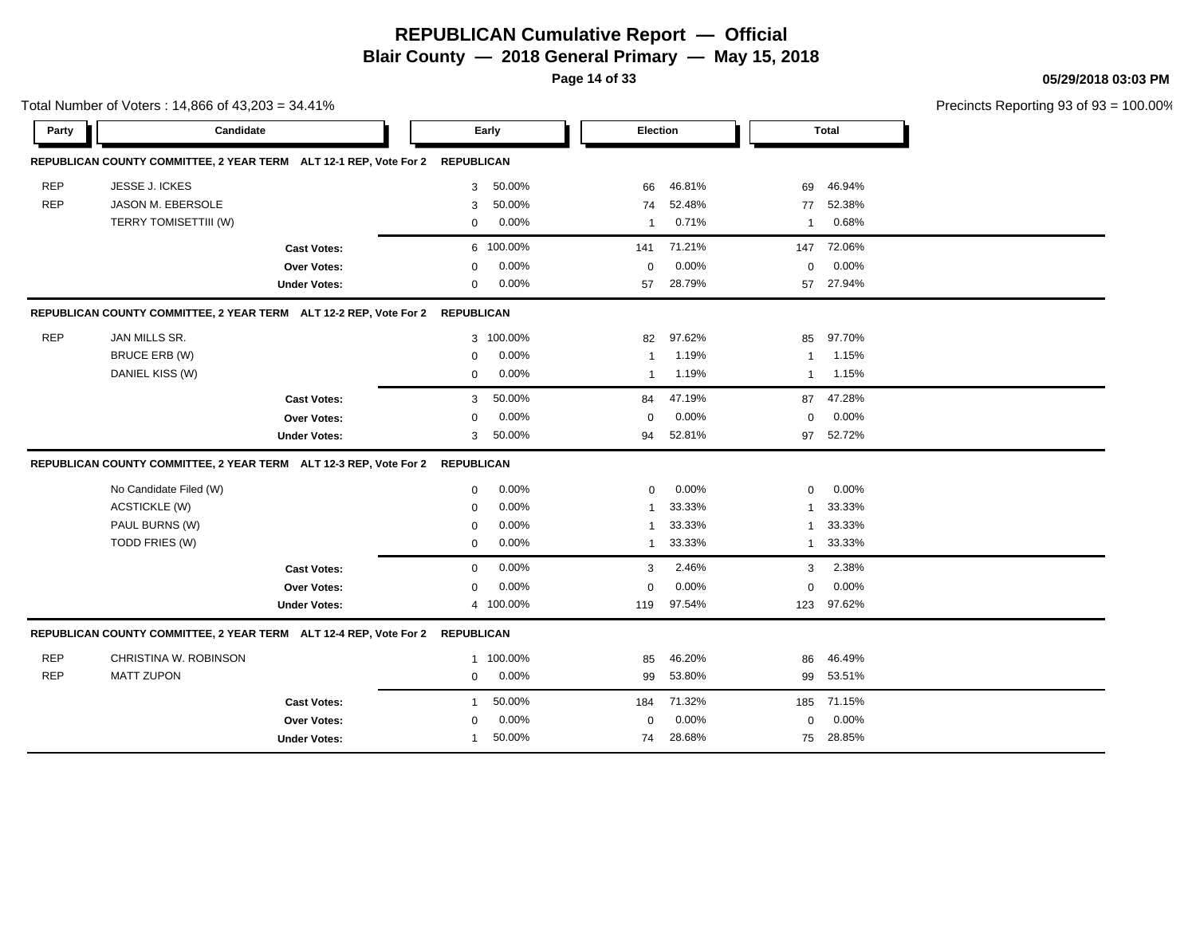# REPUBLICAN Cumulative Report — Official

## Blair County — 2018 General Primary — May 15, 2018

05/29/2018 03:03 PM

Total Number of Voters : 14,866 of 43,203 = 34.41%

Precincts Reporting 93 of 93 = 100.00%

### REPUBLICAN COUNTY COMMITTEE, 2 YEAR TERM ALT 12-1 REP, Vote For 2 — REPUBLICAN

| Party | Candidate | Early | | Election | | Total | |
|---|---|---|---|---|---|---|---|
| REP | JESSE J. ICKES | 3 | 50.00% | 66 | 46.81% | 69 | 46.94% |
| REP | JASON M. EBERSOLE | 3 | 50.00% | 74 | 52.48% | 77 | 52.38% |
| | TERRY TOMISETTIII (W) | 0 | 0.00% | 1 | 0.71% | 1 | 0.68% |
| | **Cast Votes:** | 6 | 100.00% | 141 | 71.21% | 147 | 72.06% |
| | **Over Votes:** | 0 | 0.00% | 0 | 0.00% | 0 | 0.00% |
| | **Under Votes:** | 0 | 0.00% | 57 | 28.79% | 57 | 27.94% |

### REPUBLICAN COUNTY COMMITTEE, 2 YEAR TERM ALT 12-2 REP, Vote For 2 — REPUBLICAN

| Party | Candidate | Early | | Election | | Total | |
|---|---|---|---|---|---|---|---|
| REP | JAN MILLS SR. | 3 | 100.00% | 82 | 97.62% | 85 | 97.70% |
| | BRUCE ERB (W) | 0 | 0.00% | 1 | 1.19% | 1 | 1.15% |
| | DANIEL KISS (W) | 0 | 0.00% | 1 | 1.19% | 1 | 1.15% |
| | **Cast Votes:** | 3 | 50.00% | 84 | 47.19% | 87 | 47.28% |
| | **Over Votes:** | 0 | 0.00% | 0 | 0.00% | 0 | 0.00% |
| | **Under Votes:** | 3 | 50.00% | 94 | 52.81% | 97 | 52.72% |

### REPUBLICAN COUNTY COMMITTEE, 2 YEAR TERM ALT 12-3 REP, Vote For 2 — REPUBLICAN

| Party | Candidate | Early | | Election | | Total | |
|---|---|---|---|---|---|---|---|
| | No Candidate Filed (W) | 0 | 0.00% | 0 | 0.00% | 0 | 0.00% |
| | ACSTICKLE (W) | 0 | 0.00% | 1 | 33.33% | 1 | 33.33% |
| | PAUL BURNS (W) | 0 | 0.00% | 1 | 33.33% | 1 | 33.33% |
| | TODD FRIES (W) | 0 | 0.00% | 1 | 33.33% | 1 | 33.33% |
| | **Cast Votes:** | 0 | 0.00% | 3 | 2.46% | 3 | 2.38% |
| | **Over Votes:** | 0 | 0.00% | 0 | 0.00% | 0 | 0.00% |
| | **Under Votes:** | 4 | 100.00% | 119 | 97.54% | 123 | 97.62% |

### REPUBLICAN COUNTY COMMITTEE, 2 YEAR TERM ALT 12-4 REP, Vote For 2 — REPUBLICAN

| Party | Candidate | Early | | Election | | Total | |
|---|---|---|---|---|---|---|---|
| REP | CHRISTINA W. ROBINSON | 1 | 100.00% | 85 | 46.20% | 86 | 46.49% |
| REP | MATT ZUPON | 0 | 0.00% | 99 | 53.80% | 99 | 53.51% |
| | **Cast Votes:** | 1 | 50.00% | 184 | 71.32% | 185 | 71.15% |
| | **Over Votes:** | 0 | 0.00% | 0 | 0.00% | 0 | 0.00% |
| | **Under Votes:** | 1 | 50.00% | 74 | 28.68% | 75 | 28.85% |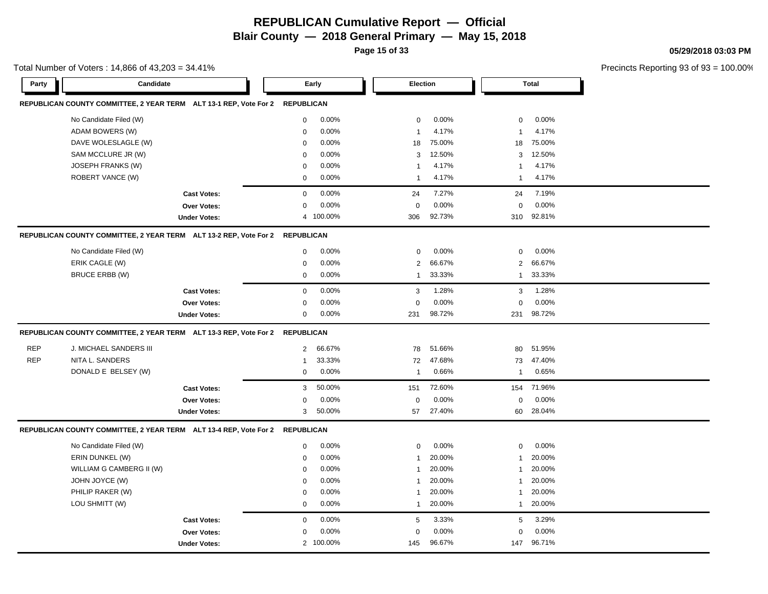# REPUBLICAN Cumulative Report — Official

## Blair County — 2018 General Primary — May 15, 2018

05/29/2018 03:03 PM

Total Number of Voters : 14,866 of 43,203 = 34.41%

Precincts Reporting 93 of 93 = 100.00%

### REPUBLICAN COUNTY COMMITTEE, 2 YEAR TERM ALT 13-1 REP, Vote For 2 — REPUBLICAN

| Party | Candidate | Early | | Election | | Total | |
|---|---|---|---|---|---|---|---|
| | No Candidate Filed (W) | 0 | 0.00% | 0 | 0.00% | 0 | 0.00% |
| | ADAM BOWERS (W) | 0 | 0.00% | 1 | 4.17% | 1 | 4.17% |
| | DAVE WOLESLAGLE (W) | 0 | 0.00% | 18 | 75.00% | 18 | 75.00% |
| | SAM MCCLURE JR (W) | 0 | 0.00% | 3 | 12.50% | 3 | 12.50% |
| | JOSEPH FRANKS (W) | 0 | 0.00% | 1 | 4.17% | 1 | 4.17% |
| | ROBERT VANCE (W) | 0 | 0.00% | 1 | 4.17% | 1 | 4.17% |
| | **Cast Votes:** | 0 | 0.00% | 24 | 7.27% | 24 | 7.19% |
| | **Over Votes:** | 0 | 0.00% | 0 | 0.00% | 0 | 0.00% |
| | **Under Votes:** | 4 | 100.00% | 306 | 92.73% | 310 | 92.81% |

### REPUBLICAN COUNTY COMMITTEE, 2 YEAR TERM ALT 13-2 REP, Vote For 2 — REPUBLICAN

| Party | Candidate | Early | | Election | | Total | |
|---|---|---|---|---|---|---|---|
| | No Candidate Filed (W) | 0 | 0.00% | 0 | 0.00% | 0 | 0.00% |
| | ERIK CAGLE (W) | 0 | 0.00% | 2 | 66.67% | 2 | 66.67% |
| | BRUCE ERBB (W) | 0 | 0.00% | 1 | 33.33% | 1 | 33.33% |
| | **Cast Votes:** | 0 | 0.00% | 3 | 1.28% | 3 | 1.28% |
| | **Over Votes:** | 0 | 0.00% | 0 | 0.00% | 0 | 0.00% |
| | **Under Votes:** | 0 | 0.00% | 231 | 98.72% | 231 | 98.72% |

### REPUBLICAN COUNTY COMMITTEE, 2 YEAR TERM ALT 13-3 REP, Vote For 2 — REPUBLICAN

| Party | Candidate | Early | | Election | | Total | |
|---|---|---|---|---|---|---|---|
| REP | J. MICHAEL SANDERS III | 2 | 66.67% | 78 | 51.66% | 80 | 51.95% |
| REP | NITA L. SANDERS | 1 | 33.33% | 72 | 47.68% | 73 | 47.40% |
| | DONALD E BELSEY (W) | 0 | 0.00% | 1 | 0.66% | 1 | 0.65% |
| | **Cast Votes:** | 3 | 50.00% | 151 | 72.60% | 154 | 71.96% |
| | **Over Votes:** | 0 | 0.00% | 0 | 0.00% | 0 | 0.00% |
| | **Under Votes:** | 3 | 50.00% | 57 | 27.40% | 60 | 28.04% |

### REPUBLICAN COUNTY COMMITTEE, 2 YEAR TERM ALT 13-4 REP, Vote For 2 — REPUBLICAN

| Party | Candidate | Early | | Election | | Total | |
|---|---|---|---|---|---|---|---|
| | No Candidate Filed (W) | 0 | 0.00% | 0 | 0.00% | 0 | 0.00% |
| | ERIN DUNKEL (W) | 0 | 0.00% | 1 | 20.00% | 1 | 20.00% |
| | WILLIAM G CAMBERG II (W) | 0 | 0.00% | 1 | 20.00% | 1 | 20.00% |
| | JOHN JOYCE (W) | 0 | 0.00% | 1 | 20.00% | 1 | 20.00% |
| | PHILIP RAKER (W) | 0 | 0.00% | 1 | 20.00% | 1 | 20.00% |
| | LOU SHMITT (W) | 0 | 0.00% | 1 | 20.00% | 1 | 20.00% |
| | **Cast Votes:** | 0 | 0.00% | 5 | 3.33% | 5 | 3.29% |
| | **Over Votes:** | 0 | 0.00% | 0 | 0.00% | 0 | 0.00% |
| | **Under Votes:** | 2 | 100.00% | 145 | 96.67% | 147 | 96.71% |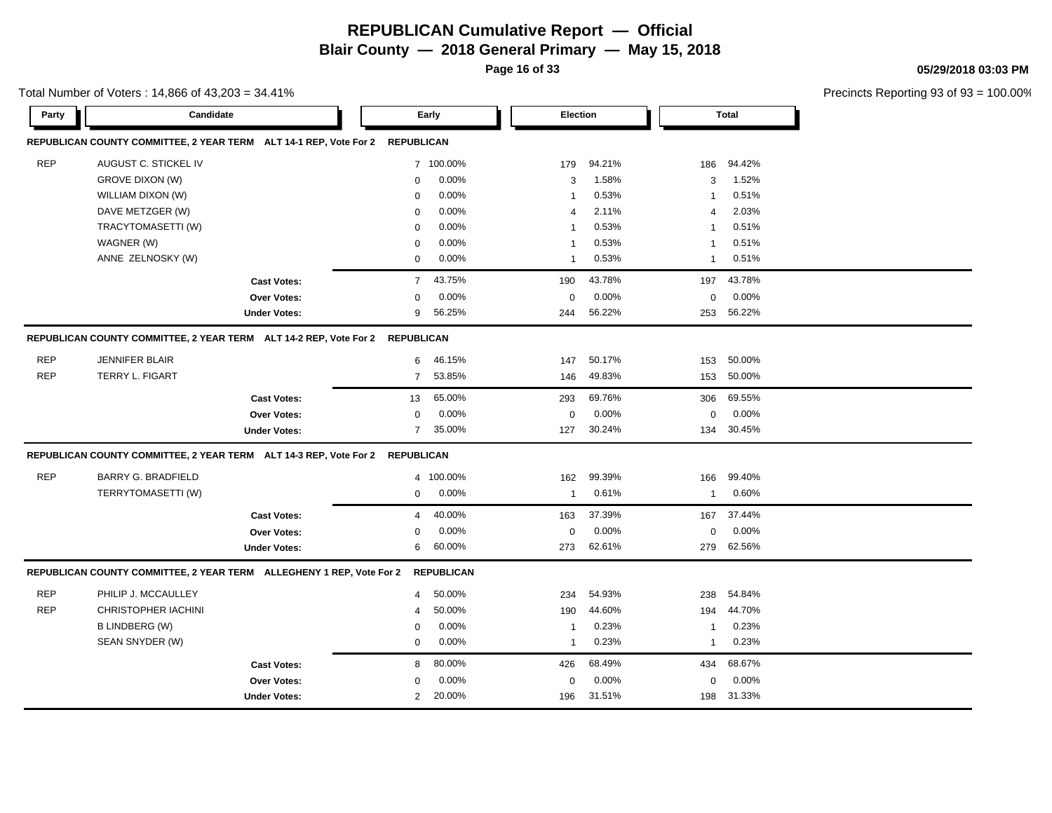# REPUBLICAN Cumulative Report — Official

**Blair County — 2018 General Primary — May 15, 2018**

Total Number of Voters : 14,866 of 43,203 = 34.41%

Precincts Reporting 93 of 93 = 100.00%

| Party | Candidate | Early | | Election | | Total | |
|---|---|---|---|---|---|---|---|
| **REPUBLICAN COUNTY COMMITTEE, 2 YEAR TERM ALT 14-1 REP, Vote For 2** | **REPUBLICAN** | | | | | | |
| REP | AUGUST C. STICKEL IV | 7 | 100.00% | 179 | 94.21% | 186 | 94.42% |
| | GROVE DIXON (W) | 0 | 0.00% | 3 | 1.58% | 3 | 1.52% |
| | WILLIAM DIXON (W) | 0 | 0.00% | 1 | 0.53% | 1 | 0.51% |
| | DAVE METZGER (W) | 0 | 0.00% | 4 | 2.11% | 4 | 2.03% |
| | TRACYTOMASETTI (W) | 0 | 0.00% | 1 | 0.53% | 1 | 0.51% |
| | WAGNER (W) | 0 | 0.00% | 1 | 0.53% | 1 | 0.51% |
| | ANNE ZELNOSKY (W) | 0 | 0.00% | 1 | 0.53% | 1 | 0.51% |
| | **Cast Votes:** | 7 | 43.75% | 190 | 43.78% | 197 | 43.78% |
| | **Over Votes:** | 0 | 0.00% | 0 | 0.00% | 0 | 0.00% |
| | **Under Votes:** | 9 | 56.25% | 244 | 56.22% | 253 | 56.22% |
| **REPUBLICAN COUNTY COMMITTEE, 2 YEAR TERM ALT 14-2 REP, Vote For 2** | **REPUBLICAN** | | | | | | |
| REP | JENNIFER BLAIR | 6 | 46.15% | 147 | 50.17% | 153 | 50.00% |
| REP | TERRY L. FIGART | 7 | 53.85% | 146 | 49.83% | 153 | 50.00% |
| | **Cast Votes:** | 13 | 65.00% | 293 | 69.76% | 306 | 69.55% |
| | **Over Votes:** | 0 | 0.00% | 0 | 0.00% | 0 | 0.00% |
| | **Under Votes:** | 7 | 35.00% | 127 | 30.24% | 134 | 30.45% |
| **REPUBLICAN COUNTY COMMITTEE, 2 YEAR TERM ALT 14-3 REP, Vote For 2** | **REPUBLICAN** | | | | | | |
| REP | BARRY G. BRADFIELD | 4 | 100.00% | 162 | 99.39% | 166 | 99.40% |
| | TERRYTOMASETTI (W) | 0 | 0.00% | 1 | 0.61% | 1 | 0.60% |
| | **Cast Votes:** | 4 | 40.00% | 163 | 37.39% | 167 | 37.44% |
| | **Over Votes:** | 0 | 0.00% | 0 | 0.00% | 0 | 0.00% |
| | **Under Votes:** | 6 | 60.00% | 273 | 62.61% | 279 | 62.56% |
| **REPUBLICAN COUNTY COMMITTEE, 2 YEAR TERM ALLEGHENY 1 REP, Vote For 2** | **REPUBLICAN** | | | | | | |
| REP | PHILIP J. MCCAULLEY | 4 | 50.00% | 234 | 54.93% | 238 | 54.84% |
| REP | CHRISTOPHER IACHINI | 4 | 50.00% | 190 | 44.60% | 194 | 44.70% |
| | B LINDBERG (W) | 0 | 0.00% | 1 | 0.23% | 1 | 0.23% |
| | SEAN SNYDER (W) | 0 | 0.00% | 1 | 0.23% | 1 | 0.23% |
| | **Cast Votes:** | 8 | 80.00% | 426 | 68.49% | 434 | 68.67% |
| | **Over Votes:** | 0 | 0.00% | 0 | 0.00% | 0 | 0.00% |
| | **Under Votes:** | 2 | 20.00% | 196 | 31.51% | 198 | 31.33% |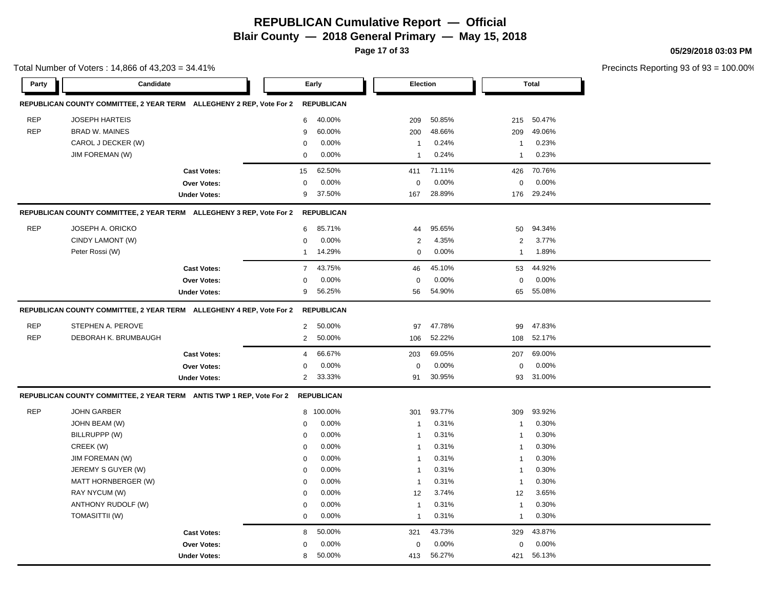# REPUBLICAN Cumulative Report — Official

**Blair County — 2018 General Primary — May 15, 2018**

**05/29/2018 03:03 PM**

Total Number of Voters : 14,866 of 43,203 = 34.41%

Precincts Reporting 93 of 93 = 100.00%

**REPUBLICAN COUNTY COMMITTEE, 2 YEAR TERM ALLEGHENY 2 REP, Vote For 2** — REPUBLICAN

| Party | Candidate | Early | | Election | | Total | |
|---|---|---|---|---|---|---|---|
| REP | JOSEPH HARTEIS | 6 | 40.00% | 209 | 50.85% | 215 | 50.47% |
| REP | BRAD W. MAINES | 9 | 60.00% | 200 | 48.66% | 209 | 49.06% |
| | CAROL J DECKER (W) | 0 | 0.00% | 1 | 0.24% | 1 | 0.23% |
| | JIM FOREMAN (W) | 0 | 0.00% | 1 | 0.24% | 1 | 0.23% |
| | **Cast Votes:** | 15 | 62.50% | 411 | 71.11% | 426 | 70.76% |
| | **Over Votes:** | 0 | 0.00% | 0 | 0.00% | 0 | 0.00% |
| | **Under Votes:** | 9 | 37.50% | 167 | 28.89% | 176 | 29.24% |

**REPUBLICAN COUNTY COMMITTEE, 2 YEAR TERM ALLEGHENY 3 REP, Vote For 2** — REPUBLICAN

| Party | Candidate | Early | | Election | | Total | |
|---|---|---|---|---|---|---|---|
| REP | JOSEPH A. ORICKO | 6 | 85.71% | 44 | 95.65% | 50 | 94.34% |
| | CINDY LAMONT (W) | 0 | 0.00% | 2 | 4.35% | 2 | 3.77% |
| | Peter Rossi (W) | 1 | 14.29% | 0 | 0.00% | 1 | 1.89% |
| | **Cast Votes:** | 7 | 43.75% | 46 | 45.10% | 53 | 44.92% |
| | **Over Votes:** | 0 | 0.00% | 0 | 0.00% | 0 | 0.00% |
| | **Under Votes:** | 9 | 56.25% | 56 | 54.90% | 65 | 55.08% |

**REPUBLICAN COUNTY COMMITTEE, 2 YEAR TERM ALLEGHENY 4 REP, Vote For 2** — REPUBLICAN

| Party | Candidate | Early | | Election | | Total | |
|---|---|---|---|---|---|---|---|
| REP | STEPHEN A. PEROVE | 2 | 50.00% | 97 | 47.78% | 99 | 47.83% |
| REP | DEBORAH K. BRUMBAUGH | 2 | 50.00% | 106 | 52.22% | 108 | 52.17% |
| | **Cast Votes:** | 4 | 66.67% | 203 | 69.05% | 207 | 69.00% |
| | **Over Votes:** | 0 | 0.00% | 0 | 0.00% | 0 | 0.00% |
| | **Under Votes:** | 2 | 33.33% | 91 | 30.95% | 93 | 31.00% |

**REPUBLICAN COUNTY COMMITTEE, 2 YEAR TERM ANTIS TWP 1 REP, Vote For 2** — REPUBLICAN

| Party | Candidate | Early | | Election | | Total | |
|---|---|---|---|---|---|---|---|
| REP | JOHN GARBER | 8 | 100.00% | 301 | 93.77% | 309 | 93.92% |
| | JOHN BEAM (W) | 0 | 0.00% | 1 | 0.31% | 1 | 0.30% |
| | BILLRUPPP (W) | 0 | 0.00% | 1 | 0.31% | 1 | 0.30% |
| | CREEK (W) | 0 | 0.00% | 1 | 0.31% | 1 | 0.30% |
| | JIM FOREMAN (W) | 0 | 0.00% | 1 | 0.31% | 1 | 0.30% |
| | JEREMY S GUYER (W) | 0 | 0.00% | 1 | 0.31% | 1 | 0.30% |
| | MATT HORNBERGER (W) | 0 | 0.00% | 1 | 0.31% | 1 | 0.30% |
| | RAY NYCUM (W) | 0 | 0.00% | 12 | 3.74% | 12 | 3.65% |
| | ANTHONY RUDOLF (W) | 0 | 0.00% | 1 | 0.31% | 1 | 0.30% |
| | TOMASITTII (W) | 0 | 0.00% | 1 | 0.31% | 1 | 0.30% |
| | **Cast Votes:** | 8 | 50.00% | 321 | 43.73% | 329 | 43.87% |
| | **Over Votes:** | 0 | 0.00% | 0 | 0.00% | 0 | 0.00% |
| | **Under Votes:** | 8 | 50.00% | 413 | 56.27% | 421 | 56.13% |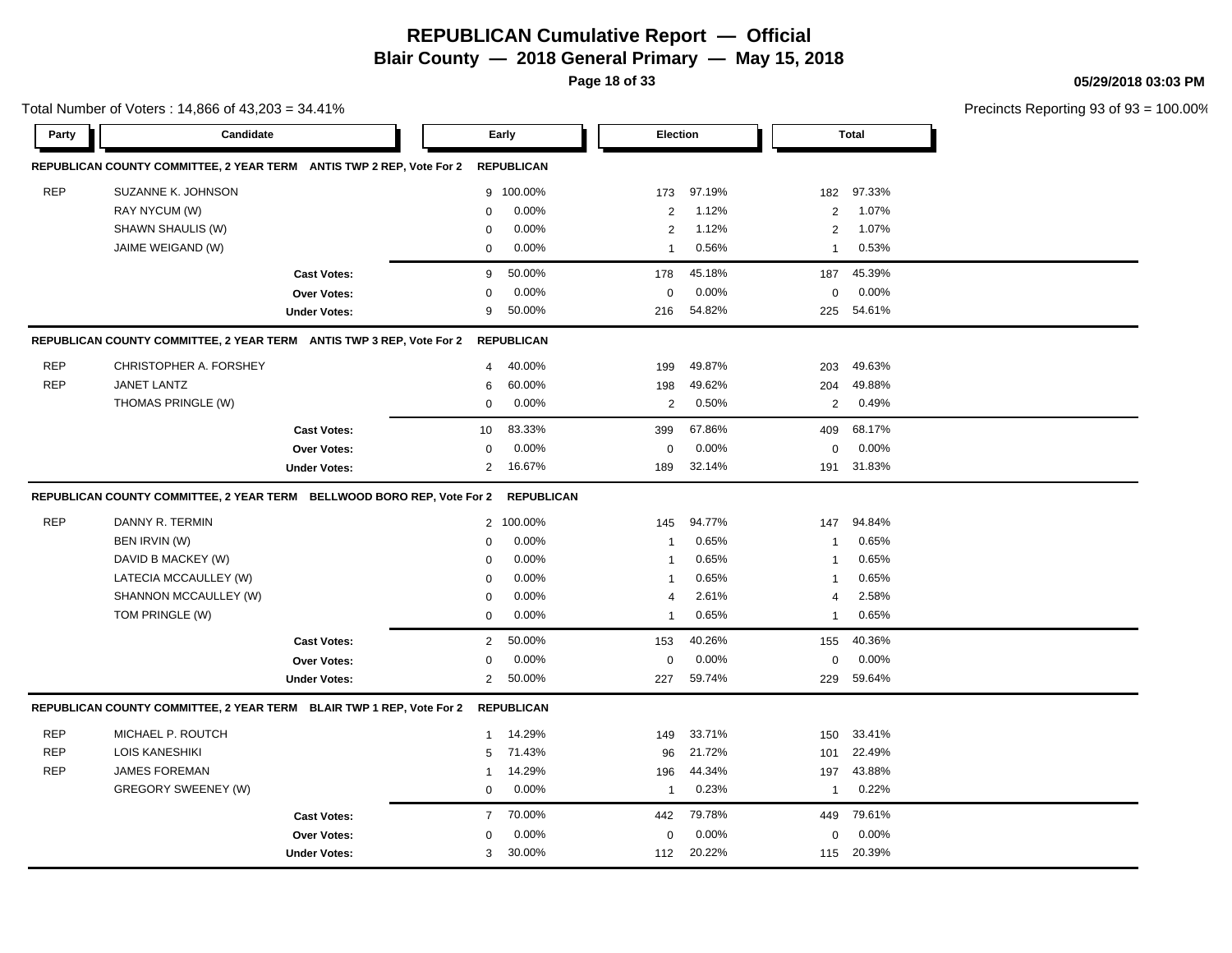# REPUBLICAN Cumulative Report — Official

**Blair County — 2018 General Primary — May 15, 2018**

05/29/2018 03:03 PM

Total Number of Voters : 14,866 of 43,203 = 34.41%

Precincts Reporting 93 of 93 = 100.00%

| Party | Candidate | Early | | Election | | Total | |
|---|---|---|---|---|---|---|---|
| **REPUBLICAN COUNTY COMMITTEE, 2 YEAR TERM ANTIS TWP 2 REP, Vote For 2** | | **REPUBLICAN** | | | | | |
| REP | SUZANNE K. JOHNSON | 9 | 100.00% | 173 | 97.19% | 182 | 97.33% |
| | RAY NYCUM (W) | 0 | 0.00% | 2 | 1.12% | 2 | 1.07% |
| | SHAWN SHAULIS (W) | 0 | 0.00% | 2 | 1.12% | 2 | 1.07% |
| | JAIME WEIGAND (W) | 0 | 0.00% | 1 | 0.56% | 1 | 0.53% |
| | **Cast Votes:** | 9 | 50.00% | 178 | 45.18% | 187 | 45.39% |
| | **Over Votes:** | 0 | 0.00% | 0 | 0.00% | 0 | 0.00% |
| | **Under Votes:** | 9 | 50.00% | 216 | 54.82% | 225 | 54.61% |
| **REPUBLICAN COUNTY COMMITTEE, 2 YEAR TERM ANTIS TWP 3 REP, Vote For 2** | | **REPUBLICAN** | | | | | |
| REP | CHRISTOPHER A. FORSHEY | 4 | 40.00% | 199 | 49.87% | 203 | 49.63% |
| REP | JANET LANTZ | 6 | 60.00% | 198 | 49.62% | 204 | 49.88% |
| | THOMAS PRINGLE (W) | 0 | 0.00% | 2 | 0.50% | 2 | 0.49% |
| | **Cast Votes:** | 10 | 83.33% | 399 | 67.86% | 409 | 68.17% |
| | **Over Votes:** | 0 | 0.00% | 0 | 0.00% | 0 | 0.00% |
| | **Under Votes:** | 2 | 16.67% | 189 | 32.14% | 191 | 31.83% |
| **REPUBLICAN COUNTY COMMITTEE, 2 YEAR TERM BELLWOOD BORO REP, Vote For 2** | | **REPUBLICAN** | | | | | |
| REP | DANNY R. TERMIN | 2 | 100.00% | 145 | 94.77% | 147 | 94.84% |
| | BEN IRVIN (W) | 0 | 0.00% | 1 | 0.65% | 1 | 0.65% |
| | DAVID B MACKEY (W) | 0 | 0.00% | 1 | 0.65% | 1 | 0.65% |
| | LATECIA MCCAULLEY (W) | 0 | 0.00% | 1 | 0.65% | 1 | 0.65% |
| | SHANNON MCCAULLEY (W) | 0 | 0.00% | 4 | 2.61% | 4 | 2.58% |
| | TOM PRINGLE (W) | 0 | 0.00% | 1 | 0.65% | 1 | 0.65% |
| | **Cast Votes:** | 2 | 50.00% | 153 | 40.26% | 155 | 40.36% |
| | **Over Votes:** | 0 | 0.00% | 0 | 0.00% | 0 | 0.00% |
| | **Under Votes:** | 2 | 50.00% | 227 | 59.74% | 229 | 59.64% |
| **REPUBLICAN COUNTY COMMITTEE, 2 YEAR TERM BLAIR TWP 1 REP, Vote For 2** | | **REPUBLICAN** | | | | | |
| REP | MICHAEL P. ROUTCH | 1 | 14.29% | 149 | 33.71% | 150 | 33.41% |
| REP | LOIS KANESHIKI | 5 | 71.43% | 96 | 21.72% | 101 | 22.49% |
| REP | JAMES FOREMAN | 1 | 14.29% | 196 | 44.34% | 197 | 43.88% |
| | GREGORY SWEENEY (W) | 0 | 0.00% | 1 | 0.23% | 1 | 0.22% |
| | **Cast Votes:** | 7 | 70.00% | 442 | 79.78% | 449 | 79.61% |
| | **Over Votes:** | 0 | 0.00% | 0 | 0.00% | 0 | 0.00% |
| | **Under Votes:** | 3 | 30.00% | 112 | 20.22% | 115 | 20.39% |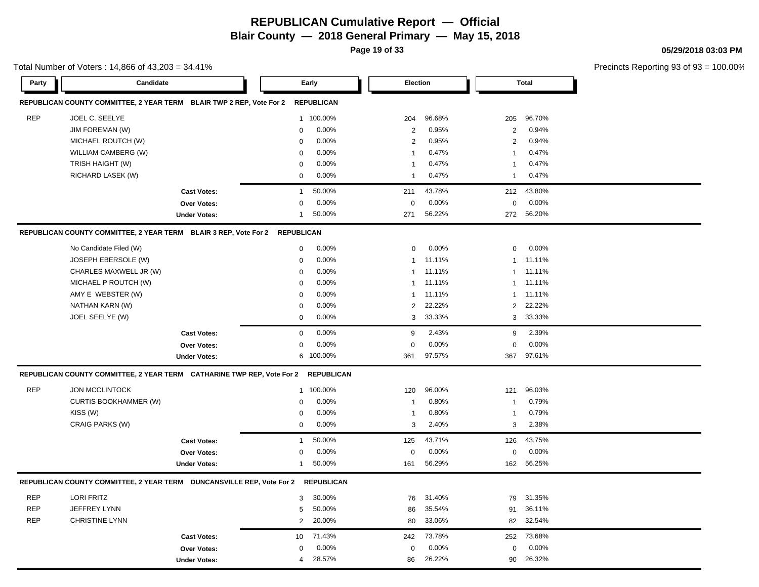# REPUBLICAN Cumulative Report — Official

## Blair County — 2018 General Primary — May 15, 2018

05/29/2018 03:03 PM

Total Number of Voters : 14,866 of 43,203 = 34.41%

Precincts Reporting 93 of 93 = 100.00%

### REPUBLICAN COUNTY COMMITTEE, 2 YEAR TERM BLAIR TWP 2 REP, Vote For 2 REPUBLICAN

| Party | Candidate | Early | | Election | | Total | |
|---|---|---|---|---|---|---|---|
| REP | JOEL C. SEELYE | 1 | 100.00% | 204 | 96.68% | 205 | 96.70% |
| | JIM FOREMAN (W) | 0 | 0.00% | 2 | 0.95% | 2 | 0.94% |
| | MICHAEL ROUTCH (W) | 0 | 0.00% | 2 | 0.95% | 2 | 0.94% |
| | WILLIAM CAMBERG (W) | 0 | 0.00% | 1 | 0.47% | 1 | 0.47% |
| | TRISH HAIGHT (W) | 0 | 0.00% | 1 | 0.47% | 1 | 0.47% |
| | RICHARD LASEK (W) | 0 | 0.00% | 1 | 0.47% | 1 | 0.47% |
| | **Cast Votes:** | 1 | 50.00% | 211 | 43.78% | 212 | 43.80% |
| | **Over Votes:** | 0 | 0.00% | 0 | 0.00% | 0 | 0.00% |
| | **Under Votes:** | 1 | 50.00% | 271 | 56.22% | 272 | 56.20% |

### REPUBLICAN COUNTY COMMITTEE, 2 YEAR TERM BLAIR 3 REP, Vote For 2 REPUBLICAN

| Party | Candidate | Early | | Election | | Total | |
|---|---|---|---|---|---|---|---|
| | No Candidate Filed (W) | 0 | 0.00% | 0 | 0.00% | 0 | 0.00% |
| | JOSEPH EBERSOLE (W) | 0 | 0.00% | 1 | 11.11% | 1 | 11.11% |
| | CHARLES MAXWELL JR (W) | 0 | 0.00% | 1 | 11.11% | 1 | 11.11% |
| | MICHAEL P ROUTCH (W) | 0 | 0.00% | 1 | 11.11% | 1 | 11.11% |
| | AMY E WEBSTER (W) | 0 | 0.00% | 1 | 11.11% | 1 | 11.11% |
| | NATHAN KARN (W) | 0 | 0.00% | 2 | 22.22% | 2 | 22.22% |
| | JOEL SEELYE (W) | 0 | 0.00% | 3 | 33.33% | 3 | 33.33% |
| | **Cast Votes:** | 0 | 0.00% | 9 | 2.43% | 9 | 2.39% |
| | **Over Votes:** | 0 | 0.00% | 0 | 0.00% | 0 | 0.00% |
| | **Under Votes:** | 6 | 100.00% | 361 | 97.57% | 367 | 97.61% |

### REPUBLICAN COUNTY COMMITTEE, 2 YEAR TERM CATHARINE TWP REP, Vote For 2 REPUBLICAN

| Party | Candidate | Early | | Election | | Total | |
|---|---|---|---|---|---|---|---|
| REP | JON MCCLINTOCK | 1 | 100.00% | 120 | 96.00% | 121 | 96.03% |
| | CURTIS BOOKHAMMER (W) | 0 | 0.00% | 1 | 0.80% | 1 | 0.79% |
| | KISS (W) | 0 | 0.00% | 1 | 0.80% | 1 | 0.79% |
| | CRAIG PARKS (W) | 0 | 0.00% | 3 | 2.40% | 3 | 2.38% |
| | **Cast Votes:** | 1 | 50.00% | 125 | 43.71% | 126 | 43.75% |
| | **Over Votes:** | 0 | 0.00% | 0 | 0.00% | 0 | 0.00% |
| | **Under Votes:** | 1 | 50.00% | 161 | 56.29% | 162 | 56.25% |

### REPUBLICAN COUNTY COMMITTEE, 2 YEAR TERM DUNCANSVILLE REP, Vote For 2 REPUBLICAN

| Party | Candidate | Early | | Election | | Total | |
|---|---|---|---|---|---|---|---|
| REP | LORI FRITZ | 3 | 30.00% | 76 | 31.40% | 79 | 31.35% |
| REP | JEFFREY LYNN | 5 | 50.00% | 86 | 35.54% | 91 | 36.11% |
| REP | CHRISTINE LYNN | 2 | 20.00% | 80 | 33.06% | 82 | 32.54% |
| | **Cast Votes:** | 10 | 71.43% | 242 | 73.78% | 252 | 73.68% |
| | **Over Votes:** | 0 | 0.00% | 0 | 0.00% | 0 | 0.00% |
| | **Under Votes:** | 4 | 28.57% | 86 | 26.22% | 90 | 26.32% |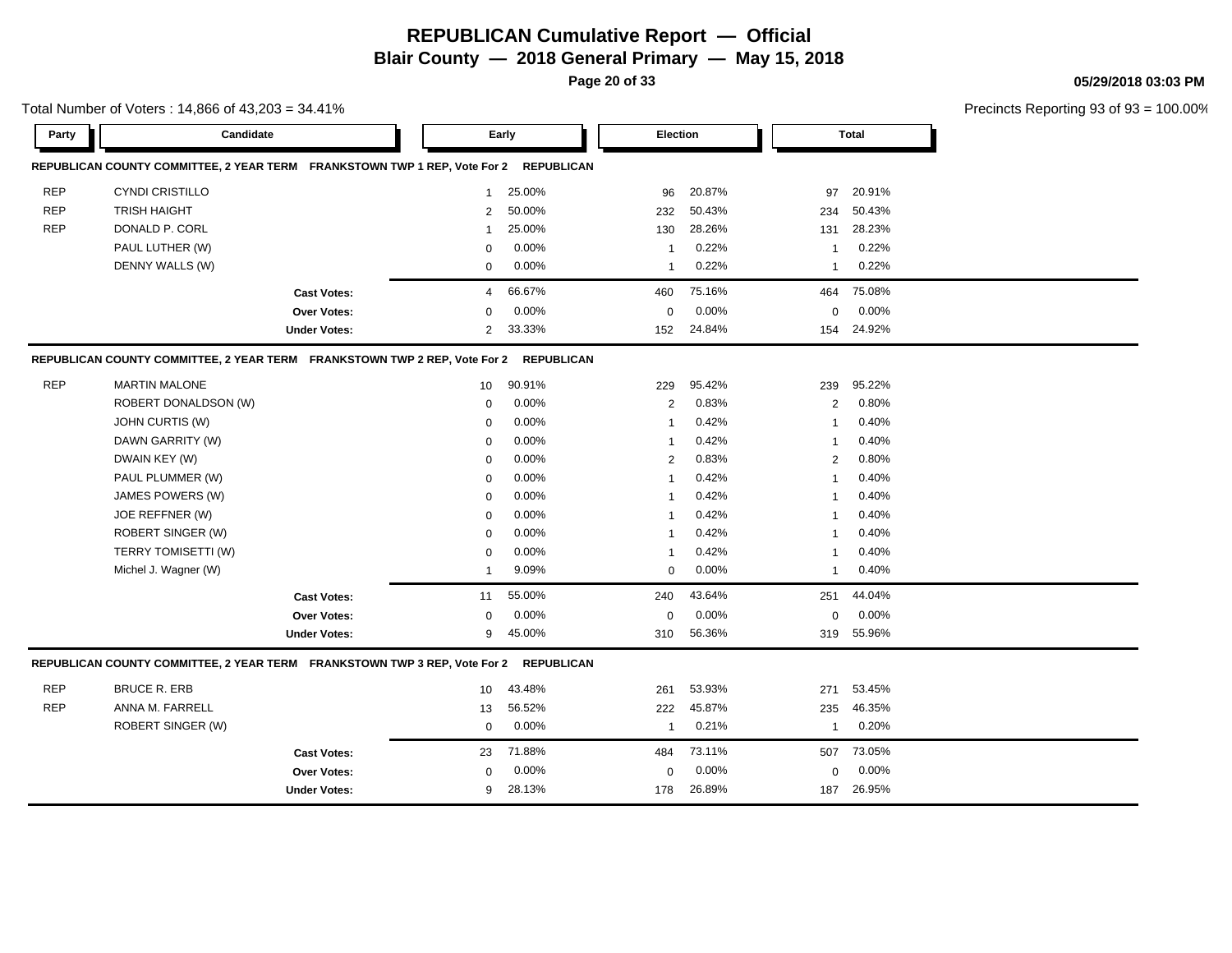# REPUBLICAN Cumulative Report — Official

## Blair County — 2018 General Primary — May 15, 2018

05/29/2018 03:03 PM

Total Number of Voters : 14,866 of 43,203 = 34.41%

Precincts Reporting 93 of 93 = 100.00%

### REPUBLICAN COUNTY COMMITTEE, 2 YEAR TERM FRANKSTOWN TWP 1 REP, Vote For 2 REPUBLICAN

| Party | Candidate | Early | | Election | | Total | |
|---|---|---|---|---|---|---|---|
| REP | CYNDI CRISTILLO | 1 | 25.00% | 96 | 20.87% | 97 | 20.91% |
| REP | TRISH HAIGHT | 2 | 50.00% | 232 | 50.43% | 234 | 50.43% |
| REP | DONALD P. CORL | 1 | 25.00% | 130 | 28.26% | 131 | 28.23% |
| | PAUL LUTHER (W) | 0 | 0.00% | 1 | 0.22% | 1 | 0.22% |
| | DENNY WALLS (W) | 0 | 0.00% | 1 | 0.22% | 1 | 0.22% |
| | **Cast Votes:** | 4 | 66.67% | 460 | 75.16% | 464 | 75.08% |
| | **Over Votes:** | 0 | 0.00% | 0 | 0.00% | 0 | 0.00% |
| | **Under Votes:** | 2 | 33.33% | 152 | 24.84% | 154 | 24.92% |

### REPUBLICAN COUNTY COMMITTEE, 2 YEAR TERM FRANKSTOWN TWP 2 REP, Vote For 2 REPUBLICAN

| Party | Candidate | Early | | Election | | Total | |
|---|---|---|---|---|---|---|---|
| REP | MARTIN MALONE | 10 | 90.91% | 229 | 95.42% | 239 | 95.22% |
| | ROBERT DONALDSON (W) | 0 | 0.00% | 2 | 0.83% | 2 | 0.80% |
| | JOHN CURTIS (W) | 0 | 0.00% | 1 | 0.42% | 1 | 0.40% |
| | DAWN GARRITY (W) | 0 | 0.00% | 1 | 0.42% | 1 | 0.40% |
| | DWAIN KEY (W) | 0 | 0.00% | 2 | 0.83% | 2 | 0.80% |
| | PAUL PLUMMER (W) | 0 | 0.00% | 1 | 0.42% | 1 | 0.40% |
| | JAMES POWERS (W) | 0 | 0.00% | 1 | 0.42% | 1 | 0.40% |
| | JOE REFFNER (W) | 0 | 0.00% | 1 | 0.42% | 1 | 0.40% |
| | ROBERT SINGER (W) | 0 | 0.00% | 1 | 0.42% | 1 | 0.40% |
| | TERRY TOMISETTI (W) | 0 | 0.00% | 1 | 0.42% | 1 | 0.40% |
| | Michel J. Wagner (W) | 1 | 9.09% | 0 | 0.00% | 1 | 0.40% |
| | **Cast Votes:** | 11 | 55.00% | 240 | 43.64% | 251 | 44.04% |
| | **Over Votes:** | 0 | 0.00% | 0 | 0.00% | 0 | 0.00% |
| | **Under Votes:** | 9 | 45.00% | 310 | 56.36% | 319 | 55.96% |

### REPUBLICAN COUNTY COMMITTEE, 2 YEAR TERM FRANKSTOWN TWP 3 REP, Vote For 2 REPUBLICAN

| Party | Candidate | Early | | Election | | Total | |
|---|---|---|---|---|---|---|---|
| REP | BRUCE R. ERB | 10 | 43.48% | 261 | 53.93% | 271 | 53.45% |
| REP | ANNA M. FARRELL | 13 | 56.52% | 222 | 45.87% | 235 | 46.35% |
| | ROBERT SINGER (W) | 0 | 0.00% | 1 | 0.21% | 1 | 0.20% |
| | **Cast Votes:** | 23 | 71.88% | 484 | 73.11% | 507 | 73.05% |
| | **Over Votes:** | 0 | 0.00% | 0 | 0.00% | 0 | 0.00% |
| | **Under Votes:** | 9 | 28.13% | 178 | 26.89% | 187 | 26.95% |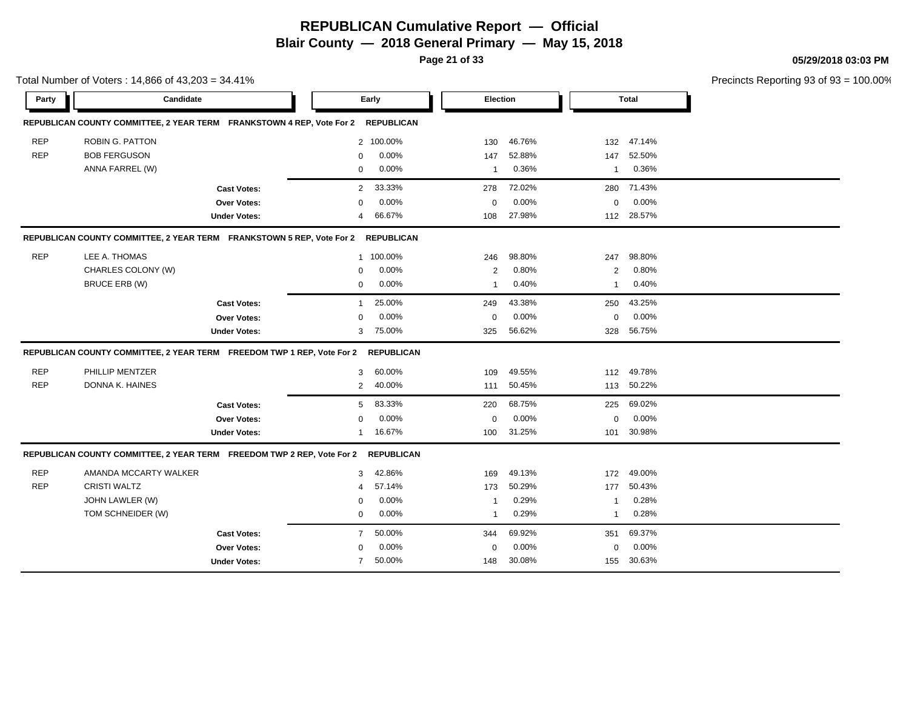# REPUBLICAN Cumulative Report — Official

## Blair County — 2018 General Primary — May 15, 2018

05/29/2018 03:03 PM

Total Number of Voters : 14,866 of 43,203 = 34.41%

Precincts Reporting 93 of 93 = 100.00%

### REPUBLICAN COUNTY COMMITTEE, 2 YEAR TERM FRANKSTOWN 4 REP, Vote For 2 REPUBLICAN

| Party | Candidate | Early | | Election | | Total | |
|---|---|---|---|---|---|---|---|
| REP | ROBIN G. PATTON | 2 | 100.00% | 130 | 46.76% | 132 | 47.14% |
| REP | BOB FERGUSON | 0 | 0.00% | 147 | 52.88% | 147 | 52.50% |
| | ANNA FARREL (W) | 0 | 0.00% | 1 | 0.36% | 1 | 0.36% |
| | **Cast Votes:** | 2 | 33.33% | 278 | 72.02% | 280 | 71.43% |
| | **Over Votes:** | 0 | 0.00% | 0 | 0.00% | 0 | 0.00% |
| | **Under Votes:** | 4 | 66.67% | 108 | 27.98% | 112 | 28.57% |

### REPUBLICAN COUNTY COMMITTEE, 2 YEAR TERM FRANKSTOWN 5 REP, Vote For 2 REPUBLICAN

| Party | Candidate | Early | | Election | | Total | |
|---|---|---|---|---|---|---|---|
| REP | LEE A. THOMAS | 1 | 100.00% | 246 | 98.80% | 247 | 98.80% |
| | CHARLES COLONY (W) | 0 | 0.00% | 2 | 0.80% | 2 | 0.80% |
| | BRUCE ERB (W) | 0 | 0.00% | 1 | 0.40% | 1 | 0.40% |
| | **Cast Votes:** | 1 | 25.00% | 249 | 43.38% | 250 | 43.25% |
| | **Over Votes:** | 0 | 0.00% | 0 | 0.00% | 0 | 0.00% |
| | **Under Votes:** | 3 | 75.00% | 325 | 56.62% | 328 | 56.75% |

### REPUBLICAN COUNTY COMMITTEE, 2 YEAR TERM FREEDOM TWP 1 REP, Vote For 2 REPUBLICAN

| Party | Candidate | Early | | Election | | Total | |
|---|---|---|---|---|---|---|---|
| REP | PHILLIP MENTZER | 3 | 60.00% | 109 | 49.55% | 112 | 49.78% |
| REP | DONNA K. HAINES | 2 | 40.00% | 111 | 50.45% | 113 | 50.22% |
| | **Cast Votes:** | 5 | 83.33% | 220 | 68.75% | 225 | 69.02% |
| | **Over Votes:** | 0 | 0.00% | 0 | 0.00% | 0 | 0.00% |
| | **Under Votes:** | 1 | 16.67% | 100 | 31.25% | 101 | 30.98% |

### REPUBLICAN COUNTY COMMITTEE, 2 YEAR TERM FREEDOM TWP 2 REP, Vote For 2 REPUBLICAN

| Party | Candidate | Early | | Election | | Total | |
|---|---|---|---|---|---|---|---|
| REP | AMANDA MCCARTY WALKER | 3 | 42.86% | 169 | 49.13% | 172 | 49.00% |
| REP | CRISTI WALTZ | 4 | 57.14% | 173 | 50.29% | 177 | 50.43% |
| | JOHN LAWLER (W) | 0 | 0.00% | 1 | 0.29% | 1 | 0.28% |
| | TOM SCHNEIDER (W) | 0 | 0.00% | 1 | 0.29% | 1 | 0.28% |
| | **Cast Votes:** | 7 | 50.00% | 344 | 69.92% | 351 | 69.37% |
| | **Over Votes:** | 0 | 0.00% | 0 | 0.00% | 0 | 0.00% |
| | **Under Votes:** | 7 | 50.00% | 148 | 30.08% | 155 | 30.63% |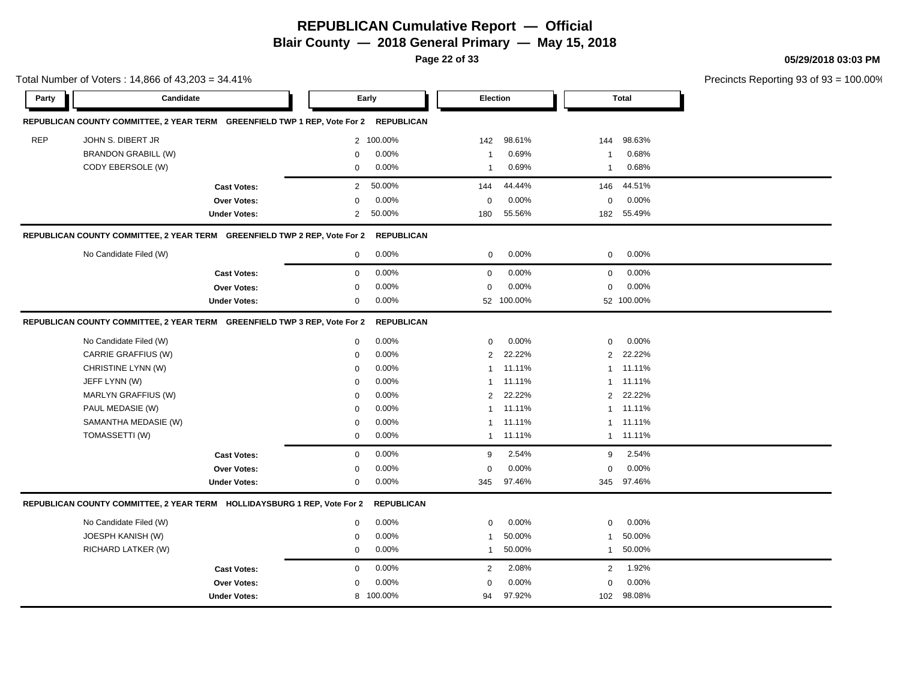# REPUBLICAN Cumulative Report — Official

## Blair County — 2018 General Primary — May 15, 2018

05/29/2018 03:03 PM

Total Number of Voters : 14,866 of 43,203 = 34.41%

Precincts Reporting 93 of 93 = 100.00%

| Party | Candidate | Early | | Election | | Total | |
|---|---|---|---|---|---|---|---|
| **REPUBLICAN COUNTY COMMITTEE, 2 YEAR TERM GREENFIELD TWP 1 REP, Vote For 2 REPUBLICAN** | | | | | | | |
| REP | JOHN S. DIBERT JR | 2 | 100.00% | 142 | 98.61% | 144 | 98.63% |
| | BRANDON GRABILL (W) | 0 | 0.00% | 1 | 0.69% | 1 | 0.68% |
| | CODY EBERSOLE (W) | 0 | 0.00% | 1 | 0.69% | 1 | 0.68% |
| | **Cast Votes:** | 2 | 50.00% | 144 | 44.44% | 146 | 44.51% |
| | **Over Votes:** | 0 | 0.00% | 0 | 0.00% | 0 | 0.00% |
| | **Under Votes:** | 2 | 50.00% | 180 | 55.56% | 182 | 55.49% |
| **REPUBLICAN COUNTY COMMITTEE, 2 YEAR TERM GREENFIELD TWP 2 REP, Vote For 2 REPUBLICAN** | | | | | | | |
| | No Candidate Filed (W) | 0 | 0.00% | 0 | 0.00% | 0 | 0.00% |
| | **Cast Votes:** | 0 | 0.00% | 0 | 0.00% | 0 | 0.00% |
| | **Over Votes:** | 0 | 0.00% | 0 | 0.00% | 0 | 0.00% |
| | **Under Votes:** | 0 | 0.00% | 52 | 100.00% | 52 | 100.00% |
| **REPUBLICAN COUNTY COMMITTEE, 2 YEAR TERM GREENFIELD TWP 3 REP, Vote For 2 REPUBLICAN** | | | | | | | |
| | No Candidate Filed (W) | 0 | 0.00% | 0 | 0.00% | 0 | 0.00% |
| | CARRIE GRAFFIUS (W) | 0 | 0.00% | 2 | 22.22% | 2 | 22.22% |
| | CHRISTINE LYNN (W) | 0 | 0.00% | 1 | 11.11% | 1 | 11.11% |
| | JEFF LYNN (W) | 0 | 0.00% | 1 | 11.11% | 1 | 11.11% |
| | MARLYN GRAFFIUS (W) | 0 | 0.00% | 2 | 22.22% | 2 | 22.22% |
| | PAUL MEDASIE (W) | 0 | 0.00% | 1 | 11.11% | 1 | 11.11% |
| | SAMANTHA MEDASIE (W) | 0 | 0.00% | 1 | 11.11% | 1 | 11.11% |
| | TOMASSETTI (W) | 0 | 0.00% | 1 | 11.11% | 1 | 11.11% |
| | **Cast Votes:** | 0 | 0.00% | 9 | 2.54% | 9 | 2.54% |
| | **Over Votes:** | 0 | 0.00% | 0 | 0.00% | 0 | 0.00% |
| | **Under Votes:** | 0 | 0.00% | 345 | 97.46% | 345 | 97.46% |
| **REPUBLICAN COUNTY COMMITTEE, 2 YEAR TERM HOLLIDAYSBURG 1 REP, Vote For 2 REPUBLICAN** | | | | | | | |
| | No Candidate Filed (W) | 0 | 0.00% | 0 | 0.00% | 0 | 0.00% |
| | JOESPH KANISH (W) | 0 | 0.00% | 1 | 50.00% | 1 | 50.00% |
| | RICHARD LATKER (W) | 0 | 0.00% | 1 | 50.00% | 1 | 50.00% |
| | **Cast Votes:** | 0 | 0.00% | 2 | 2.08% | 2 | 1.92% |
| | **Over Votes:** | 0 | 0.00% | 0 | 0.00% | 0 | 0.00% |
| | **Under Votes:** | 8 | 100.00% | 94 | 97.92% | 102 | 98.08% |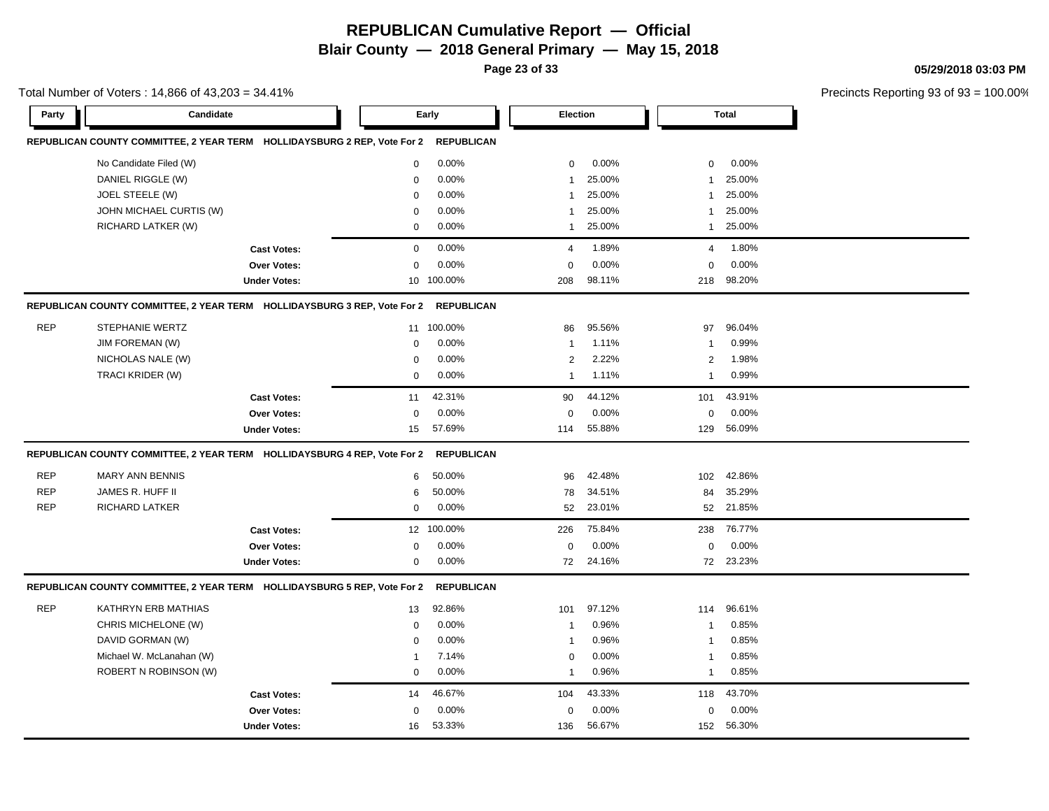# REPUBLICAN Cumulative Report — Official

## Blair County — 2018 General Primary — May 15, 2018

05/29/2018 03:03 PM

Total Number of Voters : 14,866 of 43,203 = 34.41%

Precincts Reporting 93 of 93 = 100.00%

### REPUBLICAN COUNTY COMMITTEE, 2 YEAR TERM HOLLIDAYSBURG 2 REP, Vote For 2 REPUBLICAN

| Party | Candidate | Early | | Election | | Total | |
|---|---|---|---|---|---|---|---|
| | No Candidate Filed (W) | 0 | 0.00% | 0 | 0.00% | 0 | 0.00% |
| | DANIEL RIGGLE (W) | 0 | 0.00% | 1 | 25.00% | 1 | 25.00% |
| | JOEL STEELE (W) | 0 | 0.00% | 1 | 25.00% | 1 | 25.00% |
| | JOHN MICHAEL CURTIS (W) | 0 | 0.00% | 1 | 25.00% | 1 | 25.00% |
| | RICHARD LATKER (W) | 0 | 0.00% | 1 | 25.00% | 1 | 25.00% |
| | **Cast Votes:** | 0 | 0.00% | 4 | 1.89% | 4 | 1.80% |
| | **Over Votes:** | 0 | 0.00% | 0 | 0.00% | 0 | 0.00% |
| | **Under Votes:** | 10 | 100.00% | 208 | 98.11% | 218 | 98.20% |

### REPUBLICAN COUNTY COMMITTEE, 2 YEAR TERM HOLLIDAYSBURG 3 REP, Vote For 2 REPUBLICAN

| Party | Candidate | Early | | Election | | Total | |
|---|---|---|---|---|---|---|---|
| REP | STEPHANIE WERTZ | 11 | 100.00% | 86 | 95.56% | 97 | 96.04% |
| | JIM FOREMAN (W) | 0 | 0.00% | 1 | 1.11% | 1 | 0.99% |
| | NICHOLAS NALE (W) | 0 | 0.00% | 2 | 2.22% | 2 | 1.98% |
| | TRACI KRIDER (W) | 0 | 0.00% | 1 | 1.11% | 1 | 0.99% |
| | **Cast Votes:** | 11 | 42.31% | 90 | 44.12% | 101 | 43.91% |
| | **Over Votes:** | 0 | 0.00% | 0 | 0.00% | 0 | 0.00% |
| | **Under Votes:** | 15 | 57.69% | 114 | 55.88% | 129 | 56.09% |

### REPUBLICAN COUNTY COMMITTEE, 2 YEAR TERM HOLLIDAYSBURG 4 REP, Vote For 2 REPUBLICAN

| Party | Candidate | Early | | Election | | Total | |
|---|---|---|---|---|---|---|---|
| REP | MARY ANN BENNIS | 6 | 50.00% | 96 | 42.48% | 102 | 42.86% |
| REP | JAMES R. HUFF II | 6 | 50.00% | 78 | 34.51% | 84 | 35.29% |
| REP | RICHARD LATKER | 0 | 0.00% | 52 | 23.01% | 52 | 21.85% |
| | **Cast Votes:** | 12 | 100.00% | 226 | 75.84% | 238 | 76.77% |
| | **Over Votes:** | 0 | 0.00% | 0 | 0.00% | 0 | 0.00% |
| | **Under Votes:** | 0 | 0.00% | 72 | 24.16% | 72 | 23.23% |

### REPUBLICAN COUNTY COMMITTEE, 2 YEAR TERM HOLLIDAYSBURG 5 REP, Vote For 2 REPUBLICAN

| Party | Candidate | Early | | Election | | Total | |
|---|---|---|---|---|---|---|---|
| REP | KATHRYN ERB MATHIAS | 13 | 92.86% | 101 | 97.12% | 114 | 96.61% |
| | CHRIS MICHELONE (W) | 0 | 0.00% | 1 | 0.96% | 1 | 0.85% |
| | DAVID GORMAN (W) | 0 | 0.00% | 1 | 0.96% | 1 | 0.85% |
| | Michael W. McLanahan (W) | 1 | 7.14% | 0 | 0.00% | 1 | 0.85% |
| | ROBERT N ROBINSON (W) | 0 | 0.00% | 1 | 0.96% | 1 | 0.85% |
| | **Cast Votes:** | 14 | 46.67% | 104 | 43.33% | 118 | 43.70% |
| | **Over Votes:** | 0 | 0.00% | 0 | 0.00% | 0 | 0.00% |
| | **Under Votes:** | 16 | 53.33% | 136 | 56.67% | 152 | 56.30% |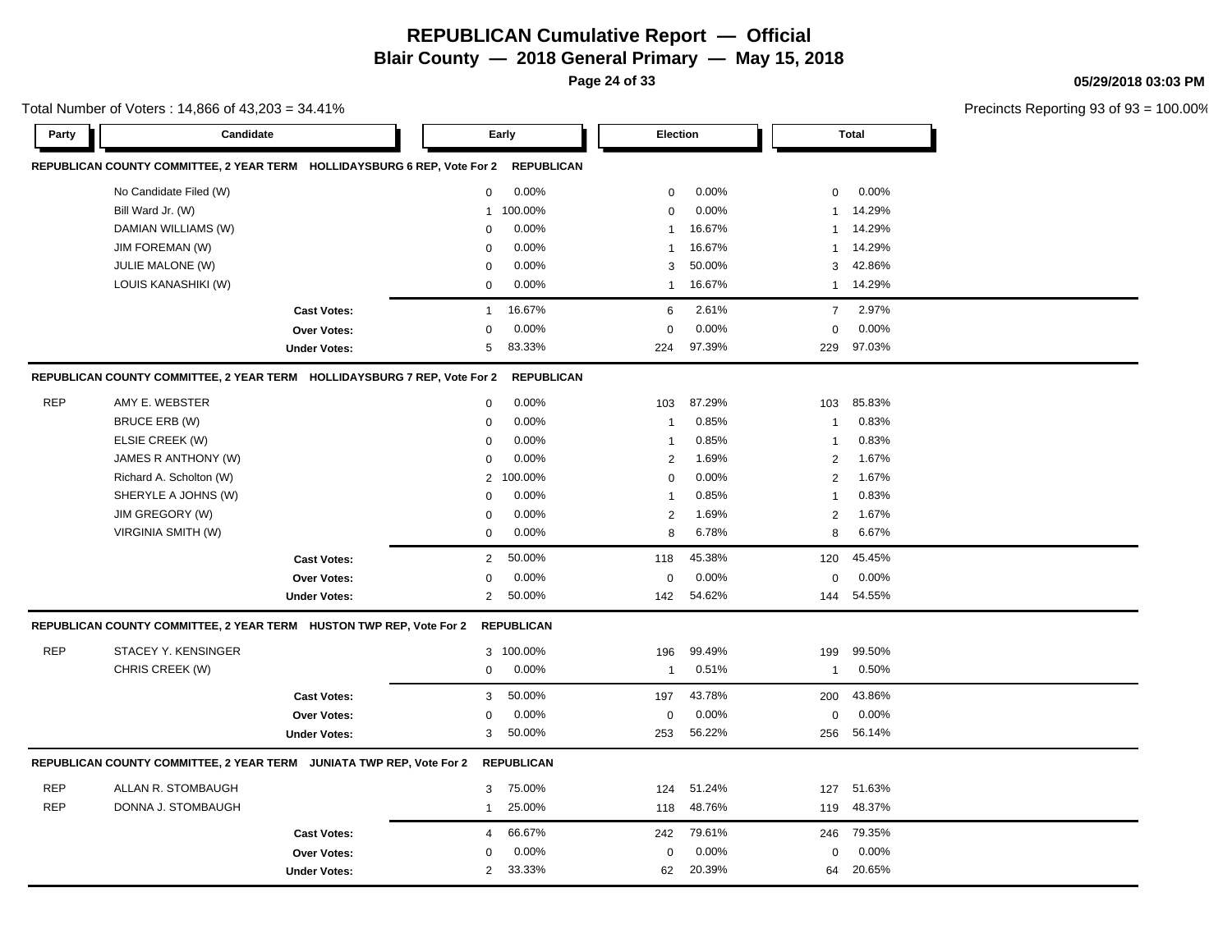# REPUBLICAN Cumulative Report — Official

**Blair County — 2018 General Primary — May 15, 2018**

**05/29/2018 03:03 PM**

Total Number of Voters : 14,866 of 43,203 = 34.41%

Precincts Reporting 93 of 93 = 100.00%

**REPUBLICAN COUNTY COMMITTEE, 2 YEAR TERM HOLLIDAYSBURG 6 REP, Vote For 2 REPUBLICAN**

| Party | Candidate | Early | | Election | | Total | |
|---|---|---|---|---|---|---|---|
| | No Candidate Filed (W) | 0 | 0.00% | 0 | 0.00% | 0 | 0.00% |
| | Bill Ward Jr. (W) | 1 | 100.00% | 0 | 0.00% | 1 | 14.29% |
| | DAMIAN WILLIAMS (W) | 0 | 0.00% | 1 | 16.67% | 1 | 14.29% |
| | JIM FOREMAN (W) | 0 | 0.00% | 1 | 16.67% | 1 | 14.29% |
| | JULIE MALONE (W) | 0 | 0.00% | 3 | 50.00% | 3 | 42.86% |
| | LOUIS KANASHIKI (W) | 0 | 0.00% | 1 | 16.67% | 1 | 14.29% |
| | **Cast Votes:** | 1 | 16.67% | 6 | 2.61% | 7 | 2.97% |
| | **Over Votes:** | 0 | 0.00% | 0 | 0.00% | 0 | 0.00% |
| | **Under Votes:** | 5 | 83.33% | 224 | 97.39% | 229 | 97.03% |

**REPUBLICAN COUNTY COMMITTEE, 2 YEAR TERM HOLLIDAYSBURG 7 REP, Vote For 2 REPUBLICAN**

| Party | Candidate | Early | | Election | | Total | |
|---|---|---|---|---|---|---|---|
| REP | AMY E. WEBSTER | 0 | 0.00% | 103 | 87.29% | 103 | 85.83% |
| | BRUCE ERB (W) | 0 | 0.00% | 1 | 0.85% | 1 | 0.83% |
| | ELSIE CREEK (W) | 0 | 0.00% | 1 | 0.85% | 1 | 0.83% |
| | JAMES R ANTHONY (W) | 0 | 0.00% | 2 | 1.69% | 2 | 1.67% |
| | Richard A. Scholton (W) | 2 | 100.00% | 0 | 0.00% | 2 | 1.67% |
| | SHERYLE A JOHNS (W) | 0 | 0.00% | 1 | 0.85% | 1 | 0.83% |
| | JIM GREGORY (W) | 0 | 0.00% | 2 | 1.69% | 2 | 1.67% |
| | VIRGINIA SMITH (W) | 0 | 0.00% | 8 | 6.78% | 8 | 6.67% |
| | **Cast Votes:** | 2 | 50.00% | 118 | 45.38% | 120 | 45.45% |
| | **Over Votes:** | 0 | 0.00% | 0 | 0.00% | 0 | 0.00% |
| | **Under Votes:** | 2 | 50.00% | 142 | 54.62% | 144 | 54.55% |

**REPUBLICAN COUNTY COMMITTEE, 2 YEAR TERM HUSTON TWP REP, Vote For 2 REPUBLICAN**

| Party | Candidate | Early | | Election | | Total | |
|---|---|---|---|---|---|---|---|
| REP | STACEY Y. KENSINGER | 3 | 100.00% | 196 | 99.49% | 199 | 99.50% |
| | CHRIS CREEK (W) | 0 | 0.00% | 1 | 0.51% | 1 | 0.50% |
| | **Cast Votes:** | 3 | 50.00% | 197 | 43.78% | 200 | 43.86% |
| | **Over Votes:** | 0 | 0.00% | 0 | 0.00% | 0 | 0.00% |
| | **Under Votes:** | 3 | 50.00% | 253 | 56.22% | 256 | 56.14% |

**REPUBLICAN COUNTY COMMITTEE, 2 YEAR TERM JUNIATA TWP REP, Vote For 2 REPUBLICAN**

| Party | Candidate | Early | | Election | | Total | |
|---|---|---|---|---|---|---|---|
| REP | ALLAN R. STOMBAUGH | 3 | 75.00% | 124 | 51.24% | 127 | 51.63% |
| REP | DONNA J. STOMBAUGH | 1 | 25.00% | 118 | 48.76% | 119 | 48.37% |
| | **Cast Votes:** | 4 | 66.67% | 242 | 79.61% | 246 | 79.35% |
| | **Over Votes:** | 0 | 0.00% | 0 | 0.00% | 0 | 0.00% |
| | **Under Votes:** | 2 | 33.33% | 62 | 20.39% | 64 | 20.65% |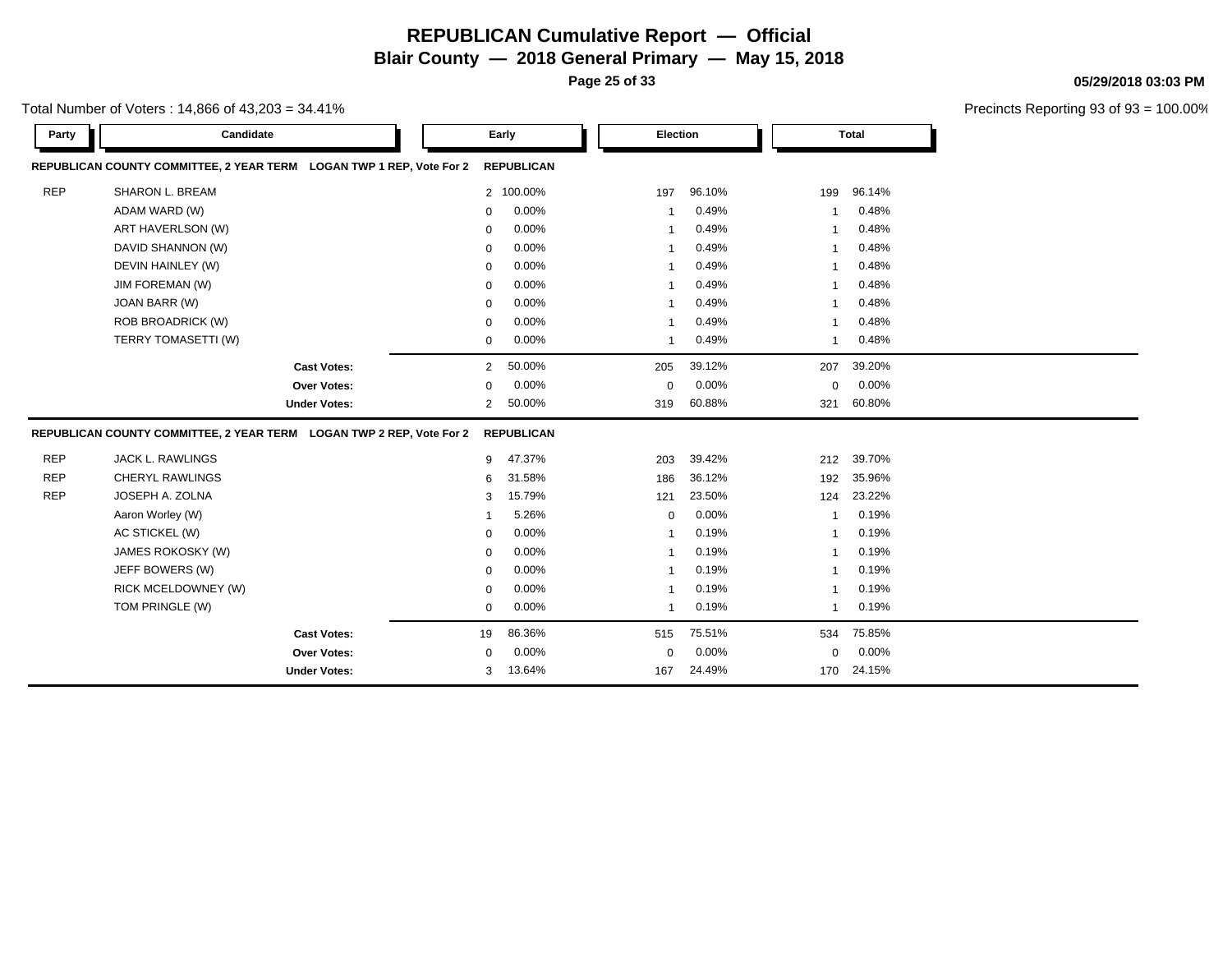# REPUBLICAN Cumulative Report — Official

## Blair County — 2018 General Primary — May 15, 2018

05/29/2018 03:03 PM

Total Number of Voters : 14,866 of 43,203 = 34.41%

Precincts Reporting 93 of 93 = 100.00%

**REPUBLICAN COUNTY COMMITTEE, 2 YEAR TERM LOGAN TWP 1 REP, Vote For 2 — REPUBLICAN**

| Party | Candidate | Early | | Election | | Total | |
|---|---|---|---|---|---|---|---|
| REP | SHARON L. BREAM | 2 | 100.00% | 197 | 96.10% | 199 | 96.14% |
| | ADAM WARD (W) | 0 | 0.00% | 1 | 0.49% | 1 | 0.48% |
| | ART HAVERLSON (W) | 0 | 0.00% | 1 | 0.49% | 1 | 0.48% |
| | DAVID SHANNON (W) | 0 | 0.00% | 1 | 0.49% | 1 | 0.48% |
| | DEVIN HAINLEY (W) | 0 | 0.00% | 1 | 0.49% | 1 | 0.48% |
| | JIM FOREMAN (W) | 0 | 0.00% | 1 | 0.49% | 1 | 0.48% |
| | JOAN BARR (W) | 0 | 0.00% | 1 | 0.49% | 1 | 0.48% |
| | ROB BROADRICK (W) | 0 | 0.00% | 1 | 0.49% | 1 | 0.48% |
| | TERRY TOMASETTI (W) | 0 | 0.00% | 1 | 0.49% | 1 | 0.48% |
| | **Cast Votes:** | 2 | 50.00% | 205 | 39.12% | 207 | 39.20% |
| | **Over Votes:** | 0 | 0.00% | 0 | 0.00% | 0 | 0.00% |
| | **Under Votes:** | 2 | 50.00% | 319 | 60.88% | 321 | 60.80% |

**REPUBLICAN COUNTY COMMITTEE, 2 YEAR TERM LOGAN TWP 2 REP, Vote For 2 — REPUBLICAN**

| Party | Candidate | Early | | Election | | Total | |
|---|---|---|---|---|---|---|---|
| REP | JACK L. RAWLINGS | 9 | 47.37% | 203 | 39.42% | 212 | 39.70% |
| REP | CHERYL RAWLINGS | 6 | 31.58% | 186 | 36.12% | 192 | 35.96% |
| REP | JOSEPH A. ZOLNA | 3 | 15.79% | 121 | 23.50% | 124 | 23.22% |
| | Aaron Worley (W) | 1 | 5.26% | 0 | 0.00% | 1 | 0.19% |
| | AC STICKEL (W) | 0 | 0.00% | 1 | 0.19% | 1 | 0.19% |
| | JAMES ROKOSKY (W) | 0 | 0.00% | 1 | 0.19% | 1 | 0.19% |
| | JEFF BOWERS (W) | 0 | 0.00% | 1 | 0.19% | 1 | 0.19% |
| | RICK MCELDOWNEY (W) | 0 | 0.00% | 1 | 0.19% | 1 | 0.19% |
| | TOM PRINGLE (W) | 0 | 0.00% | 1 | 0.19% | 1 | 0.19% |
| | **Cast Votes:** | 19 | 86.36% | 515 | 75.51% | 534 | 75.85% |
| | **Over Votes:** | 0 | 0.00% | 0 | 0.00% | 0 | 0.00% |
| | **Under Votes:** | 3 | 13.64% | 167 | 24.49% | 170 | 24.15% |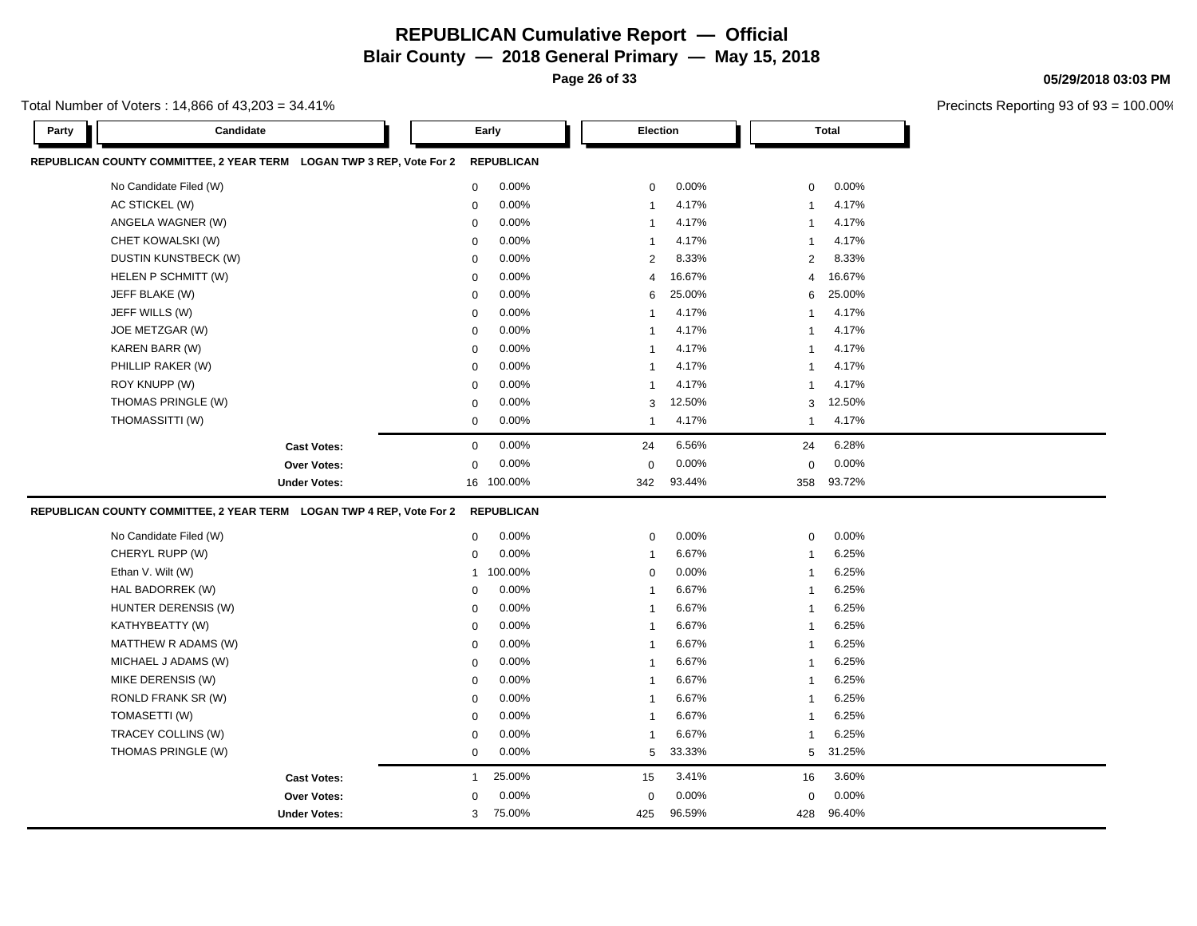# REPUBLICAN Cumulative Report — Official

## Blair County — 2018 General Primary — May 15, 2018

Total Number of Voters : 14,866 of 43,203 = 34.41%

Precincts Reporting 93 of 93 = 100.00%

05/29/2018 03:03 PM

### REPUBLICAN COUNTY COMMITTEE, 2 YEAR TERM LOGAN TWP 3 REP, Vote For 2 — REPUBLICAN

| Party | Candidate | Early | | Election | | Total | |
|---|---|---|---|---|---|---|---|
| | No Candidate Filed (W) | 0 | 0.00% | 0 | 0.00% | 0 | 0.00% |
| | AC STICKEL (W) | 0 | 0.00% | 1 | 4.17% | 1 | 4.17% |
| | ANGELA WAGNER (W) | 0 | 0.00% | 1 | 4.17% | 1 | 4.17% |
| | CHET KOWALSKI (W) | 0 | 0.00% | 1 | 4.17% | 1 | 4.17% |
| | DUSTIN KUNSTBECK (W) | 0 | 0.00% | 2 | 8.33% | 2 | 8.33% |
| | HELEN P SCHMITT (W) | 0 | 0.00% | 4 | 16.67% | 4 | 16.67% |
| | JEFF BLAKE (W) | 0 | 0.00% | 6 | 25.00% | 6 | 25.00% |
| | JEFF WILLS (W) | 0 | 0.00% | 1 | 4.17% | 1 | 4.17% |
| | JOE METZGAR (W) | 0 | 0.00% | 1 | 4.17% | 1 | 4.17% |
| | KAREN BARR (W) | 0 | 0.00% | 1 | 4.17% | 1 | 4.17% |
| | PHILLIP RAKER (W) | 0 | 0.00% | 1 | 4.17% | 1 | 4.17% |
| | ROY KNUPP (W) | 0 | 0.00% | 1 | 4.17% | 1 | 4.17% |
| | THOMAS PRINGLE (W) | 0 | 0.00% | 3 | 12.50% | 3 | 12.50% |
| | THOMASSITTI (W) | 0 | 0.00% | 1 | 4.17% | 1 | 4.17% |
| | **Cast Votes:** | 0 | 0.00% | 24 | 6.56% | 24 | 6.28% |
| | **Over Votes:** | 0 | 0.00% | 0 | 0.00% | 0 | 0.00% |
| | **Under Votes:** | 16 | 100.00% | 342 | 93.44% | 358 | 93.72% |

### REPUBLICAN COUNTY COMMITTEE, 2 YEAR TERM LOGAN TWP 4 REP, Vote For 2 — REPUBLICAN

| Party | Candidate | Early | | Election | | Total | |
|---|---|---|---|---|---|---|---|
| | No Candidate Filed (W) | 0 | 0.00% | 0 | 0.00% | 0 | 0.00% |
| | CHERYL RUPP (W) | 0 | 0.00% | 1 | 6.67% | 1 | 6.25% |
| | Ethan V. Wilt (W) | 1 | 100.00% | 0 | 0.00% | 1 | 6.25% |
| | HAL BADORREK (W) | 0 | 0.00% | 1 | 6.67% | 1 | 6.25% |
| | HUNTER DERENSIS (W) | 0 | 0.00% | 1 | 6.67% | 1 | 6.25% |
| | KATHYBEATTY (W) | 0 | 0.00% | 1 | 6.67% | 1 | 6.25% |
| | MATTHEW R ADAMS (W) | 0 | 0.00% | 1 | 6.67% | 1 | 6.25% |
| | MICHAEL J ADAMS (W) | 0 | 0.00% | 1 | 6.67% | 1 | 6.25% |
| | MIKE DERENSIS (W) | 0 | 0.00% | 1 | 6.67% | 1 | 6.25% |
| | RONLD FRANK SR (W) | 0 | 0.00% | 1 | 6.67% | 1 | 6.25% |
| | TOMASETTI (W) | 0 | 0.00% | 1 | 6.67% | 1 | 6.25% |
| | TRACEY COLLINS (W) | 0 | 0.00% | 1 | 6.67% | 1 | 6.25% |
| | THOMAS PRINGLE (W) | 0 | 0.00% | 5 | 33.33% | 5 | 31.25% |
| | **Cast Votes:** | 1 | 25.00% | 15 | 3.41% | 16 | 3.60% |
| | **Over Votes:** | 0 | 0.00% | 0 | 0.00% | 0 | 0.00% |
| | **Under Votes:** | 3 | 75.00% | 425 | 96.59% | 428 | 96.40% |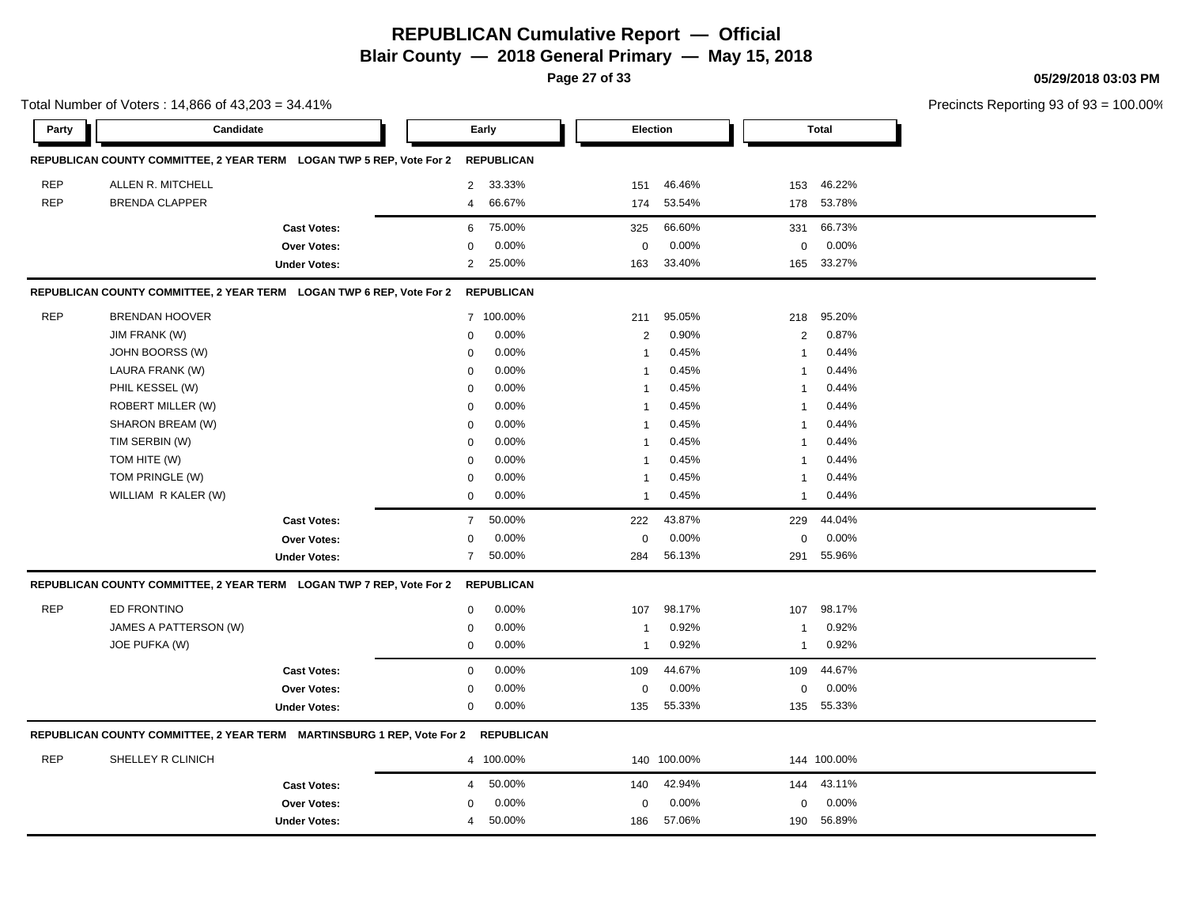# REPUBLICAN Cumulative Report — Official

## Blair County — 2018 General Primary — May 15, 2018

05/29/2018 03:03 PM

Total Number of Voters : 14,866 of 43,203 = 34.41%

Precincts Reporting 93 of 93 = 100.00%

### REPUBLICAN COUNTY COMMITTEE, 2 YEAR TERM LOGAN TWP 5 REP, Vote For 2 — REPUBLICAN

| Party | Candidate | Early | | Election | | Total | |
|---|---|---|---|---|---|---|---|
| REP | ALLEN R. MITCHELL | 2 | 33.33% | 151 | 46.46% | 153 | 46.22% |
| REP | BRENDA CLAPPER | 4 | 66.67% | 174 | 53.54% | 178 | 53.78% |
| | **Cast Votes:** | 6 | 75.00% | 325 | 66.60% | 331 | 66.73% |
| | **Over Votes:** | 0 | 0.00% | 0 | 0.00% | 0 | 0.00% |
| | **Under Votes:** | 2 | 25.00% | 163 | 33.40% | 165 | 33.27% |

### REPUBLICAN COUNTY COMMITTEE, 2 YEAR TERM LOGAN TWP 6 REP, Vote For 2 — REPUBLICAN

| Party | Candidate | Early | | Election | | Total | |
|---|---|---|---|---|---|---|---|
| REP | BRENDAN HOOVER | 7 | 100.00% | 211 | 95.05% | 218 | 95.20% |
| | JIM FRANK (W) | 0 | 0.00% | 2 | 0.90% | 2 | 0.87% |
| | JOHN BOORSS (W) | 0 | 0.00% | 1 | 0.45% | 1 | 0.44% |
| | LAURA FRANK (W) | 0 | 0.00% | 1 | 0.45% | 1 | 0.44% |
| | PHIL KESSEL (W) | 0 | 0.00% | 1 | 0.45% | 1 | 0.44% |
| | ROBERT MILLER (W) | 0 | 0.00% | 1 | 0.45% | 1 | 0.44% |
| | SHARON BREAM (W) | 0 | 0.00% | 1 | 0.45% | 1 | 0.44% |
| | TIM SERBIN (W) | 0 | 0.00% | 1 | 0.45% | 1 | 0.44% |
| | TOM HITE (W) | 0 | 0.00% | 1 | 0.45% | 1 | 0.44% |
| | TOM PRINGLE (W) | 0 | 0.00% | 1 | 0.45% | 1 | 0.44% |
| | WILLIAM R KALER (W) | 0 | 0.00% | 1 | 0.45% | 1 | 0.44% |
| | **Cast Votes:** | 7 | 50.00% | 222 | 43.87% | 229 | 44.04% |
| | **Over Votes:** | 0 | 0.00% | 0 | 0.00% | 0 | 0.00% |
| | **Under Votes:** | 7 | 50.00% | 284 | 56.13% | 291 | 55.96% |

### REPUBLICAN COUNTY COMMITTEE, 2 YEAR TERM LOGAN TWP 7 REP, Vote For 2 — REPUBLICAN

| Party | Candidate | Early | | Election | | Total | |
|---|---|---|---|---|---|---|---|
| REP | ED FRONTINO | 0 | 0.00% | 107 | 98.17% | 107 | 98.17% |
| | JAMES A PATTERSON (W) | 0 | 0.00% | 1 | 0.92% | 1 | 0.92% |
| | JOE PUFKA (W) | 0 | 0.00% | 1 | 0.92% | 1 | 0.92% |
| | **Cast Votes:** | 0 | 0.00% | 109 | 44.67% | 109 | 44.67% |
| | **Over Votes:** | 0 | 0.00% | 0 | 0.00% | 0 | 0.00% |
| | **Under Votes:** | 0 | 0.00% | 135 | 55.33% | 135 | 55.33% |

### REPUBLICAN COUNTY COMMITTEE, 2 YEAR TERM MARTINSBURG 1 REP, Vote For 2 — REPUBLICAN

| Party | Candidate | Early | | Election | | Total | |
|---|---|---|---|---|---|---|---|
| REP | SHELLEY R CLINICH | 4 | 100.00% | 140 | 100.00% | 144 | 100.00% |
| | **Cast Votes:** | 4 | 50.00% | 140 | 42.94% | 144 | 43.11% |
| | **Over Votes:** | 0 | 0.00% | 0 | 0.00% | 0 | 0.00% |
| | **Under Votes:** | 4 | 50.00% | 186 | 57.06% | 190 | 56.89% |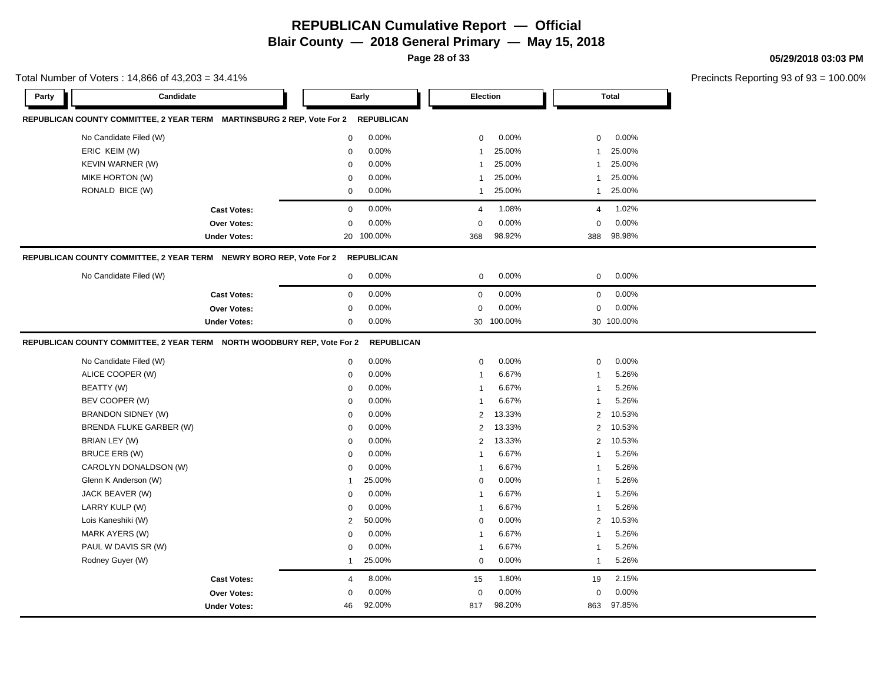# REPUBLICAN Cumulative Report — Official

**Blair County — 2018 General Primary — May 15, 2018**

Total Number of Voters : 14,866 of 43,203 = 34.41%

Precincts Reporting 93 of 93 = 100.00%

05/29/2018 03:03 PM

**REPUBLICAN COUNTY COMMITTEE, 2 YEAR TERM MARTINSBURG 2 REP, Vote For 2 REPUBLICAN**

| Party | Candidate | Early | | Election | | Total | |
|---|---|---|---|---|---|---|---|
| | No Candidate Filed (W) | 0 | 0.00% | 0 | 0.00% | 0 | 0.00% |
| | ERIC KEIM (W) | 0 | 0.00% | 1 | 25.00% | 1 | 25.00% |
| | KEVIN WARNER (W) | 0 | 0.00% | 1 | 25.00% | 1 | 25.00% |
| | MIKE HORTON (W) | 0 | 0.00% | 1 | 25.00% | 1 | 25.00% |
| | RONALD BICE (W) | 0 | 0.00% | 1 | 25.00% | 1 | 25.00% |
| | **Cast Votes:** | 0 | 0.00% | 4 | 1.08% | 4 | 1.02% |
| | **Over Votes:** | 0 | 0.00% | 0 | 0.00% | 0 | 0.00% |
| | **Under Votes:** | 20 | 100.00% | 368 | 98.92% | 388 | 98.98% |

**REPUBLICAN COUNTY COMMITTEE, 2 YEAR TERM NEWRY BORO REP, Vote For 2 REPUBLICAN**

| Party | Candidate | Early | | Election | | Total | |
|---|---|---|---|---|---|---|---|
| | No Candidate Filed (W) | 0 | 0.00% | 0 | 0.00% | 0 | 0.00% |
| | **Cast Votes:** | 0 | 0.00% | 0 | 0.00% | 0 | 0.00% |
| | **Over Votes:** | 0 | 0.00% | 0 | 0.00% | 0 | 0.00% |
| | **Under Votes:** | 0 | 0.00% | 30 | 100.00% | 30 | 100.00% |

**REPUBLICAN COUNTY COMMITTEE, 2 YEAR TERM NORTH WOODBURY REP, Vote For 2 REPUBLICAN**

| Party | Candidate | Early | | Election | | Total | |
|---|---|---|---|---|---|---|---|
| | No Candidate Filed (W) | 0 | 0.00% | 0 | 0.00% | 0 | 0.00% |
| | ALICE COOPER (W) | 0 | 0.00% | 1 | 6.67% | 1 | 5.26% |
| | BEATTY (W) | 0 | 0.00% | 1 | 6.67% | 1 | 5.26% |
| | BEV COOPER (W) | 0 | 0.00% | 1 | 6.67% | 1 | 5.26% |
| | BRANDON SIDNEY (W) | 0 | 0.00% | 2 | 13.33% | 2 | 10.53% |
| | BRENDA FLUKE GARBER (W) | 0 | 0.00% | 2 | 13.33% | 2 | 10.53% |
| | BRIAN LEY (W) | 0 | 0.00% | 2 | 13.33% | 2 | 10.53% |
| | BRUCE ERB (W) | 0 | 0.00% | 1 | 6.67% | 1 | 5.26% |
| | CAROLYN DONALDSON (W) | 0 | 0.00% | 1 | 6.67% | 1 | 5.26% |
| | Glenn K Anderson (W) | 1 | 25.00% | 0 | 0.00% | 1 | 5.26% |
| | JACK BEAVER (W) | 0 | 0.00% | 1 | 6.67% | 1 | 5.26% |
| | LARRY KULP (W) | 0 | 0.00% | 1 | 6.67% | 1 | 5.26% |
| | Lois Kaneshiki (W) | 2 | 50.00% | 0 | 0.00% | 2 | 10.53% |
| | MARK AYERS (W) | 0 | 0.00% | 1 | 6.67% | 1 | 5.26% |
| | PAUL W DAVIS SR (W) | 0 | 0.00% | 1 | 6.67% | 1 | 5.26% |
| | Rodney Guyer (W) | 1 | 25.00% | 0 | 0.00% | 1 | 5.26% |
| | **Cast Votes:** | 4 | 8.00% | 15 | 1.80% | 19 | 2.15% |
| | **Over Votes:** | 0 | 0.00% | 0 | 0.00% | 0 | 0.00% |
| | **Under Votes:** | 46 | 92.00% | 817 | 98.20% | 863 | 97.85% |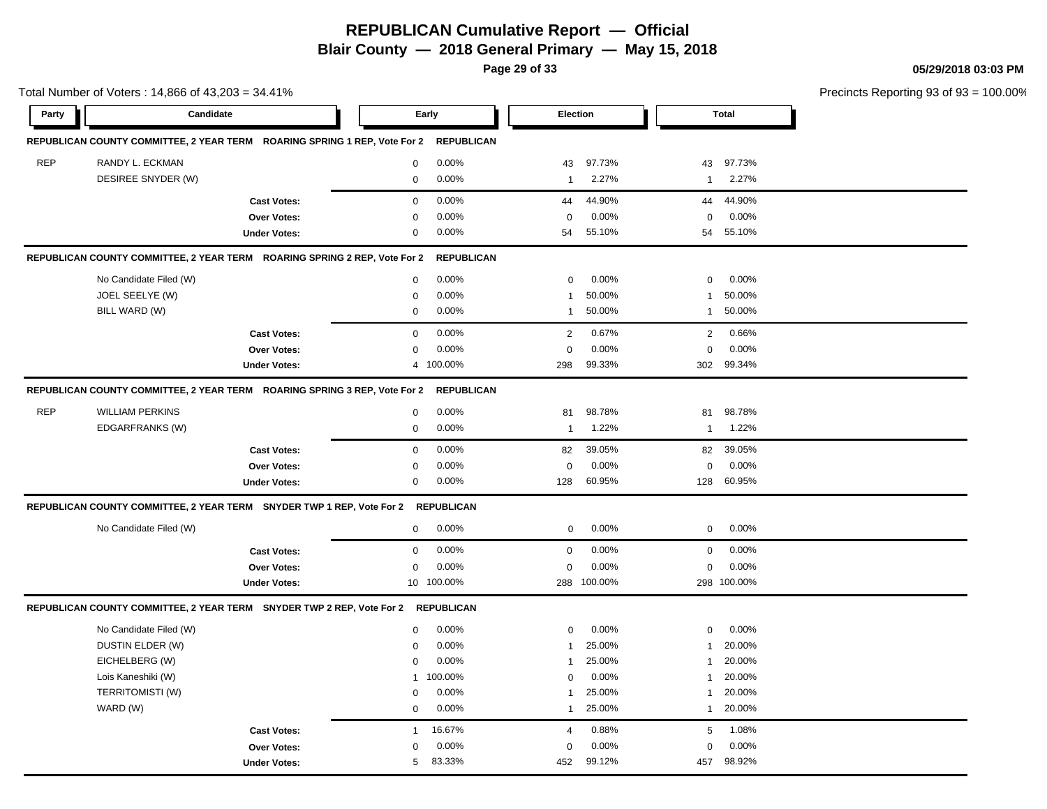# REPUBLICAN Cumulative Report — Official

## Blair County — 2018 General Primary — May 15, 2018

05/29/2018 03:03 PM

Total Number of Voters : 14,866 of 43,203 = 34.41%

Precincts Reporting 93 of 93 = 100.00%

| Party | Candidate | Early | | Election | | Total | |
|---|---|---|---|---|---|---|---|
| **REPUBLICAN COUNTY COMMITTEE, 2 YEAR TERM ROARING SPRING 1 REP, Vote For 2 REPUBLICAN** | | | | | | | |
| REP | RANDY L. ECKMAN | 0 | 0.00% | 43 | 97.73% | 43 | 97.73% |
| | DESIREE SNYDER (W) | 0 | 0.00% | 1 | 2.27% | 1 | 2.27% |
| | **Cast Votes:** | 0 | 0.00% | 44 | 44.90% | 44 | 44.90% |
| | **Over Votes:** | 0 | 0.00% | 0 | 0.00% | 0 | 0.00% |
| | **Under Votes:** | 0 | 0.00% | 54 | 55.10% | 54 | 55.10% |
| **REPUBLICAN COUNTY COMMITTEE, 2 YEAR TERM ROARING SPRING 2 REP, Vote For 2 REPUBLICAN** | | | | | | | |
| | No Candidate Filed (W) | 0 | 0.00% | 0 | 0.00% | 0 | 0.00% |
| | JOEL SEELYE (W) | 0 | 0.00% | 1 | 50.00% | 1 | 50.00% |
| | BILL WARD (W) | 0 | 0.00% | 1 | 50.00% | 1 | 50.00% |
| | **Cast Votes:** | 0 | 0.00% | 2 | 0.67% | 2 | 0.66% |
| | **Over Votes:** | 0 | 0.00% | 0 | 0.00% | 0 | 0.00% |
| | **Under Votes:** | 4 | 100.00% | 298 | 99.33% | 302 | 99.34% |
| **REPUBLICAN COUNTY COMMITTEE, 2 YEAR TERM ROARING SPRING 3 REP, Vote For 2 REPUBLICAN** | | | | | | | |
| REP | WILLIAM PERKINS | 0 | 0.00% | 81 | 98.78% | 81 | 98.78% |
| | EDGARFRANKS (W) | 0 | 0.00% | 1 | 1.22% | 1 | 1.22% |
| | **Cast Votes:** | 0 | 0.00% | 82 | 39.05% | 82 | 39.05% |
| | **Over Votes:** | 0 | 0.00% | 0 | 0.00% | 0 | 0.00% |
| | **Under Votes:** | 0 | 0.00% | 128 | 60.95% | 128 | 60.95% |
| **REPUBLICAN COUNTY COMMITTEE, 2 YEAR TERM SNYDER TWP 1 REP, Vote For 2 REPUBLICAN** | | | | | | | |
| | No Candidate Filed (W) | 0 | 0.00% | 0 | 0.00% | 0 | 0.00% |
| | **Cast Votes:** | 0 | 0.00% | 0 | 0.00% | 0 | 0.00% |
| | **Over Votes:** | 0 | 0.00% | 0 | 0.00% | 0 | 0.00% |
| | **Under Votes:** | 10 | 100.00% | 288 | 100.00% | 298 | 100.00% |
| **REPUBLICAN COUNTY COMMITTEE, 2 YEAR TERM SNYDER TWP 2 REP, Vote For 2 REPUBLICAN** | | | | | | | |
| | No Candidate Filed (W) | 0 | 0.00% | 0 | 0.00% | 0 | 0.00% |
| | DUSTIN ELDER (W) | 0 | 0.00% | 1 | 25.00% | 1 | 20.00% |
| | EICHELBERG (W) | 0 | 0.00% | 1 | 25.00% | 1 | 20.00% |
| | Lois Kaneshiki (W) | 1 | 100.00% | 0 | 0.00% | 1 | 20.00% |
| | TERRITOMISTI (W) | 0 | 0.00% | 1 | 25.00% | 1 | 20.00% |
| | WARD (W) | 0 | 0.00% | 1 | 25.00% | 1 | 20.00% |
| | **Cast Votes:** | 1 | 16.67% | 4 | 0.88% | 5 | 1.08% |
| | **Over Votes:** | 0 | 0.00% | 0 | 0.00% | 0 | 0.00% |
| | **Under Votes:** | 5 | 83.33% | 452 | 99.12% | 457 | 98.92% |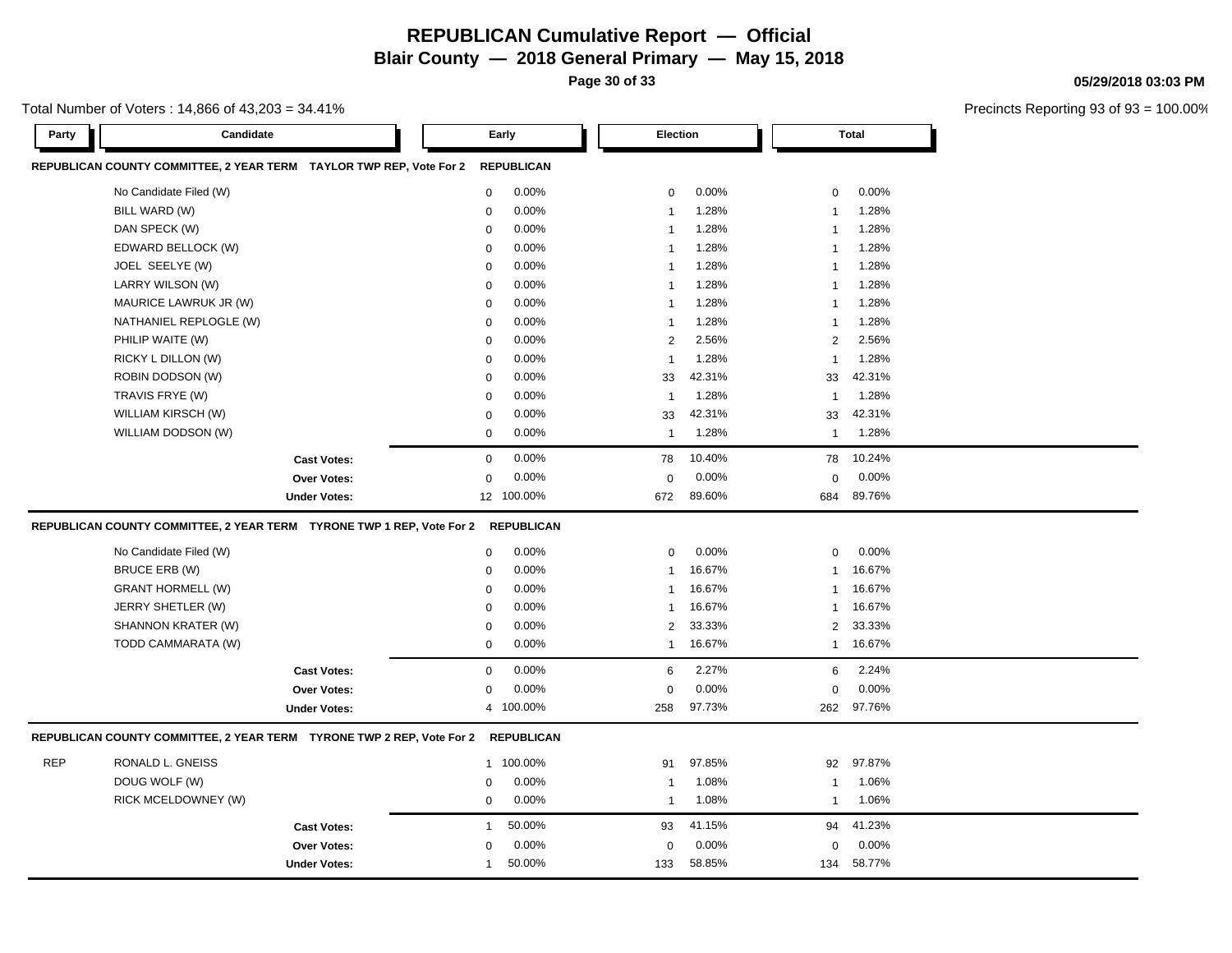# REPUBLICAN Cumulative Report — Official

**Blair County — 2018 General Primary — May 15, 2018**

05/29/2018 03:03 PM

Total Number of Voters : 14,866 of 43,203 = 34.41%

Precincts Reporting 93 of 93 = 100.00%

| Party | Candidate | Early | | Election | | Total | |
|---|---|---|---|---|---|---|---|
| **REPUBLICAN COUNTY COMMITTEE, 2 YEAR TERM TAYLOR TWP REP, Vote For 2** | | **REPUBLICAN** | | | | | |
| | No Candidate Filed (W) | 0 | 0.00% | 0 | 0.00% | 0 | 0.00% |
| | BILL WARD (W) | 0 | 0.00% | 1 | 1.28% | 1 | 1.28% |
| | DAN SPECK (W) | 0 | 0.00% | 1 | 1.28% | 1 | 1.28% |
| | EDWARD BELLOCK (W) | 0 | 0.00% | 1 | 1.28% | 1 | 1.28% |
| | JOEL SEELYE (W) | 0 | 0.00% | 1 | 1.28% | 1 | 1.28% |
| | LARRY WILSON (W) | 0 | 0.00% | 1 | 1.28% | 1 | 1.28% |
| | MAURICE LAWRUK JR (W) | 0 | 0.00% | 1 | 1.28% | 1 | 1.28% |
| | NATHANIEL REPLOGLE (W) | 0 | 0.00% | 1 | 1.28% | 1 | 1.28% |
| | PHILIP WAITE (W) | 0 | 0.00% | 2 | 2.56% | 2 | 2.56% |
| | RICKY L DILLON (W) | 0 | 0.00% | 1 | 1.28% | 1 | 1.28% |
| | ROBIN DODSON (W) | 0 | 0.00% | 33 | 42.31% | 33 | 42.31% |
| | TRAVIS FRYE (W) | 0 | 0.00% | 1 | 1.28% | 1 | 1.28% |
| | WILLIAM KIRSCH (W) | 0 | 0.00% | 33 | 42.31% | 33 | 42.31% |
| | WILLIAM DODSON (W) | 0 | 0.00% | 1 | 1.28% | 1 | 1.28% |
| | **Cast Votes:** | 0 | 0.00% | 78 | 10.40% | 78 | 10.24% |
| | **Over Votes:** | 0 | 0.00% | 0 | 0.00% | 0 | 0.00% |
| | **Under Votes:** | 12 | 100.00% | 672 | 89.60% | 684 | 89.76% |
| **REPUBLICAN COUNTY COMMITTEE, 2 YEAR TERM TYRONE TWP 1 REP, Vote For 2** | | **REPUBLICAN** | | | | | |
| | No Candidate Filed (W) | 0 | 0.00% | 0 | 0.00% | 0 | 0.00% |
| | BRUCE ERB (W) | 0 | 0.00% | 1 | 16.67% | 1 | 16.67% |
| | GRANT HORMELL (W) | 0 | 0.00% | 1 | 16.67% | 1 | 16.67% |
| | JERRY SHETLER (W) | 0 | 0.00% | 1 | 16.67% | 1 | 16.67% |
| | SHANNON KRATER (W) | 0 | 0.00% | 2 | 33.33% | 2 | 33.33% |
| | TODD CAMMARATA (W) | 0 | 0.00% | 1 | 16.67% | 1 | 16.67% |
| | **Cast Votes:** | 0 | 0.00% | 6 | 2.27% | 6 | 2.24% |
| | **Over Votes:** | 0 | 0.00% | 0 | 0.00% | 0 | 0.00% |
| | **Under Votes:** | 4 | 100.00% | 258 | 97.73% | 262 | 97.76% |
| **REPUBLICAN COUNTY COMMITTEE, 2 YEAR TERM TYRONE TWP 2 REP, Vote For 2** | | **REPUBLICAN** | | | | | |
| REP | RONALD L. GNEISS | 1 | 100.00% | 91 | 97.85% | 92 | 97.87% |
| | DOUG WOLF (W) | 0 | 0.00% | 1 | 1.08% | 1 | 1.06% |
| | RICK MCELDOWNEY (W) | 0 | 0.00% | 1 | 1.08% | 1 | 1.06% |
| | **Cast Votes:** | 1 | 50.00% | 93 | 41.15% | 94 | 41.23% |
| | **Over Votes:** | 0 | 0.00% | 0 | 0.00% | 0 | 0.00% |
| | **Under Votes:** | 1 | 50.00% | 133 | 58.85% | 134 | 58.77% |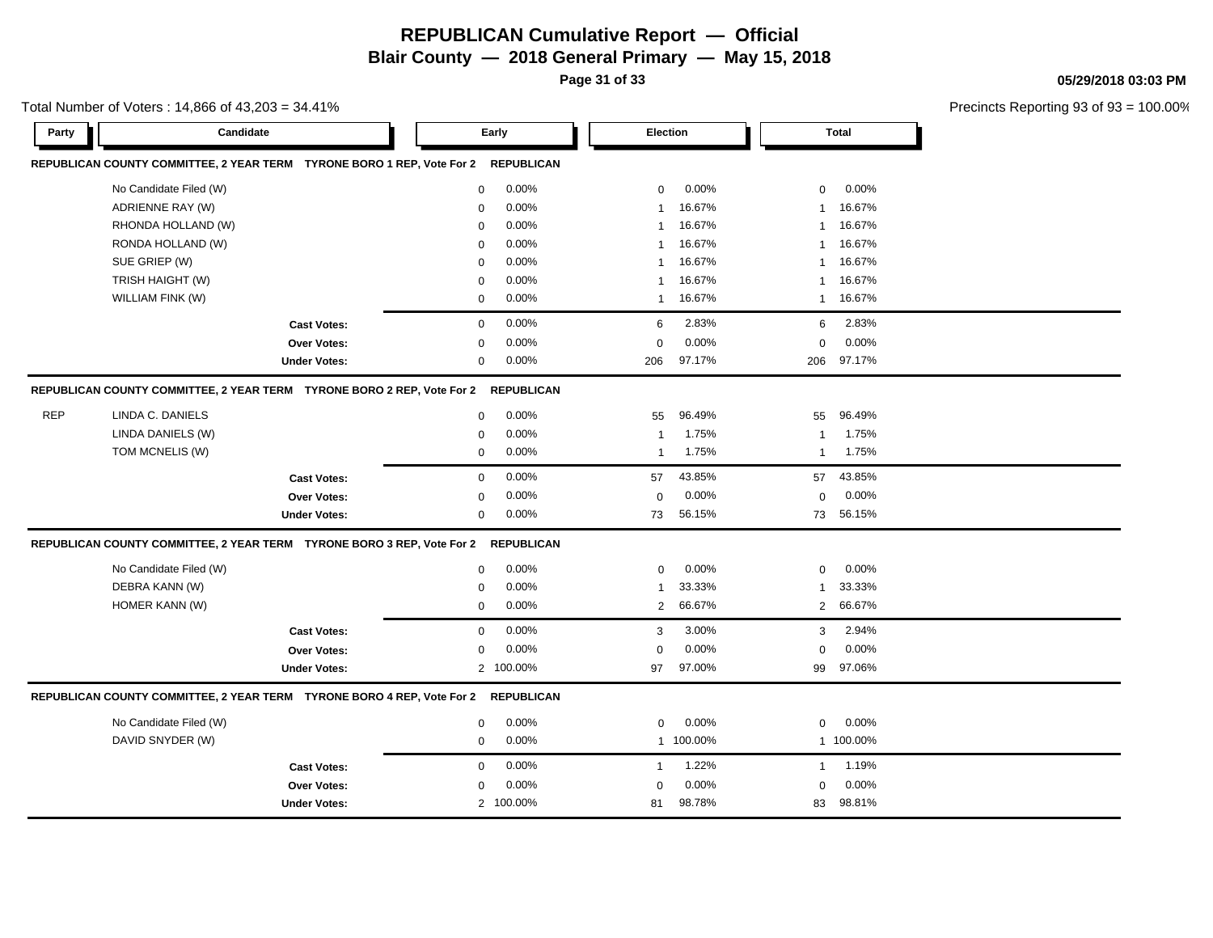# REPUBLICAN Cumulative Report — Official

## Blair County — 2018 General Primary — May 15, 2018

05/29/2018 03:03 PM

Total Number of Voters : 14,866 of 43,203 = 34.41%

Precincts Reporting 93 of 93 = 100.00%

| Party | Candidate | Early | | Election | | Total | |
|---|---|---|---|---|---|---|---|
| **REPUBLICAN COUNTY COMMITTEE, 2 YEAR TERM TYRONE BORO 1 REP, Vote For 2 REPUBLICAN** | | | | | | | |
| | No Candidate Filed (W) | 0 | 0.00% | 0 | 0.00% | 0 | 0.00% |
| | ADRIENNE RAY (W) | 0 | 0.00% | 1 | 16.67% | 1 | 16.67% |
| | RHONDA HOLLAND (W) | 0 | 0.00% | 1 | 16.67% | 1 | 16.67% |
| | RONDA HOLLAND (W) | 0 | 0.00% | 1 | 16.67% | 1 | 16.67% |
| | SUE GRIEP (W) | 0 | 0.00% | 1 | 16.67% | 1 | 16.67% |
| | TRISH HAIGHT (W) | 0 | 0.00% | 1 | 16.67% | 1 | 16.67% |
| | WILLIAM FINK (W) | 0 | 0.00% | 1 | 16.67% | 1 | 16.67% |
| | **Cast Votes:** | 0 | 0.00% | 6 | 2.83% | 6 | 2.83% |
| | **Over Votes:** | 0 | 0.00% | 0 | 0.00% | 0 | 0.00% |
| | **Under Votes:** | 0 | 0.00% | 206 | 97.17% | 206 | 97.17% |
| **REPUBLICAN COUNTY COMMITTEE, 2 YEAR TERM TYRONE BORO 2 REP, Vote For 2 REPUBLICAN** | | | | | | | |
| REP | LINDA C. DANIELS | 0 | 0.00% | 55 | 96.49% | 55 | 96.49% |
| | LINDA DANIELS (W) | 0 | 0.00% | 1 | 1.75% | 1 | 1.75% |
| | TOM MCNELIS (W) | 0 | 0.00% | 1 | 1.75% | 1 | 1.75% |
| | **Cast Votes:** | 0 | 0.00% | 57 | 43.85% | 57 | 43.85% |
| | **Over Votes:** | 0 | 0.00% | 0 | 0.00% | 0 | 0.00% |
| | **Under Votes:** | 0 | 0.00% | 73 | 56.15% | 73 | 56.15% |
| **REPUBLICAN COUNTY COMMITTEE, 2 YEAR TERM TYRONE BORO 3 REP, Vote For 2 REPUBLICAN** | | | | | | | |
| | No Candidate Filed (W) | 0 | 0.00% | 0 | 0.00% | 0 | 0.00% |
| | DEBRA KANN (W) | 0 | 0.00% | 1 | 33.33% | 1 | 33.33% |
| | HOMER KANN (W) | 0 | 0.00% | 2 | 66.67% | 2 | 66.67% |
| | **Cast Votes:** | 0 | 0.00% | 3 | 3.00% | 3 | 2.94% |
| | **Over Votes:** | 0 | 0.00% | 0 | 0.00% | 0 | 0.00% |
| | **Under Votes:** | 2 | 100.00% | 97 | 97.00% | 99 | 97.06% |
| **REPUBLICAN COUNTY COMMITTEE, 2 YEAR TERM TYRONE BORO 4 REP, Vote For 2 REPUBLICAN** | | | | | | | |
| | No Candidate Filed (W) | 0 | 0.00% | 0 | 0.00% | 0 | 0.00% |
| | DAVID SNYDER (W) | 0 | 0.00% | 1 | 100.00% | 1 | 100.00% |
| | **Cast Votes:** | 0 | 0.00% | 1 | 1.22% | 1 | 1.19% |
| | **Over Votes:** | 0 | 0.00% | 0 | 0.00% | 0 | 0.00% |
| | **Under Votes:** | 2 | 100.00% | 81 | 98.78% | 83 | 98.81% |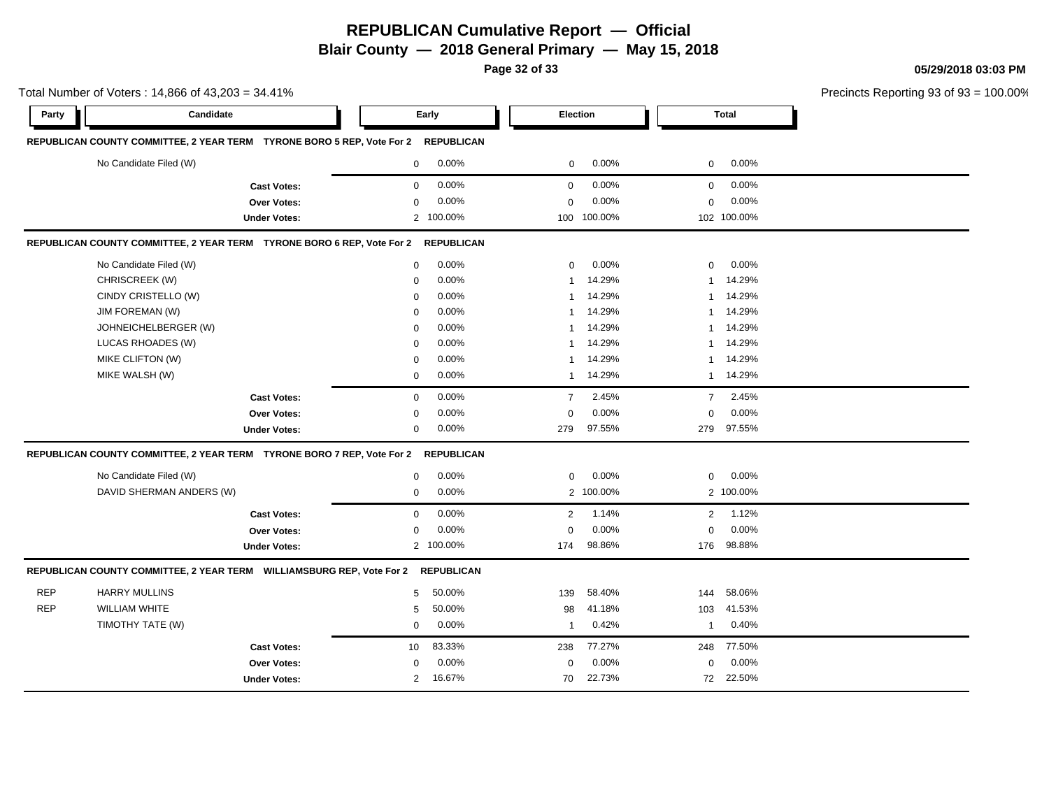# REPUBLICAN Cumulative Report — Official

## Blair County — 2018 General Primary — May 15, 2018

05/29/2018 03:03 PM

Total Number of Voters : 14,866 of 43,203 = 34.41%

Precincts Reporting 93 of 93 = 100.00%

| Party | Candidate | Early | | Election | | Total | |
|---|---|---|---|---|---|---|---|
| **REPUBLICAN COUNTY COMMITTEE, 2 YEAR TERM TYRONE BORO 5 REP, Vote For 2** | **REPUBLICAN** | | | | | | |
| | No Candidate Filed (W) | 0 | 0.00% | 0 | 0.00% | 0 | 0.00% |
| | **Cast Votes:** | 0 | 0.00% | 0 | 0.00% | 0 | 0.00% |
| | **Over Votes:** | 0 | 0.00% | 0 | 0.00% | 0 | 0.00% |
| | **Under Votes:** | 2 | 100.00% | 100 | 100.00% | 102 | 100.00% |
| **REPUBLICAN COUNTY COMMITTEE, 2 YEAR TERM TYRONE BORO 6 REP, Vote For 2** | **REPUBLICAN** | | | | | | |
| | No Candidate Filed (W) | 0 | 0.00% | 0 | 0.00% | 0 | 0.00% |
| | CHRISCREEK (W) | 0 | 0.00% | 1 | 14.29% | 1 | 14.29% |
| | CINDY CRISTELLO (W) | 0 | 0.00% | 1 | 14.29% | 1 | 14.29% |
| | JIM FOREMAN (W) | 0 | 0.00% | 1 | 14.29% | 1 | 14.29% |
| | JOHNEICHELBERGER (W) | 0 | 0.00% | 1 | 14.29% | 1 | 14.29% |
| | LUCAS RHOADES (W) | 0 | 0.00% | 1 | 14.29% | 1 | 14.29% |
| | MIKE CLIFTON (W) | 0 | 0.00% | 1 | 14.29% | 1 | 14.29% |
| | MIKE WALSH (W) | 0 | 0.00% | 1 | 14.29% | 1 | 14.29% |
| | **Cast Votes:** | 0 | 0.00% | 7 | 2.45% | 7 | 2.45% |
| | **Over Votes:** | 0 | 0.00% | 0 | 0.00% | 0 | 0.00% |
| | **Under Votes:** | 0 | 0.00% | 279 | 97.55% | 279 | 97.55% |
| **REPUBLICAN COUNTY COMMITTEE, 2 YEAR TERM TYRONE BORO 7 REP, Vote For 2** | **REPUBLICAN** | | | | | | |
| | No Candidate Filed (W) | 0 | 0.00% | 0 | 0.00% | 0 | 0.00% |
| | DAVID SHERMAN ANDERS (W) | 0 | 0.00% | 2 | 100.00% | 2 | 100.00% |
| | **Cast Votes:** | 0 | 0.00% | 2 | 1.14% | 2 | 1.12% |
| | **Over Votes:** | 0 | 0.00% | 0 | 0.00% | 0 | 0.00% |
| | **Under Votes:** | 2 | 100.00% | 174 | 98.86% | 176 | 98.88% |
| **REPUBLICAN COUNTY COMMITTEE, 2 YEAR TERM WILLIAMSBURG REP, Vote For 2** | **REPUBLICAN** | | | | | | |
| REP | HARRY MULLINS | 5 | 50.00% | 139 | 58.40% | 144 | 58.06% |
| REP | WILLIAM WHITE | 5 | 50.00% | 98 | 41.18% | 103 | 41.53% |
| | TIMOTHY TATE (W) | 0 | 0.00% | 1 | 0.42% | 1 | 0.40% |
| | **Cast Votes:** | 10 | 83.33% | 238 | 77.27% | 248 | 77.50% |
| | **Over Votes:** | 0 | 0.00% | 0 | 0.00% | 0 | 0.00% |
| | **Under Votes:** | 2 | 16.67% | 70 | 22.73% | 72 | 22.50% |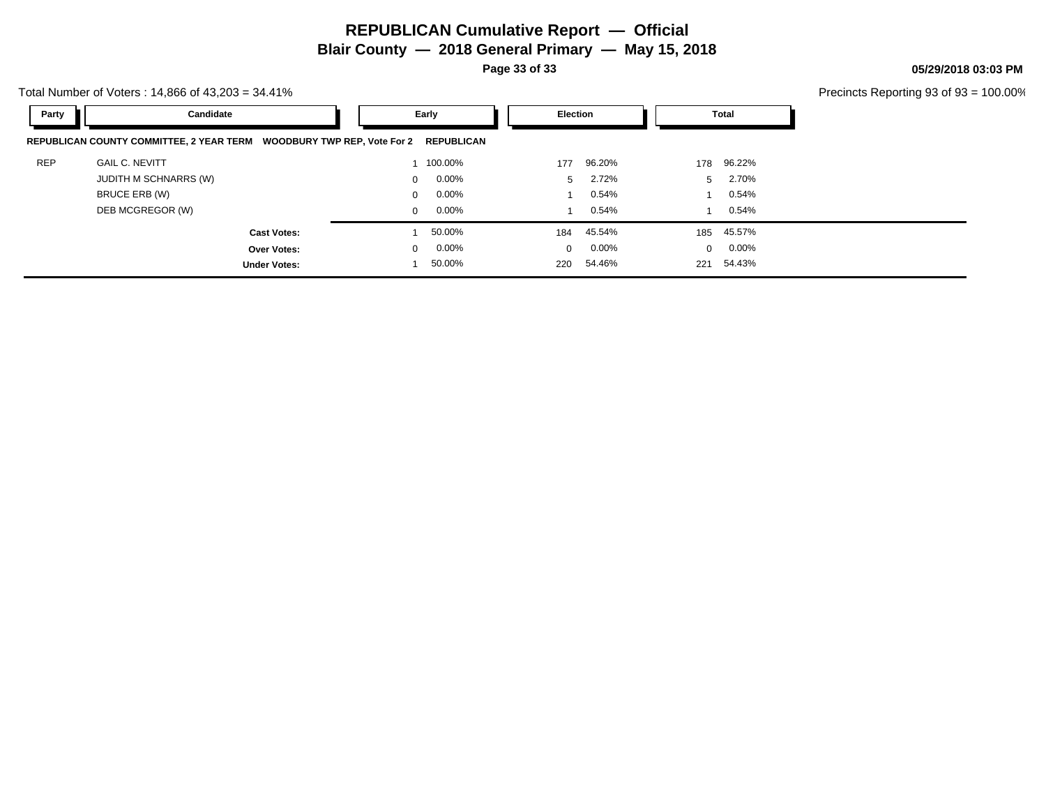# REPUBLICAN Cumulative Report — Official

## Blair County — 2018 General Primary — May 15, 2018

05/29/2018 03:03 PM

Total Number of Voters : 14,866 of 43,203 = 34.41%

Precincts Reporting 93 of 93 = 100.00%

**REPUBLICAN COUNTY COMMITTEE, 2 YEAR TERM WOODBURY TWP REP, Vote For 2 REPUBLICAN**

| Party | Candidate | Early | | Election | | Total | |
|---|---|---|---|---|---|---|---|
| REP | GAIL C. NEVITT | 1 | 100.00% | 177 | 96.20% | 178 | 96.22% |
| | JUDITH M SCHNARRS (W) | 0 | 0.00% | 5 | 2.72% | 5 | 2.70% |
| | BRUCE ERB (W) | 0 | 0.00% | 1 | 0.54% | 1 | 0.54% |
| | DEB MCGREGOR (W) | 0 | 0.00% | 1 | 0.54% | 1 | 0.54% |
| | **Cast Votes:** | 1 | 50.00% | 184 | 45.54% | 185 | 45.57% |
| | **Over Votes:** | 0 | 0.00% | 0 | 0.00% | 0 | 0.00% |
| | **Under Votes:** | 1 | 50.00% | 220 | 54.46% | 221 | 54.43% |